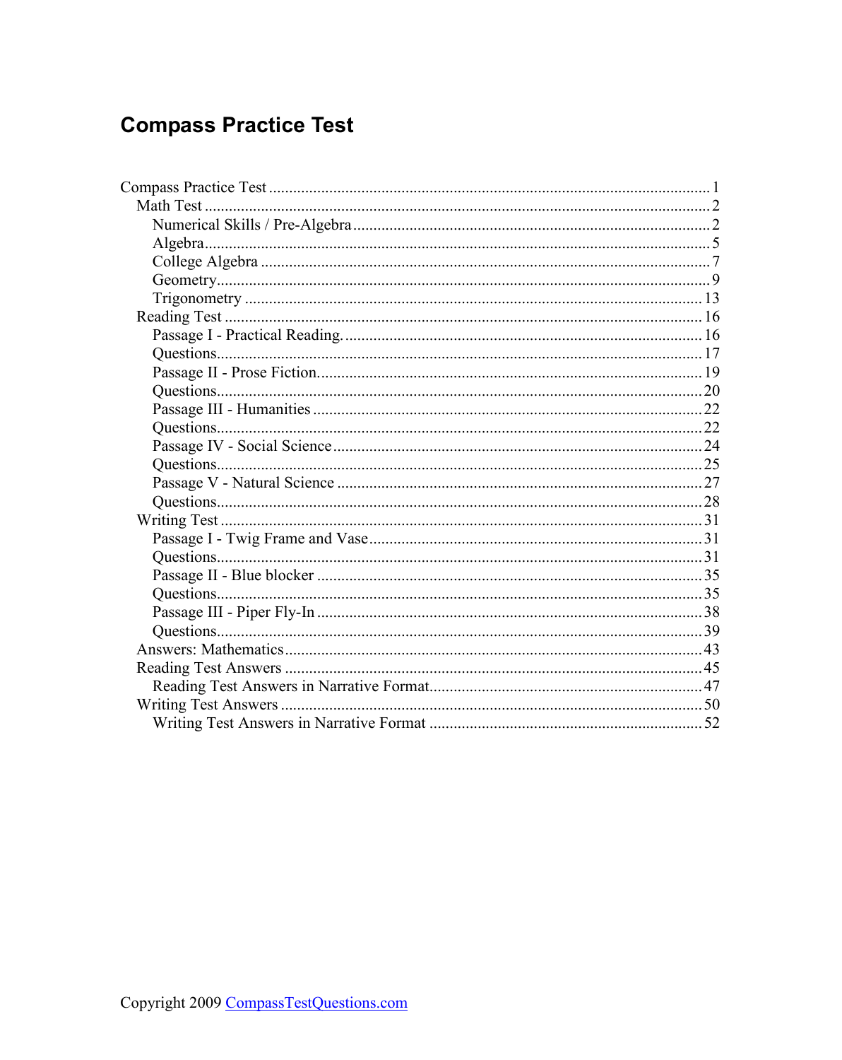# Compass Practice Test

Compass Practice Test ........................................................ 1
- Math Test ........................................................ 2
  - Numerical Skills / Pre-Algebra ........................................................ 2
  - Algebra ........................................................ 5
  - College Algebra ........................................................ 7
  - Geometry ........................................................ 9
  - Trigonometry ........................................................ 13
- Reading Test ........................................................ 16
  - Passage I - Practical Reading. ........................................................ 16
  - Questions ........................................................ 17
  - Passage II - Prose Fiction. ........................................................ 19
  - Questions ........................................................ 20
  - Passage III - Humanities ........................................................ 22
  - Questions ........................................................ 22
  - Passage IV - Social Science ........................................................ 24
  - Questions ........................................................ 25
  - Passage V - Natural Science ........................................................ 27
  - Questions ........................................................ 28
- Writing Test ........................................................ 31
  - Passage I - Twig Frame and Vase ........................................................ 31
  - Questions ........................................................ 31
  - Passage II - Blue blocker ........................................................ 35
  - Questions ........................................................ 35
  - Passage III - Piper Fly-In ........................................................ 38
  - Questions ........................................................ 39
- Answers: Mathematics ........................................................ 43
- Reading Test Answers ........................................................ 45
  - Reading Test Answers in Narrative Format ........................................................ 47
- Writing Test Answers ........................................................ 50
  - Writing Test Answers in Narrative Format ........................................................ 52

Copyright 2009 CompassTestQuestions.com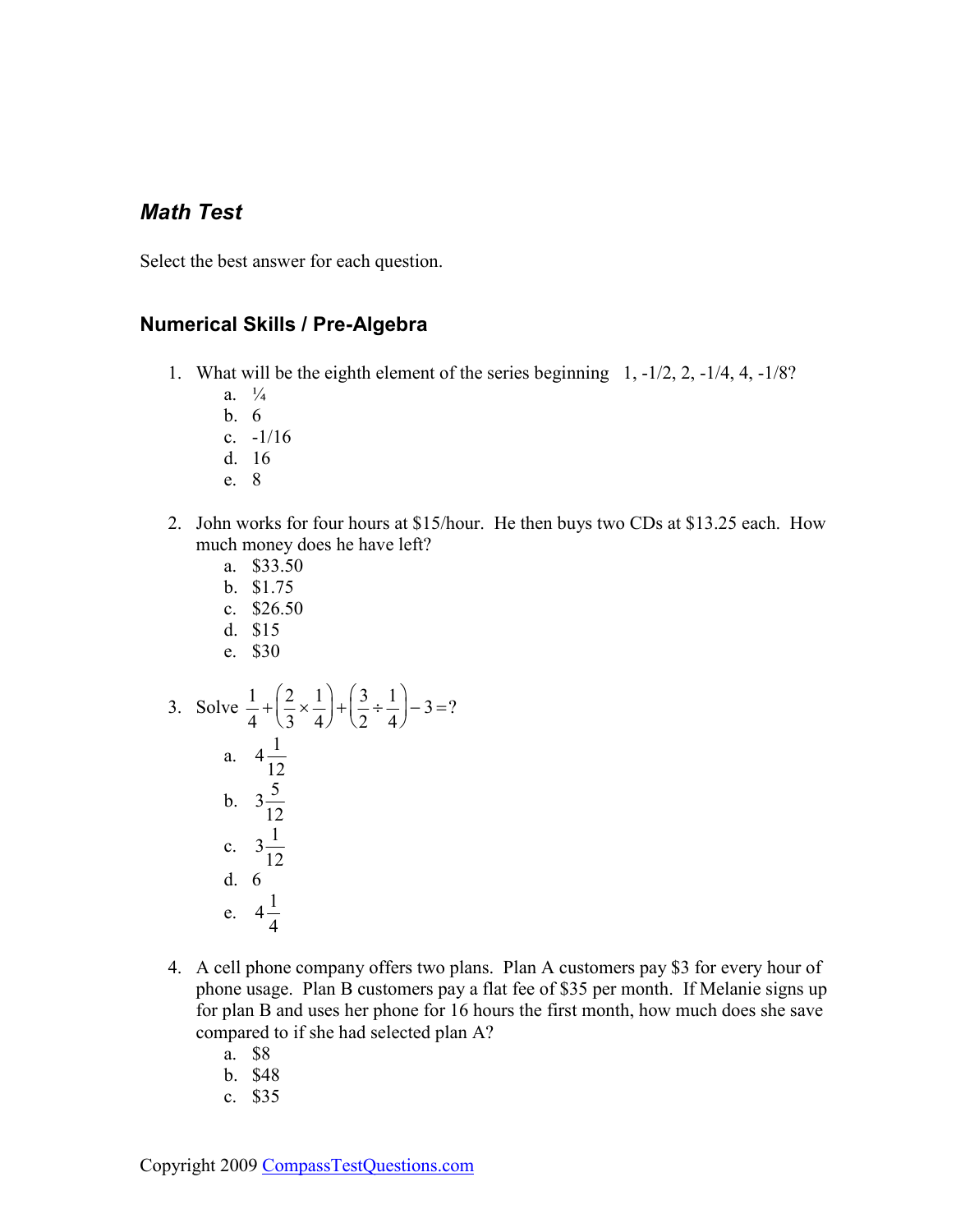### *Math Test*

Select the best answer for each question.

## Numerical Skills / Pre-Algebra

1. What will be the eighth element of the series beginning 1, -1/2, 2, -1/4, 4, -1/8?
    a. ¼
    b. 6
    c. -1/16
    d. 16
    e. 8

2. John works for four hours at $15/hour. He then buys two CDs at $13.25 each. How much money does he have left?
    a. $33.50
    b. $1.75
    c. $26.50
    d. $15
    e. $30

3. Solve $\frac{1}{4}+\left(\frac{2}{3}\times\frac{1}{4}\right)+\left(\frac{3}{2}\div\frac{1}{4}\right)-3=?$
    a. $4\frac{1}{12}$
    b. $3\frac{5}{12}$
    c. $3\frac{1}{12}$
    d. 6
    e. $4\frac{1}{4}$

4. A cell phone company offers two plans. Plan A customers pay $3 for every hour of phone usage. Plan B customers pay a flat fee of $35 per month. If Melanie signs up for plan B and uses her phone for 16 hours the first month, how much does she save compared to if she had selected plan A?
    a. $8
    b. $48
    c. $35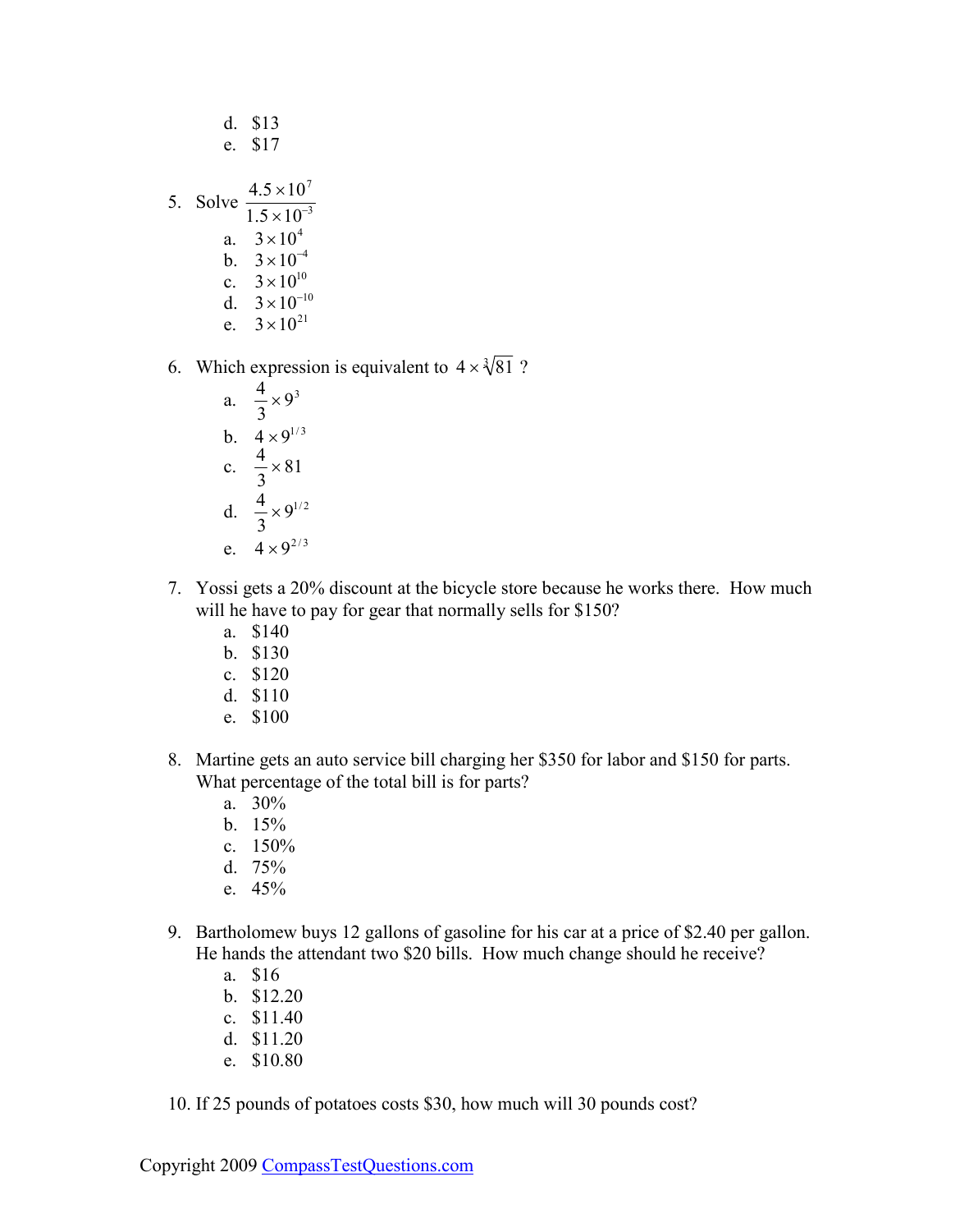d. $13
e. $17

5. Solve $\frac{4.5 \times 10^{7}}{1.5 \times 10^{-3}}$
   a. $3 \times 10^{4}$
   b. $3 \times 10^{-4}$
   c. $3 \times 10^{10}$
   d. $3 \times 10^{-10}$
   e. $3 \times 10^{21}$

6. Which expression is equivalent to $4 \times \sqrt[3]{81}$ ?
   a. $\frac{4}{3} \times 9^{3}$
   b. $4 \times 9^{1/3}$
   c. $\frac{4}{3} \times 81$
   d. $\frac{4}{3} \times 9^{1/2}$
   e. $4 \times 9^{2/3}$

7. Yossi gets a 20% discount at the bicycle store because he works there. How much will he have to pay for gear that normally sells for $150?
   a. $140
   b. $130
   c. $120
   d. $110
   e. $100

8. Martine gets an auto service bill charging her $350 for labor and $150 for parts. What percentage of the total bill is for parts?
   a. 30%
   b. 15%
   c. 150%
   d. 75%
   e. 45%

9. Bartholomew buys 12 gallons of gasoline for his car at a price of $2.40 per gallon. He hands the attendant two $20 bills. How much change should he receive?
   a. $16
   b. $12.20
   c. $11.40
   d. $11.20
   e. $10.80

10. If 25 pounds of potatoes costs $30, how much will 30 pounds cost?

Copyright 2009 CompassTestQuestions.com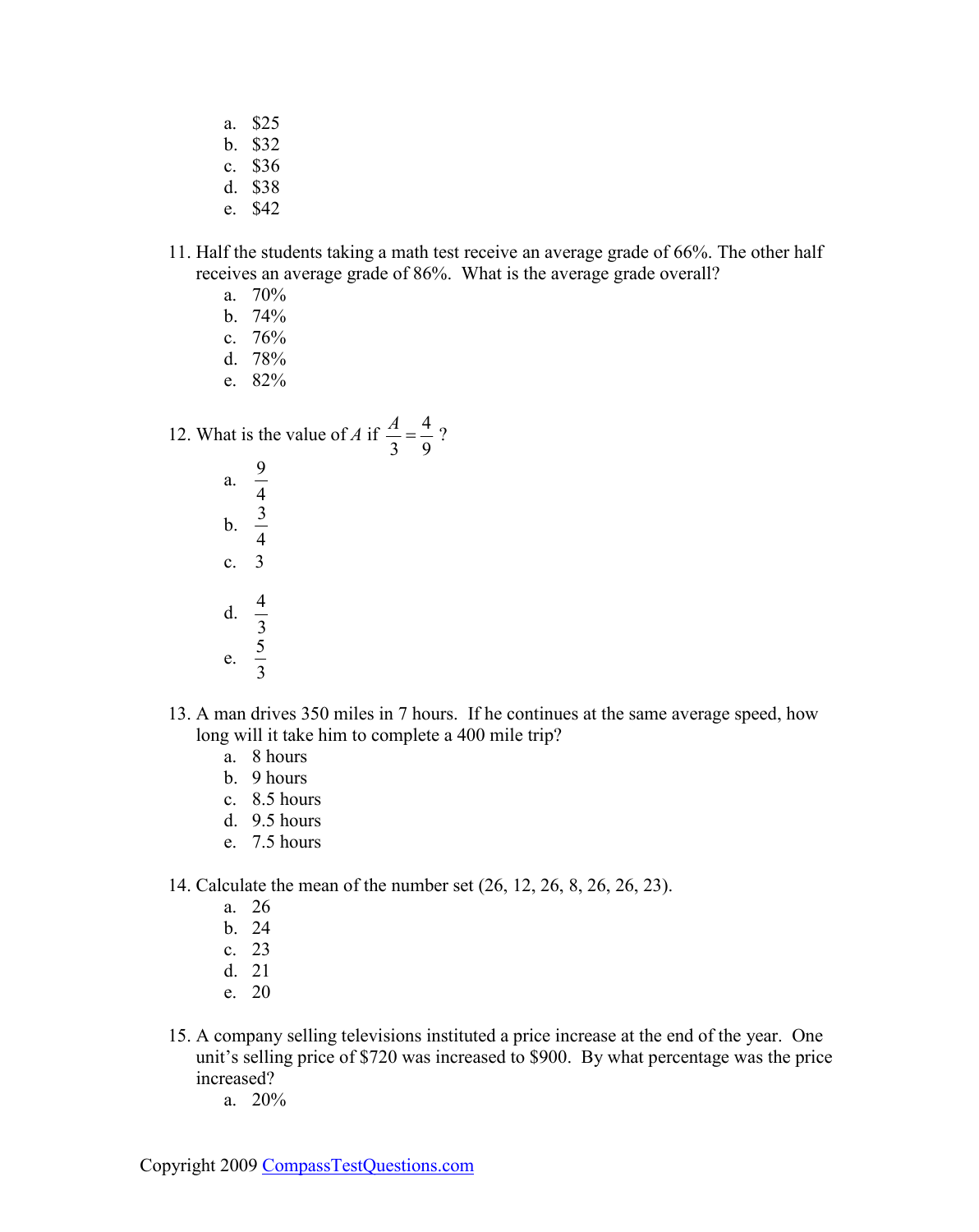a. \$25
b. \$32
c. \$36
d. \$38
e. \$42

11. Half the students taking a math test receive an average grade of 66%. The other half receives an average grade of 86%. What is the average grade overall?
    a. 70%
    b. 74%
    c. 76%
    d. 78%
    e. 82%

12. What is the value of $A$ if $\frac{A}{3} = \frac{4}{9}$?
    a. $\frac{9}{4}$
    b. $\frac{3}{4}$
    c. 3
    d. $\frac{4}{3}$
    e. $\frac{5}{3}$

13. A man drives 350 miles in 7 hours. If he continues at the same average speed, how long will it take him to complete a 400 mile trip?
    a. 8 hours
    b. 9 hours
    c. 8.5 hours
    d. 9.5 hours
    e. 7.5 hours

14. Calculate the mean of the number set (26, 12, 26, 8, 26, 26, 23).
    a. 26
    b. 24
    c. 23
    d. 21
    e. 20

15. A company selling televisions instituted a price increase at the end of the year. One unit's selling price of \$720 was increased to \$900. By what percentage was the price increased?
    a. 20%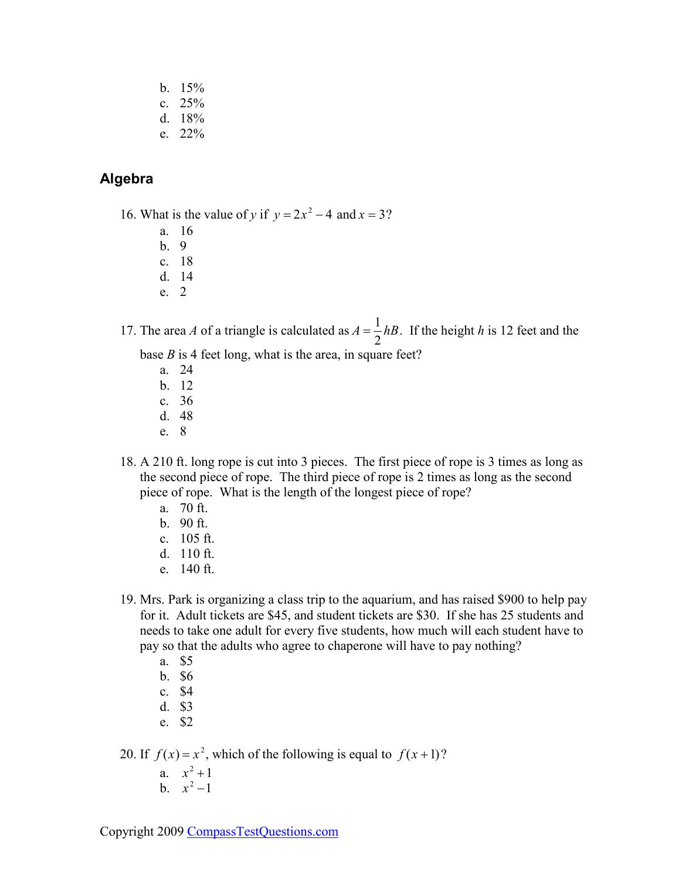b. 15%
c. 25%
d. 18%
e. 22%

## Algebra

16. What is the value of *y* if $y = 2x^2 - 4$ and $x = 3$?
    a. 16
    b. 9
    c. 18
    d. 14
    e. 2

17. The area *A* of a triangle is calculated as $A = \frac{1}{2}hB$. If the height *h* is 12 feet and the base *B* is 4 feet long, what is the area, in square feet?
    a. 24
    b. 12
    c. 36
    d. 48
    e. 8

18. A 210 ft. long rope is cut into 3 pieces. The first piece of rope is 3 times as long as the second piece of rope. The third piece of rope is 2 times as long as the second piece of rope. What is the length of the longest piece of rope?
    a. 70 ft.
    b. 90 ft.
    c. 105 ft.
    d. 110 ft.
    e. 140 ft.

19. Mrs. Park is organizing a class trip to the aquarium, and has raised $900 to help pay for it. Adult tickets are $45, and student tickets are $30. If she has 25 students and needs to take one adult for every five students, how much will each student have to pay so that the adults who agree to chaperone will have to pay nothing?
    a. $5
    b. $6
    c. $4
    d. $3
    e. $2

20. If $f(x) = x^2$, which of the following is equal to $f(x+1)$?
    a. $x^2 + 1$
    b. $x^2 - 1$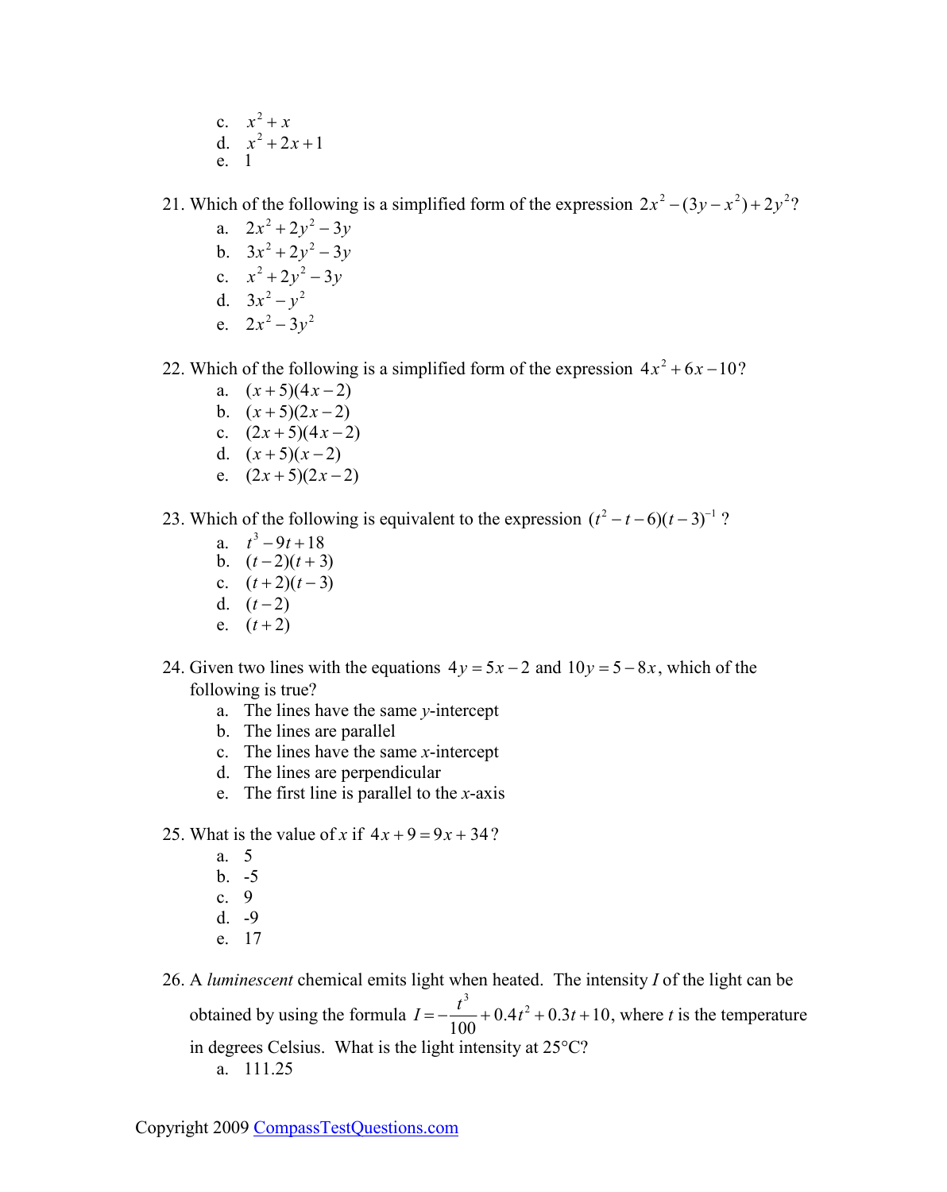c. $x^2 + x$
d. $x^2 + 2x + 1$
e. 1

21. Which of the following is a simplified form of the expression $2x^2 - (3y - x^2) + 2y^2$?
    a. $2x^2 + 2y^2 - 3y$
    b. $3x^2 + 2y^2 - 3y$
    c. $x^2 + 2y^2 - 3y$
    d. $3x^2 - y^2$
    e. $2x^2 - 3y^2$

22. Which of the following is a simplified form of the expression $4x^2 + 6x - 10$?
    a. $(x+5)(4x-2)$
    b. $(x+5)(2x-2)$
    c. $(2x+5)(4x-2)$
    d. $(x+5)(x-2)$
    e. $(2x+5)(2x-2)$

23. Which of the following is equivalent to the expression $(t^2 - t - 6)(t-3)^{-1}$ ?
    a. $t^3 - 9t + 18$
    b. $(t-2)(t+3)$
    c. $(t+2)(t-3)$
    d. $(t-2)$
    e. $(t+2)$

24. Given two lines with the equations $4y = 5x - 2$ and $10y = 5 - 8x$, which of the following is true?
    a. The lines have the same *y*-intercept
    b. The lines are parallel
    c. The lines have the same *x*-intercept
    d. The lines are perpendicular
    e. The first line is parallel to the *x*-axis

25. What is the value of *x* if $4x + 9 = 9x + 34$?
    a. 5
    b. -5
    c. 9
    d. -9
    e. 17

26. A *luminescent* chemical emits light when heated. The intensity *I* of the light can be obtained by using the formula $I = -\frac{t^3}{100} + 0.4t^2 + 0.3t + 10$, where *t* is the temperature in degrees Celsius. What is the light intensity at 25°C?
    a. 111.25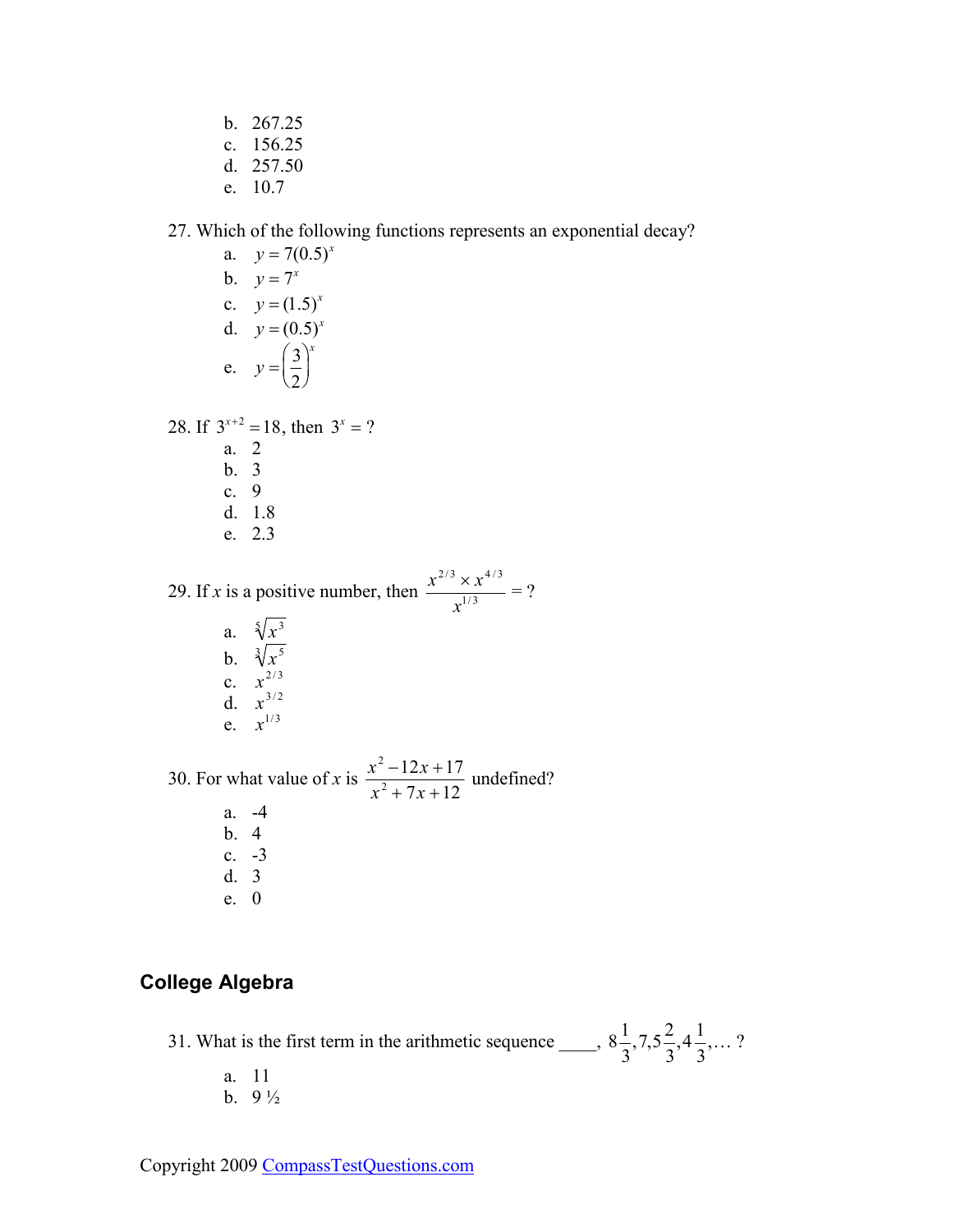b. 267.25
c. 156.25
d. 257.50
e. 10.7

27. Which of the following functions represents an exponential decay?

a. $y = 7(0.5)^x$
b. $y = 7^x$
c. $y = (1.5)^x$
d. $y = (0.5)^x$
e. $y = \left(\frac{3}{2}\right)^x$

28. If $3^{x+2} = 18$, then $3^x = ?$

a. 2
b. 3
c. 9
d. 1.8
e. 2.3

29. If $x$ is a positive number, then $\frac{x^{2/3} \times x^{4/3}}{x^{1/3}} = ?$

a. $\sqrt[5]{x^3}$
b. $\sqrt[3]{x^5}$
c. $x^{2/3}$
d. $x^{3/2}$
e. $x^{1/3}$

30. For what value of $x$ is $\frac{x^2 - 12x + 17}{x^2 + 7x + 12}$ undefined?

a. -4
b. 4
c. -3
d. 3
e. 0

## College Algebra

31. What is the first term in the arithmetic sequence ____, $8\frac{1}{3}, 7, 5\frac{2}{3}, 4\frac{1}{3}, \ldots$ ?

a. 11
b. 9 ½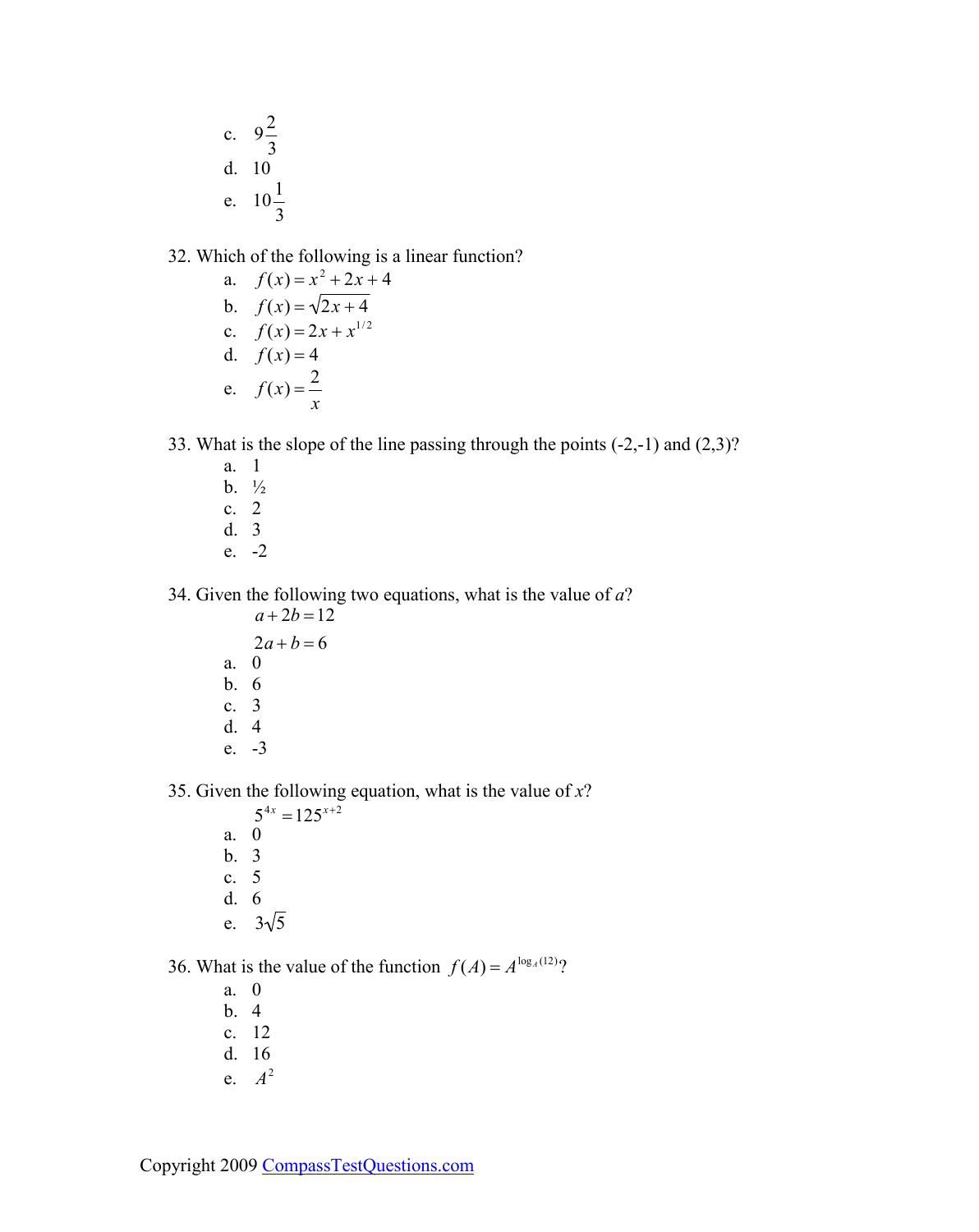c. $9\frac{2}{3}$
d. 10
e. $10\frac{1}{3}$

32. Which of the following is a linear function?
   a. $f(x) = x^2 + 2x + 4$
   b. $f(x) = \sqrt{2x+4}$
   c. $f(x) = 2x + x^{1/2}$
   d. $f(x) = 4$
   e. $f(x) = \frac{2}{x}$

33. What is the slope of the line passing through the points (-2,-1) and (2,3)?
   a. 1
   b. ½
   c. 2
   d. 3
   e. -2

34. Given the following two equations, what is the value of $a$?

$$a + 2b = 12$$
$$2a + b = 6$$

   a. 0
   b. 6
   c. 3
   d. 4
   e. -3

35. Given the following equation, what is the value of $x$?

$$5^{4x} = 125^{x+2}$$

   a. 0
   b. 3
   c. 5
   d. 6
   e. $3\sqrt{5}$

36. What is the value of the function $f(A) = A^{\log_A(12)}$?
   a. 0
   b. 4
   c. 12
   d. 16
   e. $A^2$

Copyright 2009 CompassTestQuestions.com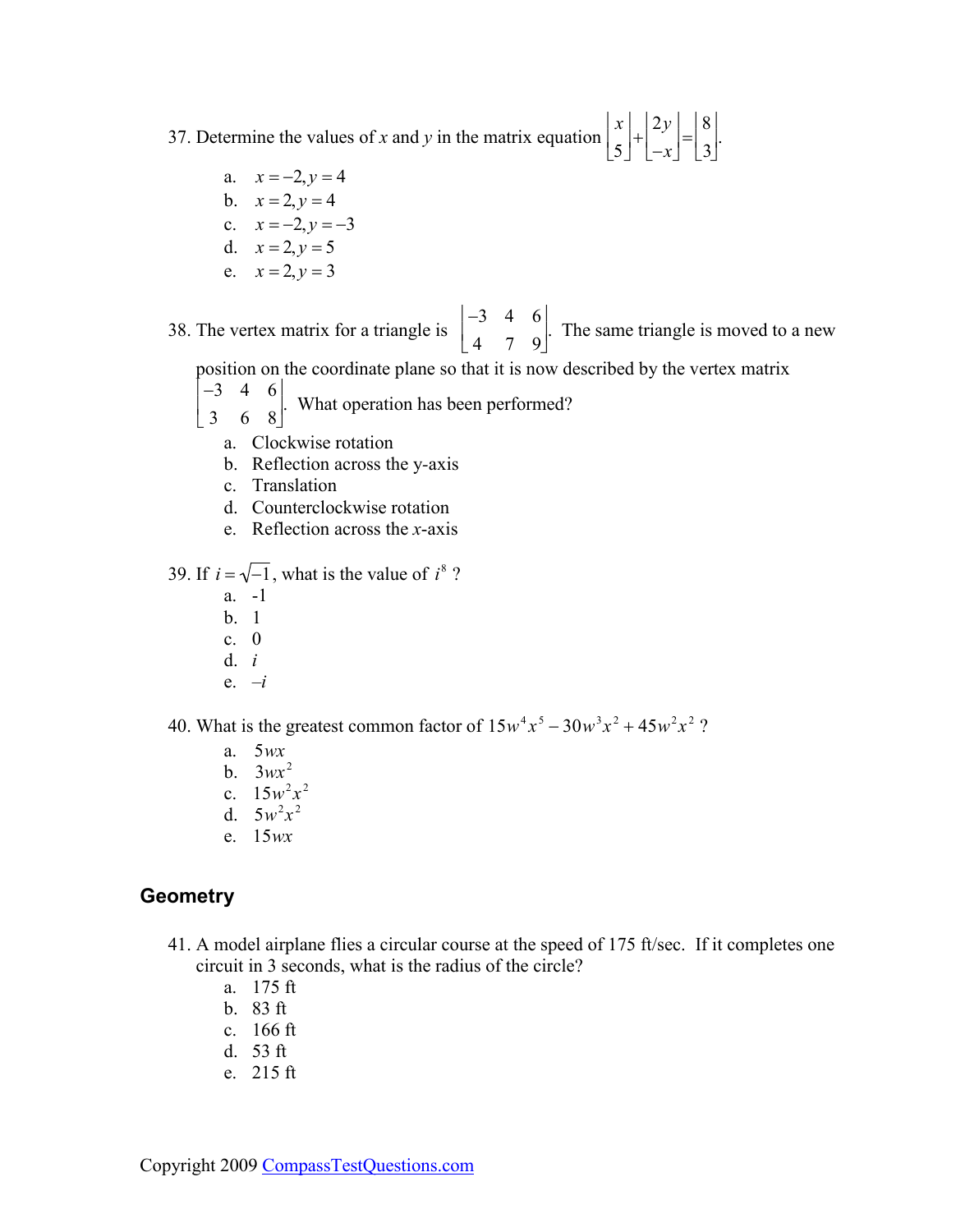37. Determine the values of *x* and *y* in the matrix equation $\begin{bmatrix} x \\ 5 \end{bmatrix} + \begin{bmatrix} 2y \\ -x \end{bmatrix} = \begin{bmatrix} 8 \\ 3 \end{bmatrix}$.

    a. $x = -2, y = 4$
    b. $x = 2, y = 4$
    c. $x = -2, y = -3$
    d. $x = 2, y = 5$
    e. $x = 2, y = 3$

38. The vertex matrix for a triangle is $\begin{bmatrix} -3 & 4 & 6 \\ 4 & 7 & 9 \end{bmatrix}$. The same triangle is moved to a new position on the coordinate plane so that it is now described by the vertex matrix $\begin{bmatrix} -3 & 4 & 6 \\ 3 & 6 & 8 \end{bmatrix}$. What operation has been performed?

    a. Clockwise rotation
    b. Reflection across the y-axis
    c. Translation
    d. Counterclockwise rotation
    e. Reflection across the *x*-axis

39. If $i = \sqrt{-1}$, what is the value of $i^8$ ?

    a. -1
    b. 1
    c. 0
    d. $i$
    e. $-i$

40. What is the greatest common factor of $15w^4x^5 - 30w^3x^2 + 45w^2x^2$ ?

    a. $5wx$
    b. $3wx^2$
    c. $15w^2x^2$
    d. $5w^2x^2$
    e. $15wx$

## Geometry

41. A model airplane flies a circular course at the speed of 175 ft/sec. If it completes one circuit in 3 seconds, what is the radius of the circle?

    a. 175 ft
    b. 83 ft
    c. 166 ft
    d. 53 ft
    e. 215 ft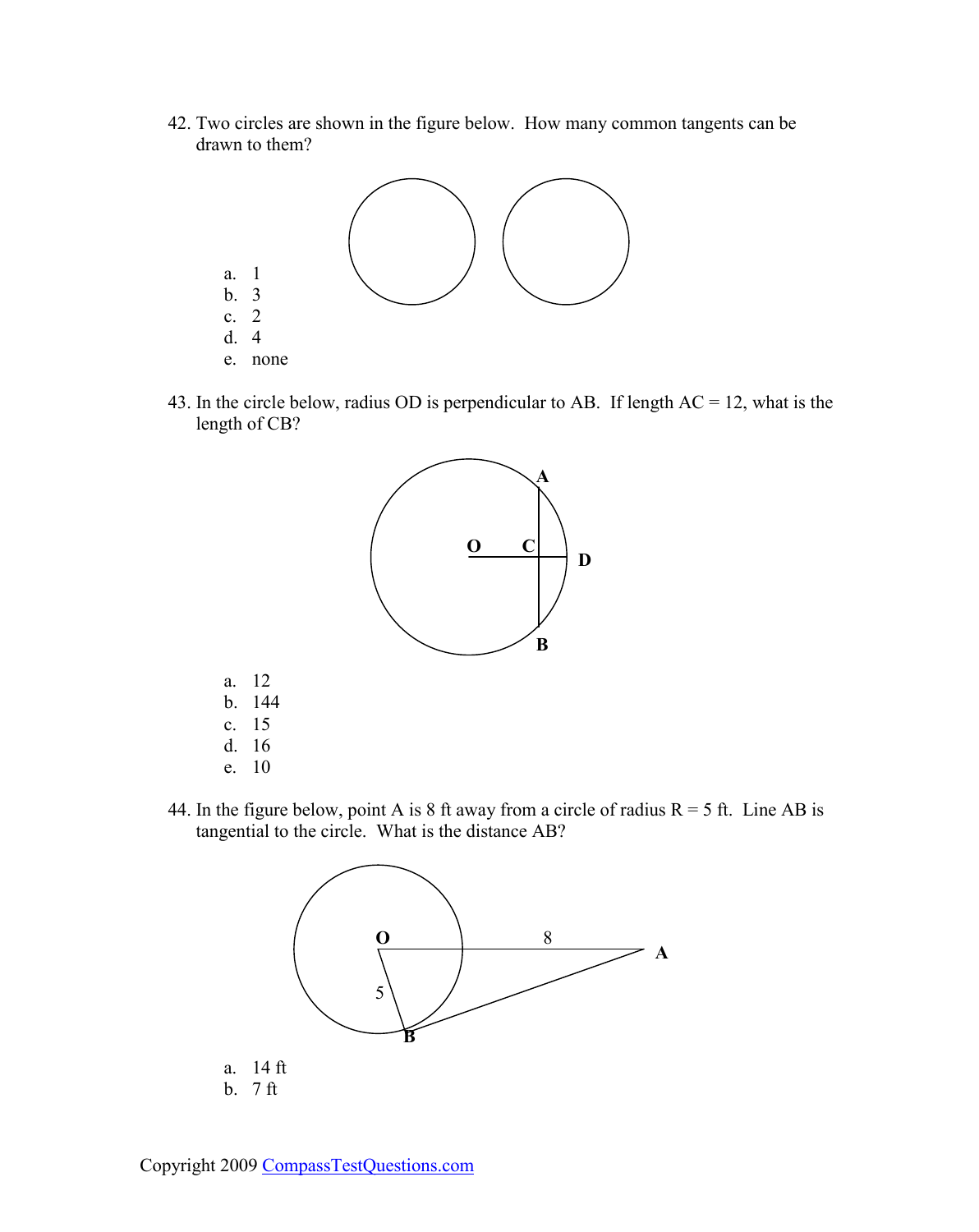42. Two circles are shown in the figure below. How many common tangents can be drawn to them?

   a. 1
   b. 3
   c. 2
   d. 4
   e. none

43. In the circle below, radius OD is perpendicular to AB. If length AC = 12, what is the length of CB?

   a. 12
   b. 144
   c. 15
   d. 16
   e. 10

44. In the figure below, point A is 8 ft away from a circle of radius R = 5 ft. Line AB is tangential to the circle. What is the distance AB?

   a. 14 ft
   b. 7 ft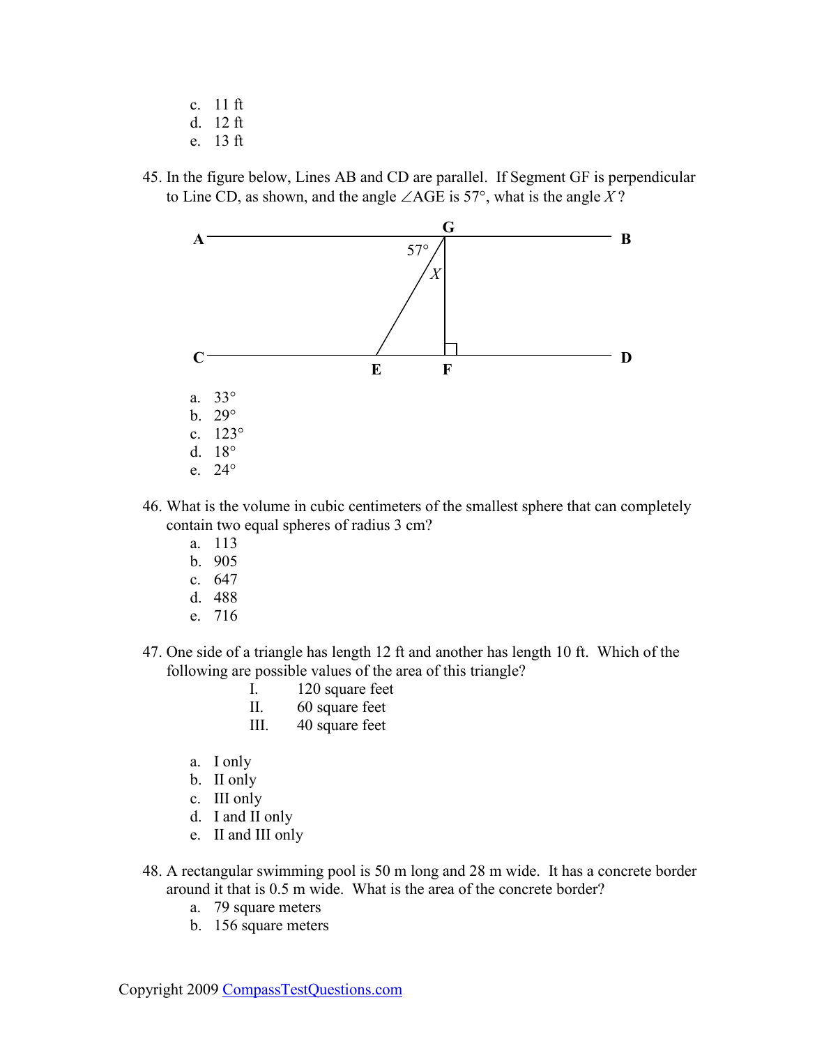c. 11 ft
d. 12 ft
e. 13 ft

45. In the figure below, Lines AB and CD are parallel. If Segment GF is perpendicular to Line CD, as shown, and the angle $\angle AGE$ is 57°, what is the angle $X$?

a. 33°
b. 29°
c. 123°
d. 18°
e. 24°

46. What is the volume in cubic centimeters of the smallest sphere that can completely contain two equal spheres of radius 3 cm?
a. 113
b. 905
c. 647
d. 488
e. 716

47. One side of a triangle has length 12 ft and another has length 10 ft. Which of the following are possible values of the area of this triangle?

I. 120 square feet
II. 60 square feet
III. 40 square feet

a. I only
b. II only
c. III only
d. I and II only
e. II and III only

48. A rectangular swimming pool is 50 m long and 28 m wide. It has a concrete border around it that is 0.5 m wide. What is the area of the concrete border?
a. 79 square meters
b. 156 square meters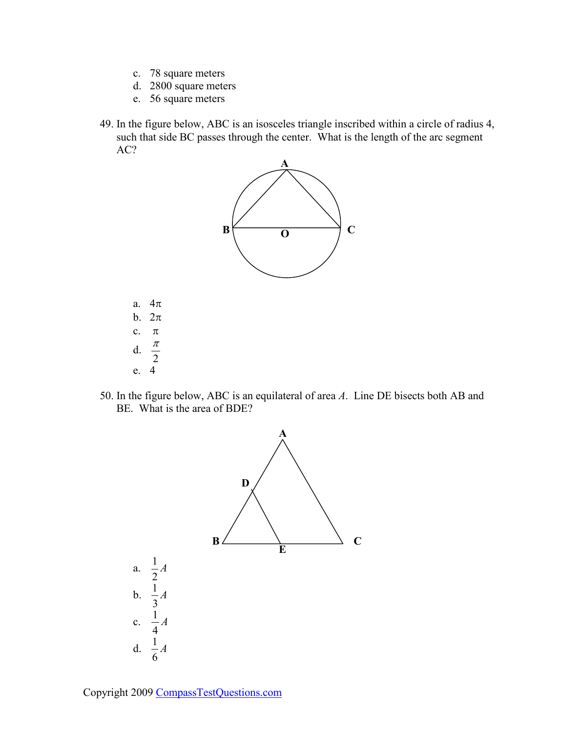c. 78 square meters
d. 2800 square meters
e. 56 square meters

49. In the figure below, ABC is an isosceles triangle inscribed within a circle of radius 4, such that side BC passes through the center. What is the length of the arc segment AC?

a. $4\pi$
b. $2\pi$
c. $\pi$
d. $\frac{\pi}{2}$
e. 4

50. In the figure below, ABC is an equilateral of area *A*. Line DE bisects both AB and BE. What is the area of BDE?

a. $\frac{1}{2}A$
b. $\frac{1}{3}A$
c. $\frac{1}{4}A$
d. $\frac{1}{6}A$

Copyright 2009 CompassTestQuestions.com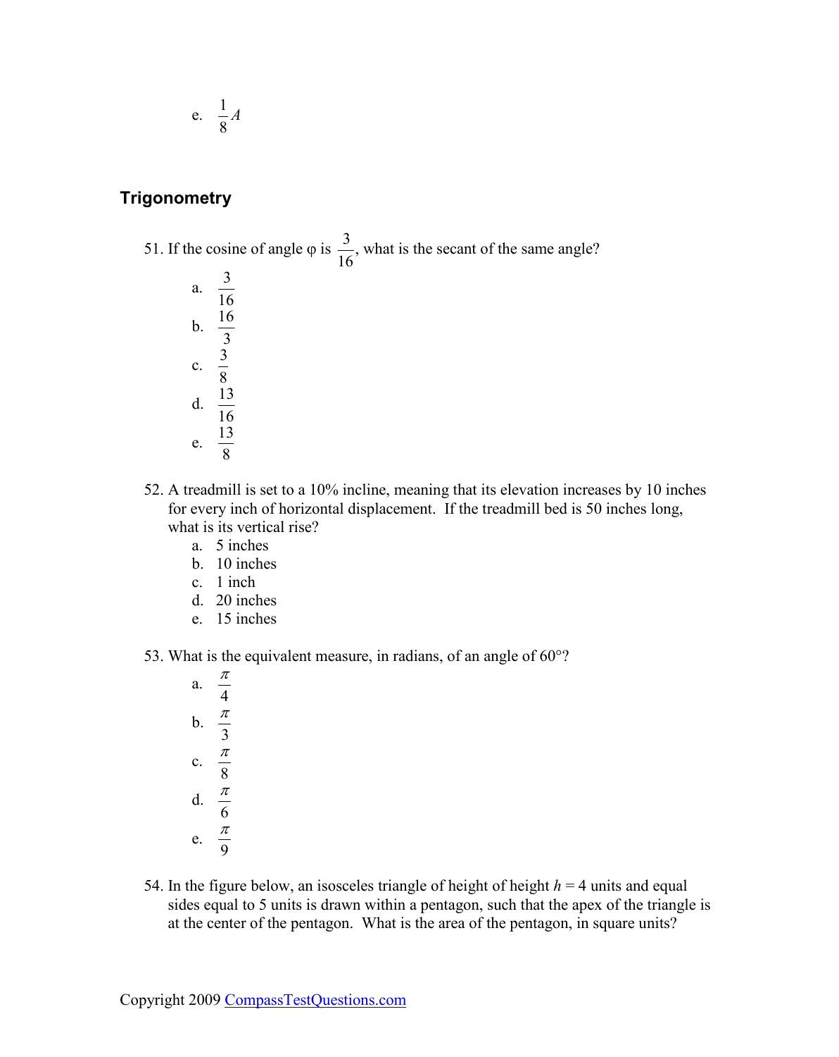e. $\frac{1}{8}A$

## Trigonometry

51. If the cosine of angle φ is $\frac{3}{16}$, what is the secant of the same angle?
    a. $\frac{3}{16}$
    b. $\frac{16}{3}$
    c. $\frac{3}{8}$
    d. $\frac{13}{16}$
    e. $\frac{13}{8}$

52. A treadmill is set to a 10% incline, meaning that its elevation increases by 10 inches for every inch of horizontal displacement. If the treadmill bed is 50 inches long, what is its vertical rise?
    a. 5 inches
    b. 10 inches
    c. 1 inch
    d. 20 inches
    e. 15 inches

53. What is the equivalent measure, in radians, of an angle of 60°?
    a. $\frac{\pi}{4}$
    b. $\frac{\pi}{3}$
    c. $\frac{\pi}{8}$
    d. $\frac{\pi}{6}$
    e. $\frac{\pi}{9}$

54. In the figure below, an isosceles triangle of height of height $h = 4$ units and equal sides equal to 5 units is drawn within a pentagon, such that the apex of the triangle is at the center of the pentagon. What is the area of the pentagon, in square units?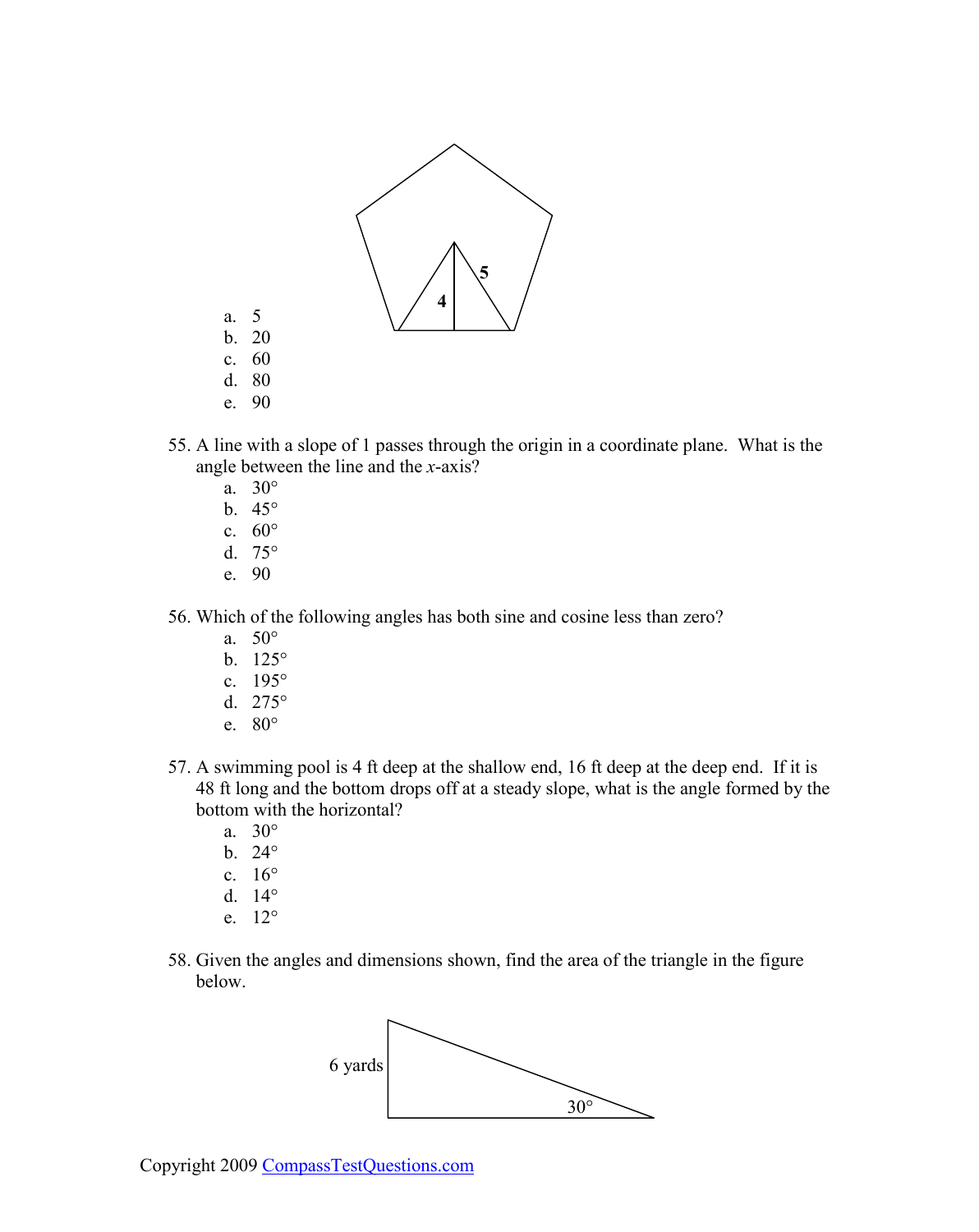a. 5
b. 20
c. 60
d. 80
e. 90

55. A line with a slope of 1 passes through the origin in a coordinate plane. What is the angle between the line and the *x*-axis?
    a. 30°
    b. 45°
    c. 60°
    d. 75°
    e. 90

56. Which of the following angles has both sine and cosine less than zero?
    a. 50°
    b. 125°
    c. 195°
    d. 275°
    e. 80°

57. A swimming pool is 4 ft deep at the shallow end, 16 ft deep at the deep end. If it is 48 ft long and the bottom drops off at a steady slope, what is the angle formed by the bottom with the horizontal?
    a. 30°
    b. 24°
    c. 16°
    d. 14°
    e. 12°

58. Given the angles and dimensions shown, find the area of the triangle in the figure below.

6 yards

30°

Copyright 2009 CompassTestQuestions.com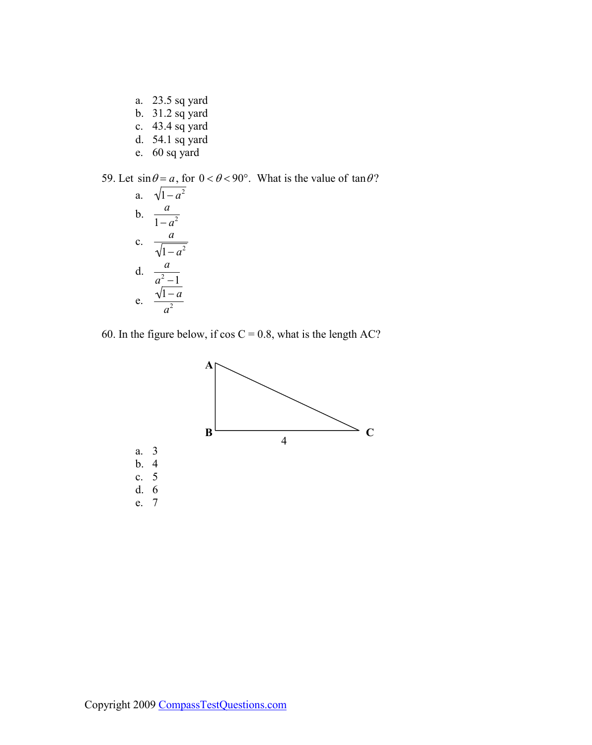a. 23.5 sq yard
b. 31.2 sq yard
c. 43.4 sq yard
d. 54.1 sq yard
e. 60 sq yard

59. Let $\sin\theta = a$, for $0 < \theta < 90°$. What is the value of $\tan\theta$?

a. $\sqrt{1-a^2}$
b. $\dfrac{a}{1-a^2}$
c. $\dfrac{a}{\sqrt{1-a^2}}$
d. $\dfrac{a}{a^2-1}$
e. $\dfrac{\sqrt{1-a}}{a^2}$

60. In the figure below, if cos C = 0.8, what is the length AC?

A
B  4  C

a. 3
b. 4
c. 5
d. 6
e. 7

Copyright 2009 CompassTestQuestions.com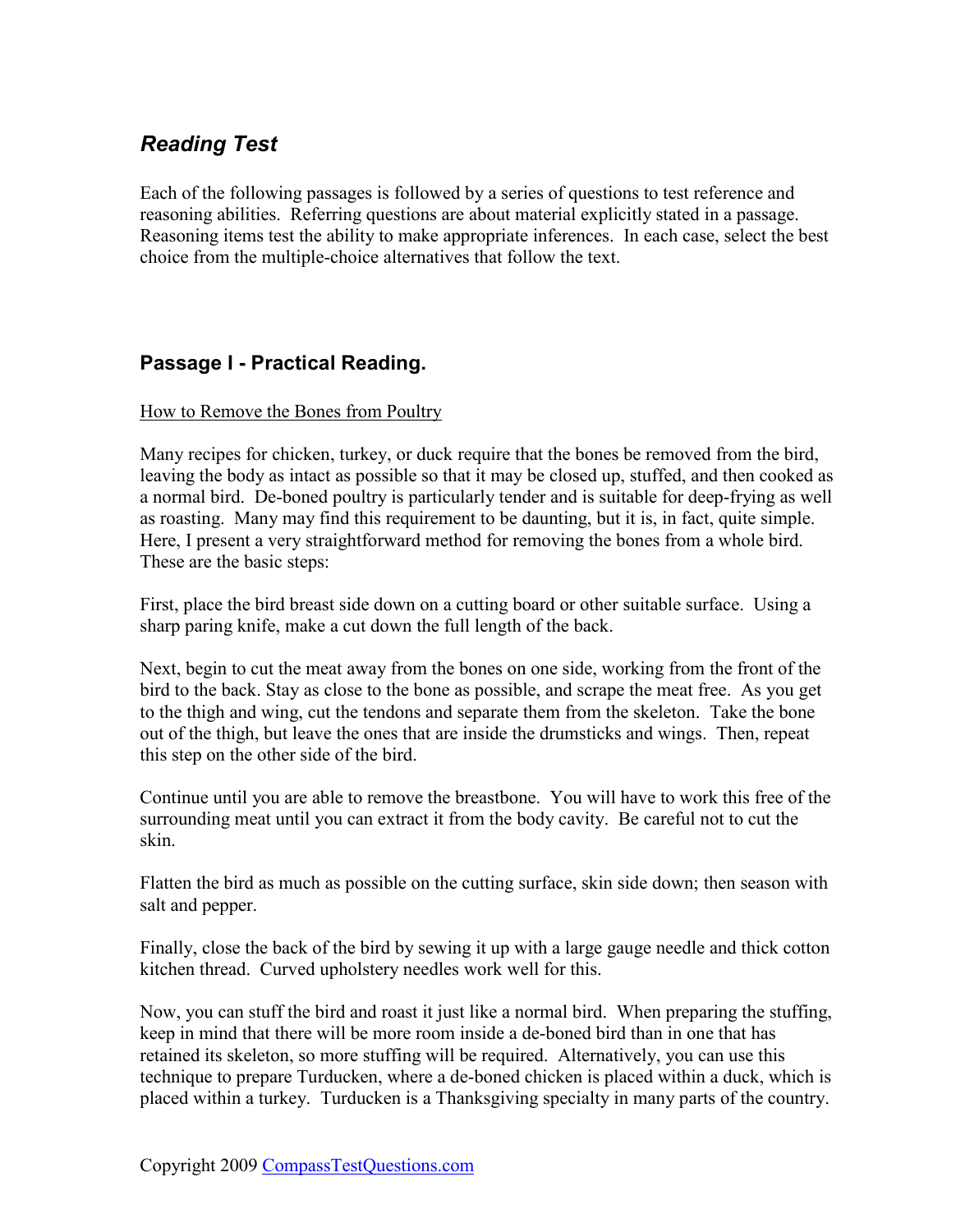## *Reading Test*

Each of the following passages is followed by a series of questions to test reference and reasoning abilities. Referring questions are about material explicitly stated in a passage. Reasoning items test the ability to make appropriate inferences. In each case, select the best choice from the multiple-choice alternatives that follow the text.

## Passage I - Practical Reading.

How to Remove the Bones from Poultry

Many recipes for chicken, turkey, or duck require that the bones be removed from the bird, leaving the body as intact as possible so that it may be closed up, stuffed, and then cooked as a normal bird. De-boned poultry is particularly tender and is suitable for deep-frying as well as roasting. Many may find this requirement to be daunting, but it is, in fact, quite simple. Here, I present a very straightforward method for removing the bones from a whole bird. These are the basic steps:

First, place the bird breast side down on a cutting board or other suitable surface. Using a sharp paring knife, make a cut down the full length of the back.

Next, begin to cut the meat away from the bones on one side, working from the front of the bird to the back. Stay as close to the bone as possible, and scrape the meat free. As you get to the thigh and wing, cut the tendons and separate them from the skeleton. Take the bone out of the thigh, but leave the ones that are inside the drumsticks and wings. Then, repeat this step on the other side of the bird.

Continue until you are able to remove the breastbone. You will have to work this free of the surrounding meat until you can extract it from the body cavity. Be careful not to cut the skin.

Flatten the bird as much as possible on the cutting surface, skin side down; then season with salt and pepper.

Finally, close the back of the bird by sewing it up with a large gauge needle and thick cotton kitchen thread. Curved upholstery needles work well for this.

Now, you can stuff the bird and roast it just like a normal bird. When preparing the stuffing, keep in mind that there will be more room inside a de-boned bird than in one that has retained its skeleton, so more stuffing will be required. Alternatively, you can use this technique to prepare Turducken, where a de-boned chicken is placed within a duck, which is placed within a turkey. Turducken is a Thanksgiving specialty in many parts of the country.

Copyright 2009 CompassTestQuestions.com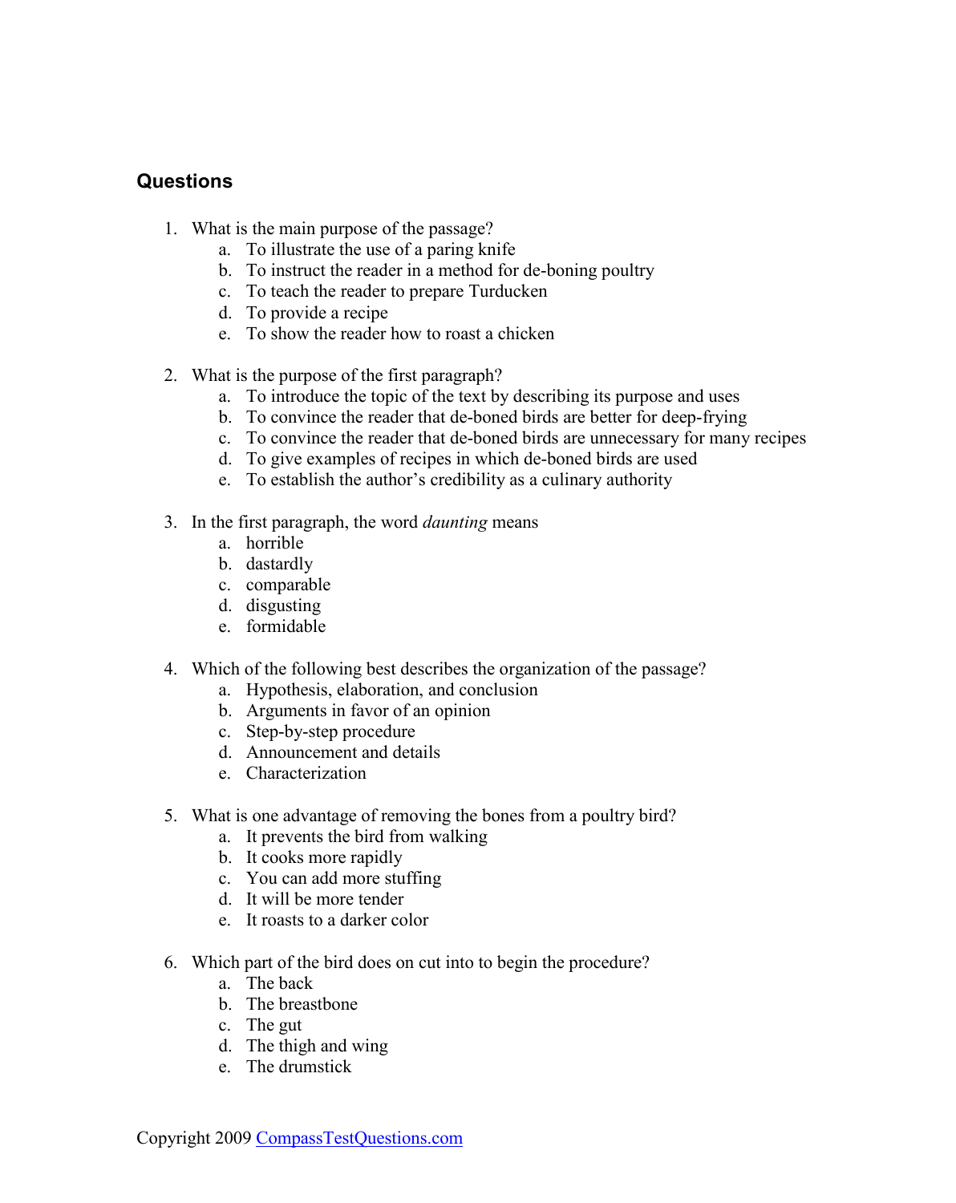## Questions

1. What is the main purpose of the passage?
   a. To illustrate the use of a paring knife
   b. To instruct the reader in a method for de-boning poultry
   c. To teach the reader to prepare Turducken
   d. To provide a recipe
   e. To show the reader how to roast a chicken

2. What is the purpose of the first paragraph?
   a. To introduce the topic of the text by describing its purpose and uses
   b. To convince the reader that de-boned birds are better for deep-frying
   c. To convince the reader that de-boned birds are unnecessary for many recipes
   d. To give examples of recipes in which de-boned birds are used
   e. To establish the author's credibility as a culinary authority

3. In the first paragraph, the word *daunting* means
   a. horrible
   b. dastardly
   c. comparable
   d. disgusting
   e. formidable

4. Which of the following best describes the organization of the passage?
   a. Hypothesis, elaboration, and conclusion
   b. Arguments in favor of an opinion
   c. Step-by-step procedure
   d. Announcement and details
   e. Characterization

5. What is one advantage of removing the bones from a poultry bird?
   a. It prevents the bird from walking
   b. It cooks more rapidly
   c. You can add more stuffing
   d. It will be more tender
   e. It roasts to a darker color

6. Which part of the bird does on cut into to begin the procedure?
   a. The back
   b. The breastbone
   c. The gut
   d. The thigh and wing
   e. The drumstick

Copyright 2009 CompassTestQuestions.com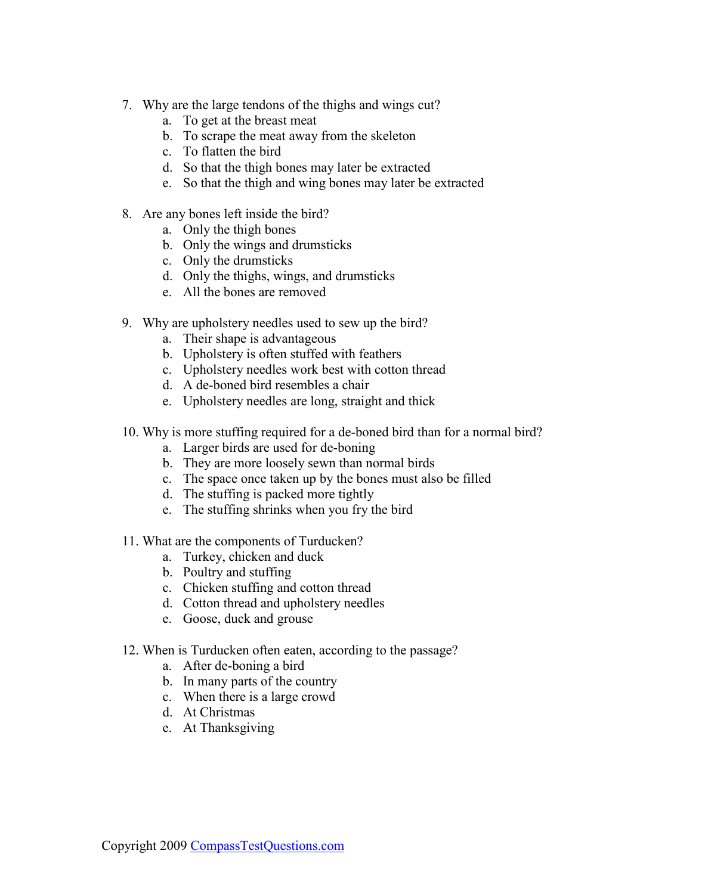7. Why are the large tendons of the thighs and wings cut?
    a. To get at the breast meat
    b. To scrape the meat away from the skeleton
    c. To flatten the bird
    d. So that the thigh bones may later be extracted
    e. So that the thigh and wing bones may later be extracted

8. Are any bones left inside the bird?
    a. Only the thigh bones
    b. Only the wings and drumsticks
    c. Only the drumsticks
    d. Only the thighs, wings, and drumsticks
    e. All the bones are removed

9. Why are upholstery needles used to sew up the bird?
    a. Their shape is advantageous
    b. Upholstery is often stuffed with feathers
    c. Upholstery needles work best with cotton thread
    d. A de-boned bird resembles a chair
    e. Upholstery needles are long, straight and thick

10. Why is more stuffing required for a de-boned bird than for a normal bird?
    a. Larger birds are used for de-boning
    b. They are more loosely sewn than normal birds
    c. The space once taken up by the bones must also be filled
    d. The stuffing is packed more tightly
    e. The stuffing shrinks when you fry the bird

11. What are the components of Turducken?
    a. Turkey, chicken and duck
    b. Poultry and stuffing
    c. Chicken stuffing and cotton thread
    d. Cotton thread and upholstery needles
    e. Goose, duck and grouse

12. When is Turducken often eaten, according to the passage?
    a. After de-boning a bird
    b. In many parts of the country
    c. When there is a large crowd
    d. At Christmas
    e. At Thanksgiving

Copyright 2009 CompassTestQuestions.com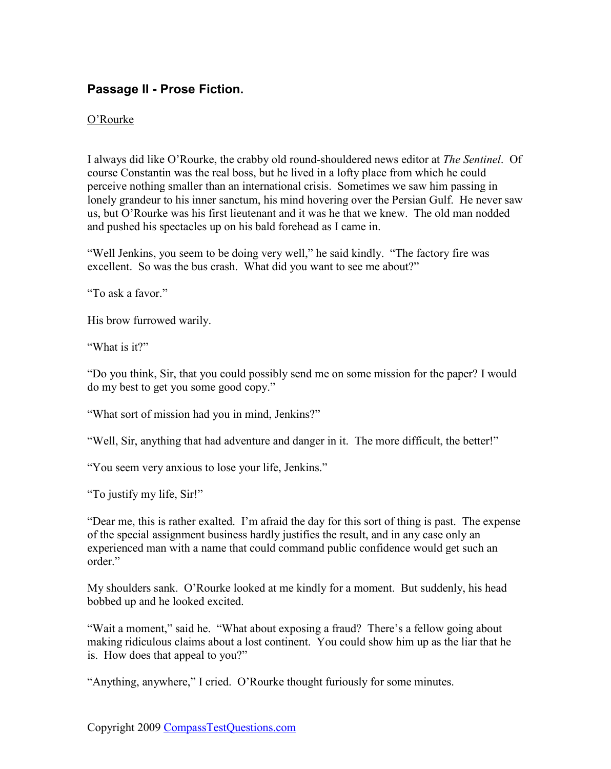## Passage II - Prose Fiction.

O'Rourke

I always did like O'Rourke, the crabby old round-shouldered news editor at *The Sentinel*. Of course Constantin was the real boss, but he lived in a lofty place from which he could perceive nothing smaller than an international crisis. Sometimes we saw him passing in lonely grandeur to his inner sanctum, his mind hovering over the Persian Gulf. He never saw us, but O'Rourke was his first lieutenant and it was he that we knew. The old man nodded and pushed his spectacles up on his bald forehead as I came in.

"Well Jenkins, you seem to be doing very well," he said kindly. "The factory fire was excellent. So was the bus crash. What did you want to see me about?"

"To ask a favor."

His brow furrowed warily.

"What is it?"

"Do you think, Sir, that you could possibly send me on some mission for the paper? I would do my best to get you some good copy."

"What sort of mission had you in mind, Jenkins?"

"Well, Sir, anything that had adventure and danger in it. The more difficult, the better!"

"You seem very anxious to lose your life, Jenkins."

"To justify my life, Sir!"

"Dear me, this is rather exalted. I'm afraid the day for this sort of thing is past. The expense of the special assignment business hardly justifies the result, and in any case only an experienced man with a name that could command public confidence would get such an order."

My shoulders sank. O'Rourke looked at me kindly for a moment. But suddenly, his head bobbed up and he looked excited.

"Wait a moment," said he. "What about exposing a fraud? There's a fellow going about making ridiculous claims about a lost continent. You could show him up as the liar that he is. How does that appeal to you?"

"Anything, anywhere," I cried. O'Rourke thought furiously for some minutes.

Copyright 2009 CompassTestQuestions.com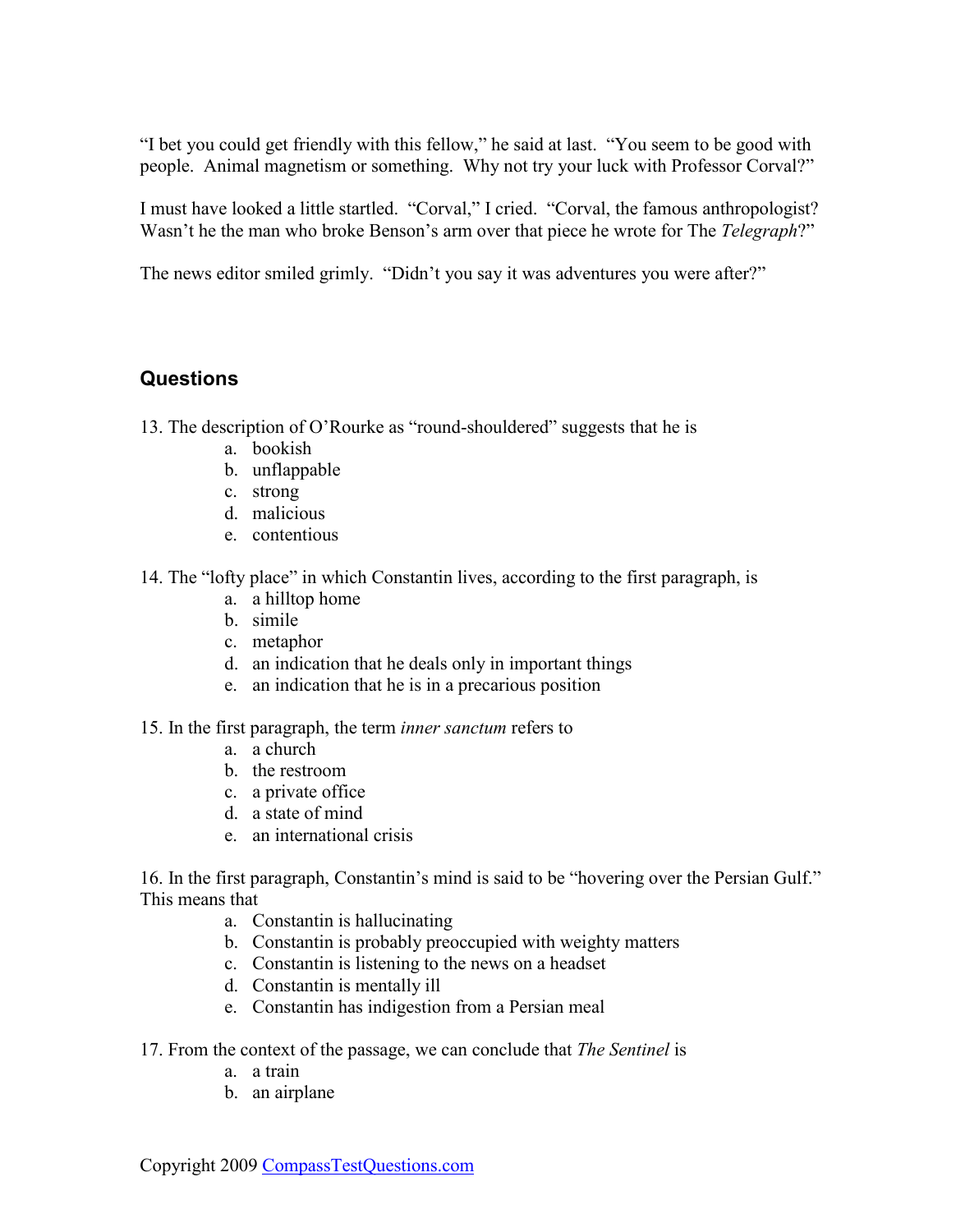"I bet you could get friendly with this fellow," he said at last. "You seem to be good with people. Animal magnetism or something. Why not try your luck with Professor Corval?"

I must have looked a little startled. "Corval," I cried. "Corval, the famous anthropologist? Wasn't he the man who broke Benson's arm over that piece he wrote for The *Telegraph*?"

The news editor smiled grimly. "Didn't you say it was adventures you were after?"

## Questions

13. The description of O'Rourke as "round-shouldered" suggests that he is
    a. bookish
    b. unflappable
    c. strong
    d. malicious
    e. contentious

14. The "lofty place" in which Constantin lives, according to the first paragraph, is
    a. a hilltop home
    b. simile
    c. metaphor
    d. an indication that he deals only in important things
    e. an indication that he is in a precarious position

15. In the first paragraph, the term *inner sanctum* refers to
    a. a church
    b. the restroom
    c. a private office
    d. a state of mind
    e. an international crisis

16. In the first paragraph, Constantin's mind is said to be "hovering over the Persian Gulf." This means that
    a. Constantin is hallucinating
    b. Constantin is probably preoccupied with weighty matters
    c. Constantin is listening to the news on a headset
    d. Constantin is mentally ill
    e. Constantin has indigestion from a Persian meal

17. From the context of the passage, we can conclude that *The Sentinel* is
    a. a train
    b. an airplane

Copyright 2009 CompassTestQuestions.com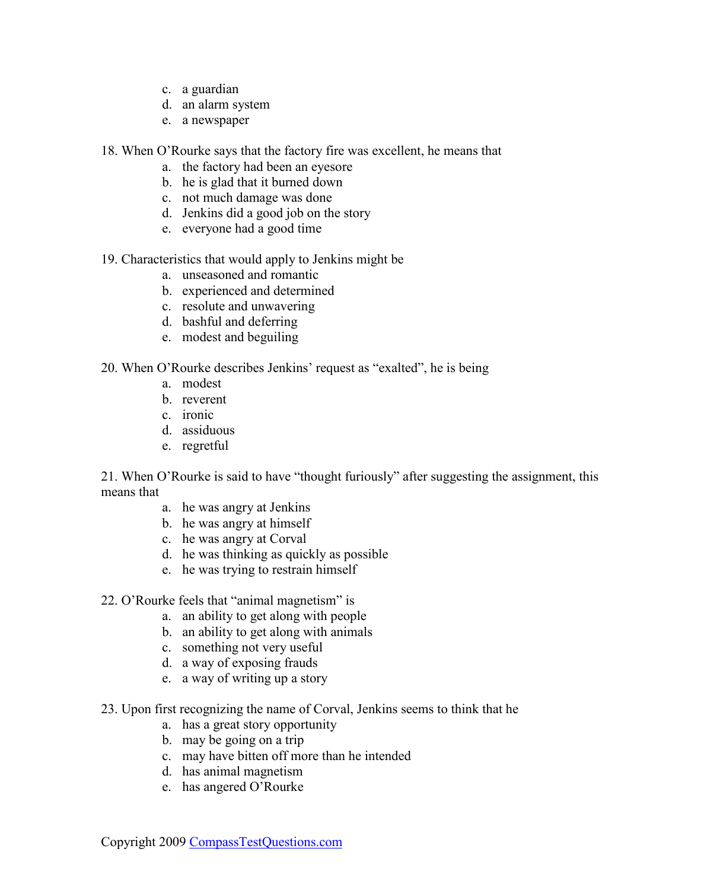c. a guardian
d. an alarm system
e. a newspaper

18. When O'Rourke says that the factory fire was excellent, he means that
   a. the factory had been an eyesore
   b. he is glad that it burned down
   c. not much damage was done
   d. Jenkins did a good job on the story
   e. everyone had a good time

19. Characteristics that would apply to Jenkins might be
   a. unseasoned and romantic
   b. experienced and determined
   c. resolute and unwavering
   d. bashful and deferring
   e. modest and beguiling

20. When O'Rourke describes Jenkins' request as "exalted", he is being
   a. modest
   b. reverent
   c. ironic
   d. assiduous
   e. regretful

21. When O'Rourke is said to have "thought furiously" after suggesting the assignment, this means that
   a. he was angry at Jenkins
   b. he was angry at himself
   c. he was angry at Corval
   d. he was thinking as quickly as possible
   e. he was trying to restrain himself

22. O'Rourke feels that "animal magnetism" is
   a. an ability to get along with people
   b. an ability to get along with animals
   c. something not very useful
   d. a way of exposing frauds
   e. a way of writing up a story

23. Upon first recognizing the name of Corval, Jenkins seems to think that he
   a. has a great story opportunity
   b. may be going on a trip
   c. may have bitten off more than he intended
   d. has animal magnetism
   e. has angered O'Rourke

Copyright 2009 CompassTestQuestions.com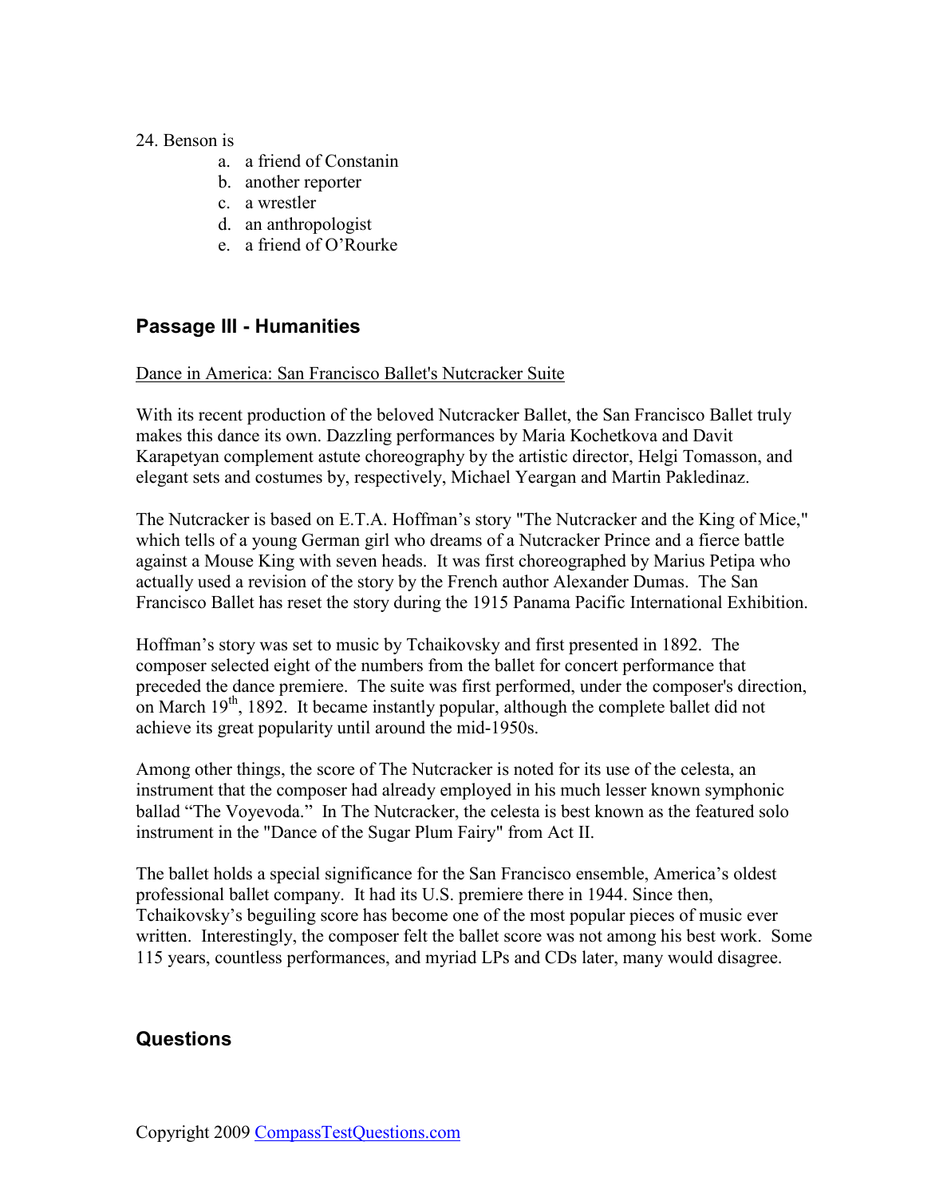24. Benson is
    a. a friend of Constanin
    b. another reporter
    c. a wrestler
    d. an anthropologist
    e. a friend of O'Rourke

## Passage III - Humanities

Dance in America: San Francisco Ballet's Nutcracker Suite

With its recent production of the beloved Nutcracker Ballet, the San Francisco Ballet truly makes this dance its own. Dazzling performances by Maria Kochetkova and Davit Karapetyan complement astute choreography by the artistic director, Helgi Tomasson, and elegant sets and costumes by, respectively, Michael Yeargan and Martin Pakledinaz.

The Nutcracker is based on E.T.A. Hoffman's story "The Nutcracker and the King of Mice," which tells of a young German girl who dreams of a Nutcracker Prince and a fierce battle against a Mouse King with seven heads. It was first choreographed by Marius Petipa who actually used a revision of the story by the French author Alexander Dumas. The San Francisco Ballet has reset the story during the 1915 Panama Pacific International Exhibition.

Hoffman's story was set to music by Tchaikovsky and first presented in 1892. The composer selected eight of the numbers from the ballet for concert performance that preceded the dance premiere. The suite was first performed, under the composer's direction, on March 19th, 1892. It became instantly popular, although the complete ballet did not achieve its great popularity until around the mid-1950s.

Among other things, the score of The Nutcracker is noted for its use of the celesta, an instrument that the composer had already employed in his much lesser known symphonic ballad "The Voyevoda." In The Nutcracker, the celesta is best known as the featured solo instrument in the "Dance of the Sugar Plum Fairy" from Act II.

The ballet holds a special significance for the San Francisco ensemble, America's oldest professional ballet company. It had its U.S. premiere there in 1944. Since then, Tchaikovsky's beguiling score has become one of the most popular pieces of music ever written. Interestingly, the composer felt the ballet score was not among his best work. Some 115 years, countless performances, and myriad LPs and CDs later, many would disagree.

## Questions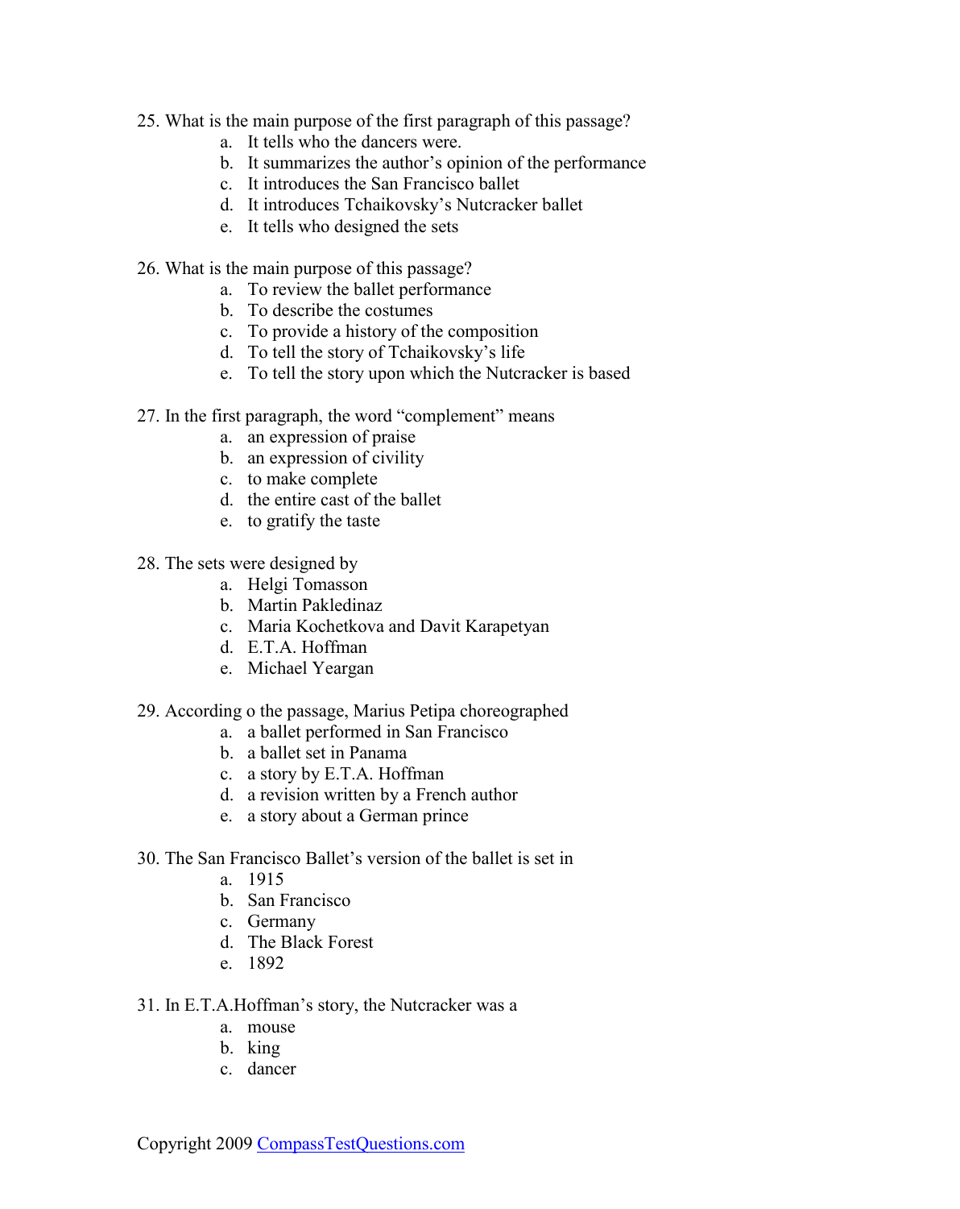25. What is the main purpose of the first paragraph of this passage?
    a. It tells who the dancers were.
    b. It summarizes the author's opinion of the performance
    c. It introduces the San Francisco ballet
    d. It introduces Tchaikovsky's Nutcracker ballet
    e. It tells who designed the sets

26. What is the main purpose of this passage?
    a. To review the ballet performance
    b. To describe the costumes
    c. To provide a history of the composition
    d. To tell the story of Tchaikovsky's life
    e. To tell the story upon which the Nutcracker is based

27. In the first paragraph, the word "complement" means
    a. an expression of praise
    b. an expression of civility
    c. to make complete
    d. the entire cast of the ballet
    e. to gratify the taste

28. The sets were designed by
    a. Helgi Tomasson
    b. Martin Pakledinaz
    c. Maria Kochetkova and Davit Karapetyan
    d. E.T.A. Hoffman
    e. Michael Yeargan

29. According o the passage, Marius Petipa choreographed
    a. a ballet performed in San Francisco
    b. a ballet set in Panama
    c. a story by E.T.A. Hoffman
    d. a revision written by a French author
    e. a story about a German prince

30. The San Francisco Ballet's version of the ballet is set in
    a. 1915
    b. San Francisco
    c. Germany
    d. The Black Forest
    e. 1892

31. In E.T.A.Hoffman's story, the Nutcracker was a
    a. mouse
    b. king
    c. dancer

Copyright 2009 CompassTestQuestions.com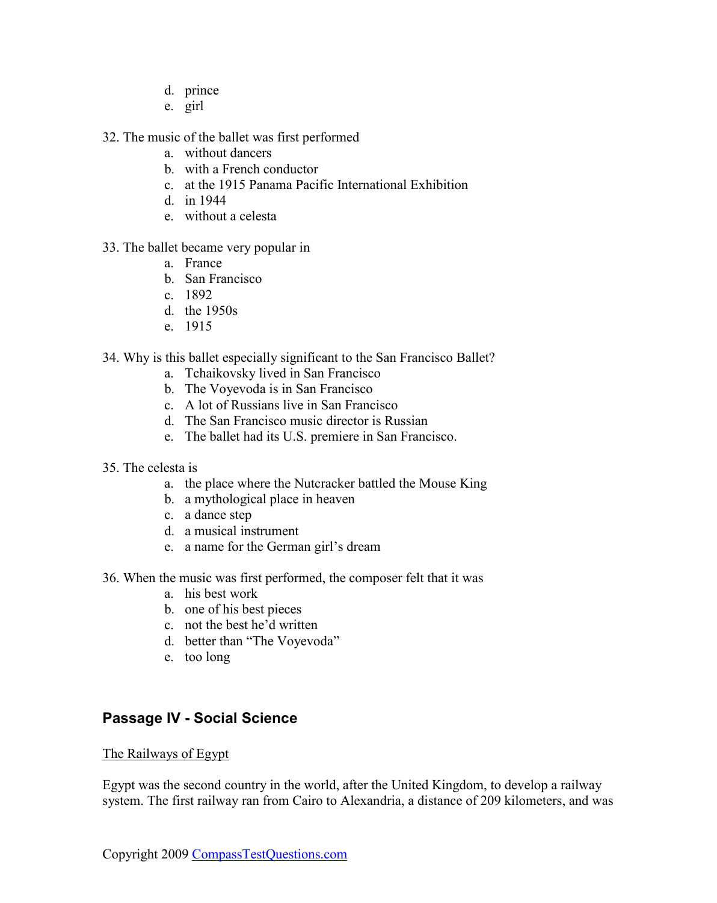d. prince
e. girl

32. The music of the ballet was first performed
    a. without dancers
    b. with a French conductor
    c. at the 1915 Panama Pacific International Exhibition
    d. in 1944
    e. without a celesta

33. The ballet became very popular in
    a. France
    b. San Francisco
    c. 1892
    d. the 1950s
    e. 1915

34. Why is this ballet especially significant to the San Francisco Ballet?
    a. Tchaikovsky lived in San Francisco
    b. The Voyevoda is in San Francisco
    c. A lot of Russians live in San Francisco
    d. The San Francisco music director is Russian
    e. The ballet had its U.S. premiere in San Francisco.

35. The celesta is
    a. the place where the Nutcracker battled the Mouse King
    b. a mythological place in heaven
    c. a dance step
    d. a musical instrument
    e. a name for the German girl's dream

36. When the music was first performed, the composer felt that it was
    a. his best work
    b. one of his best pieces
    c. not the best he'd written
    d. better than "The Voyevoda"
    e. too long

## Passage IV - Social Science

The Railways of Egypt

Egypt was the second country in the world, after the United Kingdom, to develop a railway system. The first railway ran from Cairo to Alexandria, a distance of 209 kilometers, and was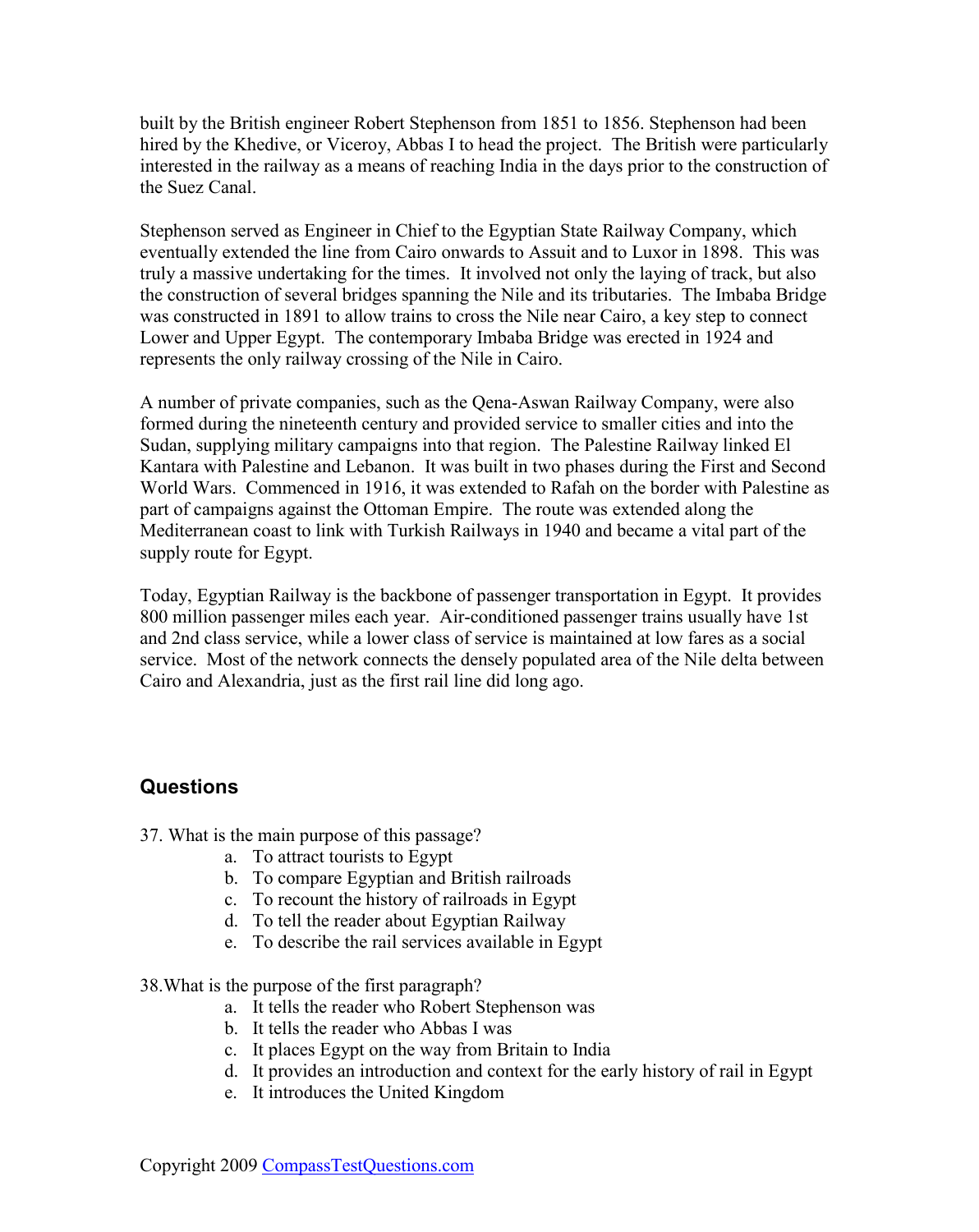built by the British engineer Robert Stephenson from 1851 to 1856. Stephenson had been hired by the Khedive, or Viceroy, Abbas I to head the project. The British were particularly interested in the railway as a means of reaching India in the days prior to the construction of the Suez Canal.

Stephenson served as Engineer in Chief to the Egyptian State Railway Company, which eventually extended the line from Cairo onwards to Assuit and to Luxor in 1898. This was truly a massive undertaking for the times. It involved not only the laying of track, but also the construction of several bridges spanning the Nile and its tributaries. The Imbaba Bridge was constructed in 1891 to allow trains to cross the Nile near Cairo, a key step to connect Lower and Upper Egypt. The contemporary Imbaba Bridge was erected in 1924 and represents the only railway crossing of the Nile in Cairo.

A number of private companies, such as the Qena-Aswan Railway Company, were also formed during the nineteenth century and provided service to smaller cities and into the Sudan, supplying military campaigns into that region. The Palestine Railway linked El Kantara with Palestine and Lebanon. It was built in two phases during the First and Second World Wars. Commenced in 1916, it was extended to Rafah on the border with Palestine as part of campaigns against the Ottoman Empire. The route was extended along the Mediterranean coast to link with Turkish Railways in 1940 and became a vital part of the supply route for Egypt.

Today, Egyptian Railway is the backbone of passenger transportation in Egypt. It provides 800 million passenger miles each year. Air-conditioned passenger trains usually have 1st and 2nd class service, while a lower class of service is maintained at low fares as a social service. Most of the network connects the densely populated area of the Nile delta between Cairo and Alexandria, just as the first rail line did long ago.

## Questions

37. What is the main purpose of this passage?
    a. To attract tourists to Egypt
    b. To compare Egyptian and British railroads
    c. To recount the history of railroads in Egypt
    d. To tell the reader about Egyptian Railway
    e. To describe the rail services available in Egypt

38. What is the purpose of the first paragraph?
    a. It tells the reader who Robert Stephenson was
    b. It tells the reader who Abbas I was
    c. It places Egypt on the way from Britain to India
    d. It provides an introduction and context for the early history of rail in Egypt
    e. It introduces the United Kingdom

Copyright 2009 CompassTestQuestions.com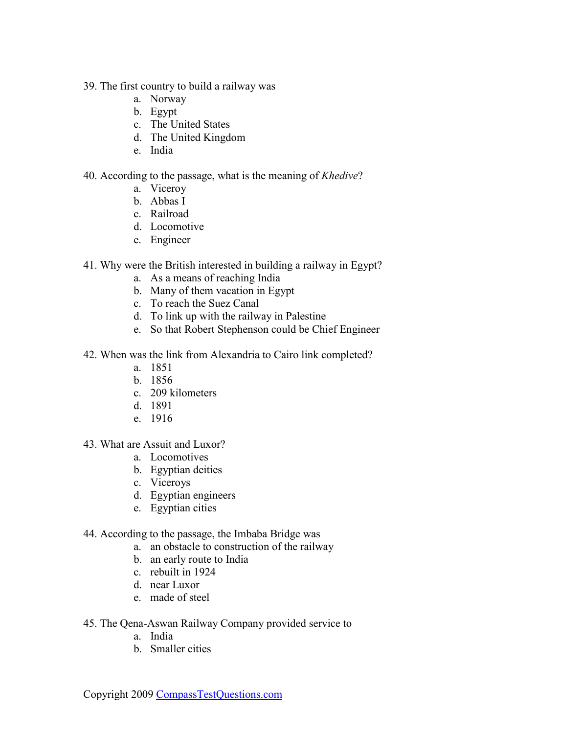39. The first country to build a railway was
    a. Norway
    b. Egypt
    c. The United States
    d. The United Kingdom
    e. India

40. According to the passage, what is the meaning of *Khedive*?
    a. Viceroy
    b. Abbas I
    c. Railroad
    d. Locomotive
    e. Engineer

41. Why were the British interested in building a railway in Egypt?
    a. As a means of reaching India
    b. Many of them vacation in Egypt
    c. To reach the Suez Canal
    d. To link up with the railway in Palestine
    e. So that Robert Stephenson could be Chief Engineer

42. When was the link from Alexandria to Cairo link completed?
    a. 1851
    b. 1856
    c. 209 kilometers
    d. 1891
    e. 1916

43. What are Assuit and Luxor?
    a. Locomotives
    b. Egyptian deities
    c. Viceroys
    d. Egyptian engineers
    e. Egyptian cities

44. According to the passage, the Imbaba Bridge was
    a. an obstacle to construction of the railway
    b. an early route to India
    c. rebuilt in 1924
    d. near Luxor
    e. made of steel

45. The Qena-Aswan Railway Company provided service to
    a. India
    b. Smaller cities

Copyright 2009 CompassTestQuestions.com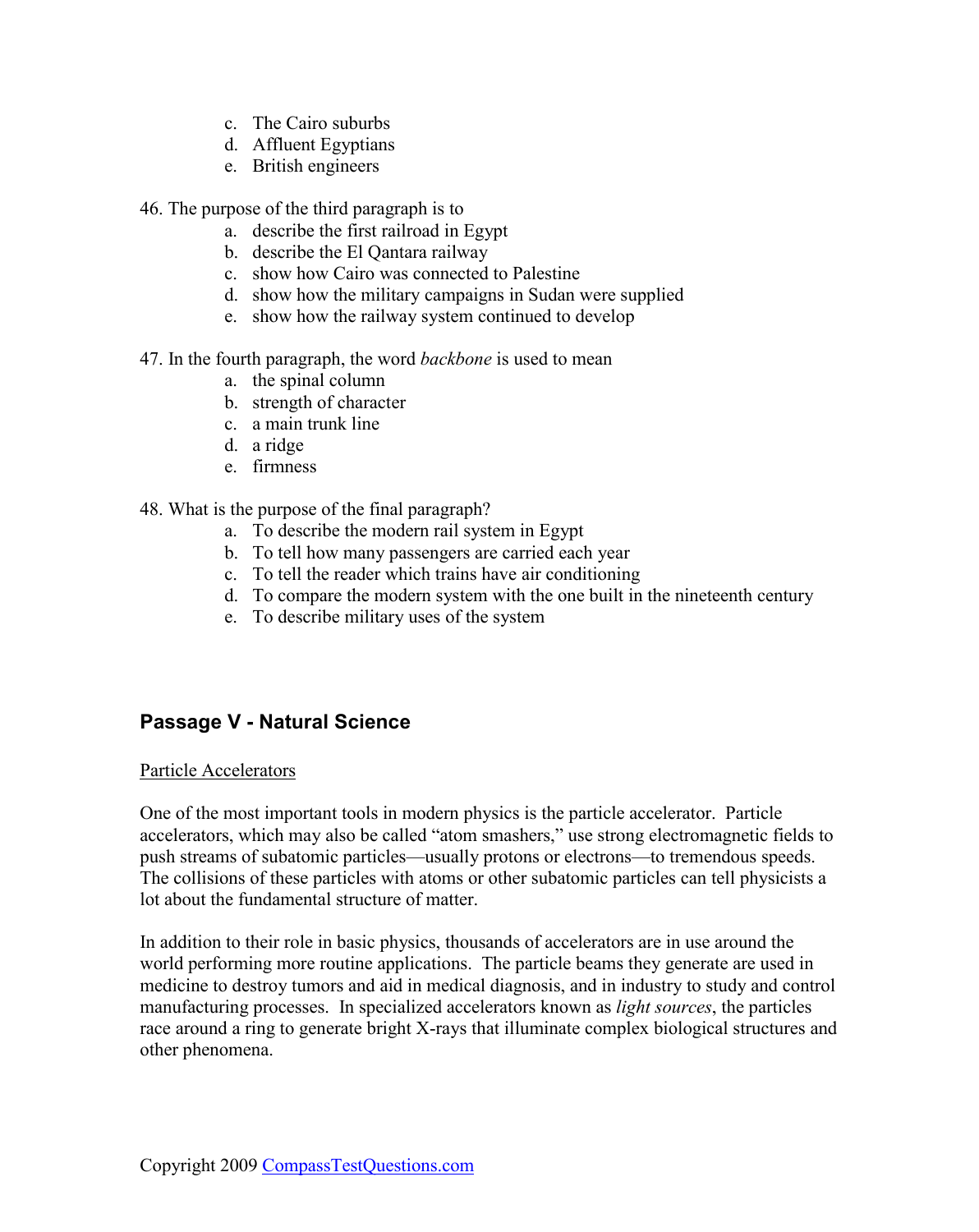c. The Cairo suburbs
d. Affluent Egyptians
e. British engineers

46. The purpose of the third paragraph is to
    a. describe the first railroad in Egypt
    b. describe the El Qantara railway
    c. show how Cairo was connected to Palestine
    d. show how the military campaigns in Sudan were supplied
    e. show how the railway system continued to develop

47. In the fourth paragraph, the word *backbone* is used to mean
    a. the spinal column
    b. strength of character
    c. a main trunk line
    d. a ridge
    e. firmness

48. What is the purpose of the final paragraph?
    a. To describe the modern rail system in Egypt
    b. To tell how many passengers are carried each year
    c. To tell the reader which trains have air conditioning
    d. To compare the modern system with the one built in the nineteenth century
    e. To describe military uses of the system

## Passage V - Natural Science

Particle Accelerators

One of the most important tools in modern physics is the particle accelerator. Particle accelerators, which may also be called "atom smashers," use strong electromagnetic fields to push streams of subatomic particles—usually protons or electrons—to tremendous speeds. The collisions of these particles with atoms or other subatomic particles can tell physicists a lot about the fundamental structure of matter.

In addition to their role in basic physics, thousands of accelerators are in use around the world performing more routine applications. The particle beams they generate are used in medicine to destroy tumors and aid in medical diagnosis, and in industry to study and control manufacturing processes. In specialized accelerators known as *light sources*, the particles race around a ring to generate bright X-rays that illuminate complex biological structures and other phenomena.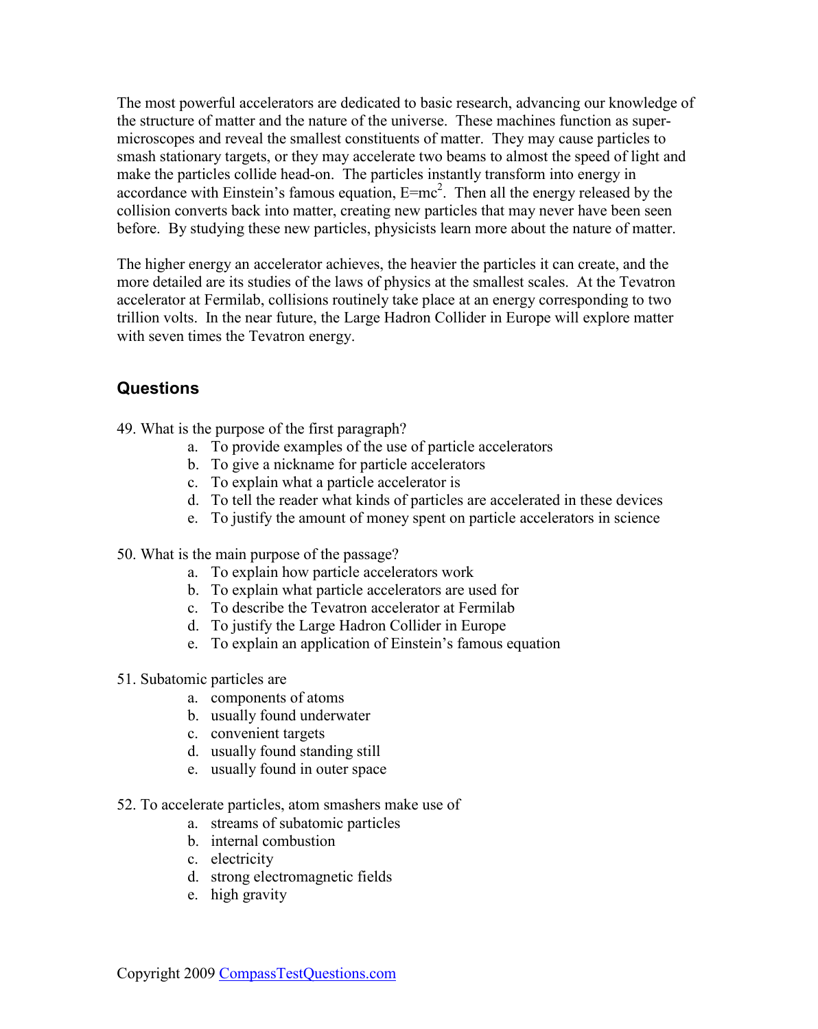The most powerful accelerators are dedicated to basic research, advancing our knowledge of the structure of matter and the nature of the universe. These machines function as super-microscopes and reveal the smallest constituents of matter. They may cause particles to smash stationary targets, or they may accelerate two beams to almost the speed of light and make the particles collide head-on. The particles instantly transform into energy in accordance with Einstein's famous equation, $E=mc^2$. Then all the energy released by the collision converts back into matter, creating new particles that may never have been seen before. By studying these new particles, physicists learn more about the nature of matter.

The higher energy an accelerator achieves, the heavier the particles it can create, and the more detailed are its studies of the laws of physics at the smallest scales. At the Tevatron accelerator at Fermilab, collisions routinely take place at an energy corresponding to two trillion volts. In the near future, the Large Hadron Collider in Europe will explore matter with seven times the Tevatron energy.

## Questions

49. What is the purpose of the first paragraph?
    a. To provide examples of the use of particle accelerators
    b. To give a nickname for particle accelerators
    c. To explain what a particle accelerator is
    d. To tell the reader what kinds of particles are accelerated in these devices
    e. To justify the amount of money spent on particle accelerators in science

50. What is the main purpose of the passage?
    a. To explain how particle accelerators work
    b. To explain what particle accelerators are used for
    c. To describe the Tevatron accelerator at Fermilab
    d. To justify the Large Hadron Collider in Europe
    e. To explain an application of Einstein's famous equation

51. Subatomic particles are
    a. components of atoms
    b. usually found underwater
    c. convenient targets
    d. usually found standing still
    e. usually found in outer space

52. To accelerate particles, atom smashers make use of
    a. streams of subatomic particles
    b. internal combustion
    c. electricity
    d. strong electromagnetic fields
    e. high gravity

Copyright 2009 CompassTestQuestions.com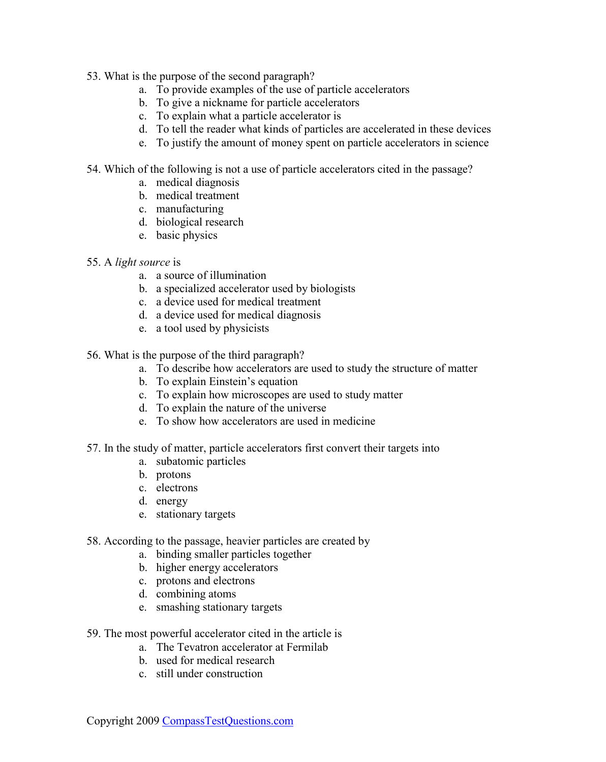53. What is the purpose of the second paragraph?
   a. To provide examples of the use of particle accelerators
   b. To give a nickname for particle accelerators
   c. To explain what a particle accelerator is
   d. To tell the reader what kinds of particles are accelerated in these devices
   e. To justify the amount of money spent on particle accelerators in science

54. Which of the following is not a use of particle accelerators cited in the passage?
   a. medical diagnosis
   b. medical treatment
   c. manufacturing
   d. biological research
   e. basic physics

55. A *light source* is
   a. a source of illumination
   b. a specialized accelerator used by biologists
   c. a device used for medical treatment
   d. a device used for medical diagnosis
   e. a tool used by physicists

56. What is the purpose of the third paragraph?
   a. To describe how accelerators are used to study the structure of matter
   b. To explain Einstein's equation
   c. To explain how microscopes are used to study matter
   d. To explain the nature of the universe
   e. To show how accelerators are used in medicine

57. In the study of matter, particle accelerators first convert their targets into
   a. subatomic particles
   b. protons
   c. electrons
   d. energy
   e. stationary targets

58. According to the passage, heavier particles are created by
   a. binding smaller particles together
   b. higher energy accelerators
   c. protons and electrons
   d. combining atoms
   e. smashing stationary targets

59. The most powerful accelerator cited in the article is
   a. The Tevatron accelerator at Fermilab
   b. used for medical research
   c. still under construction

Copyright 2009 CompassTestQuestions.com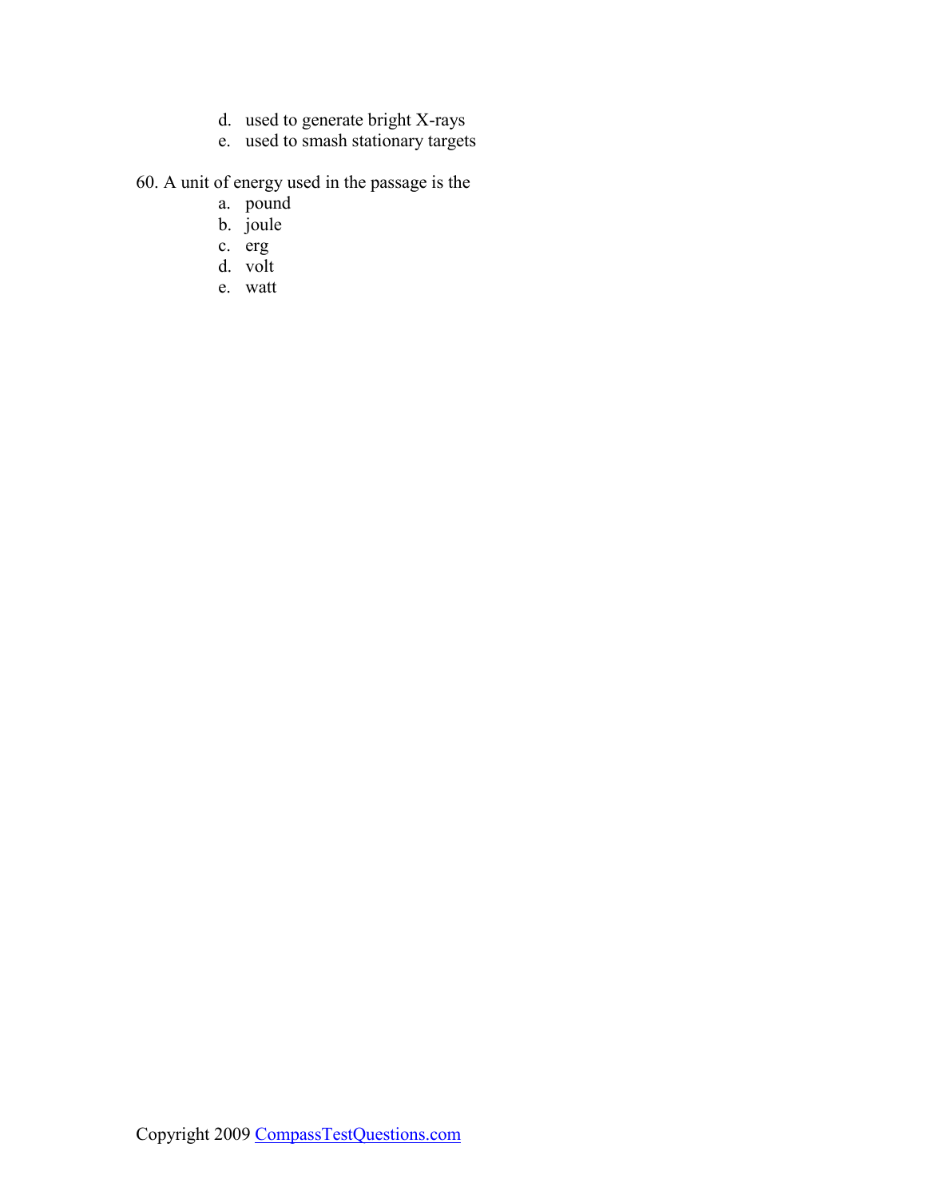d. used to generate bright X-rays
e. used to smash stationary targets

60. A unit of energy used in the passage is the
a. pound
b. joule
c. erg
d. volt
e. watt

Copyright 2009 CompassTestQuestions.com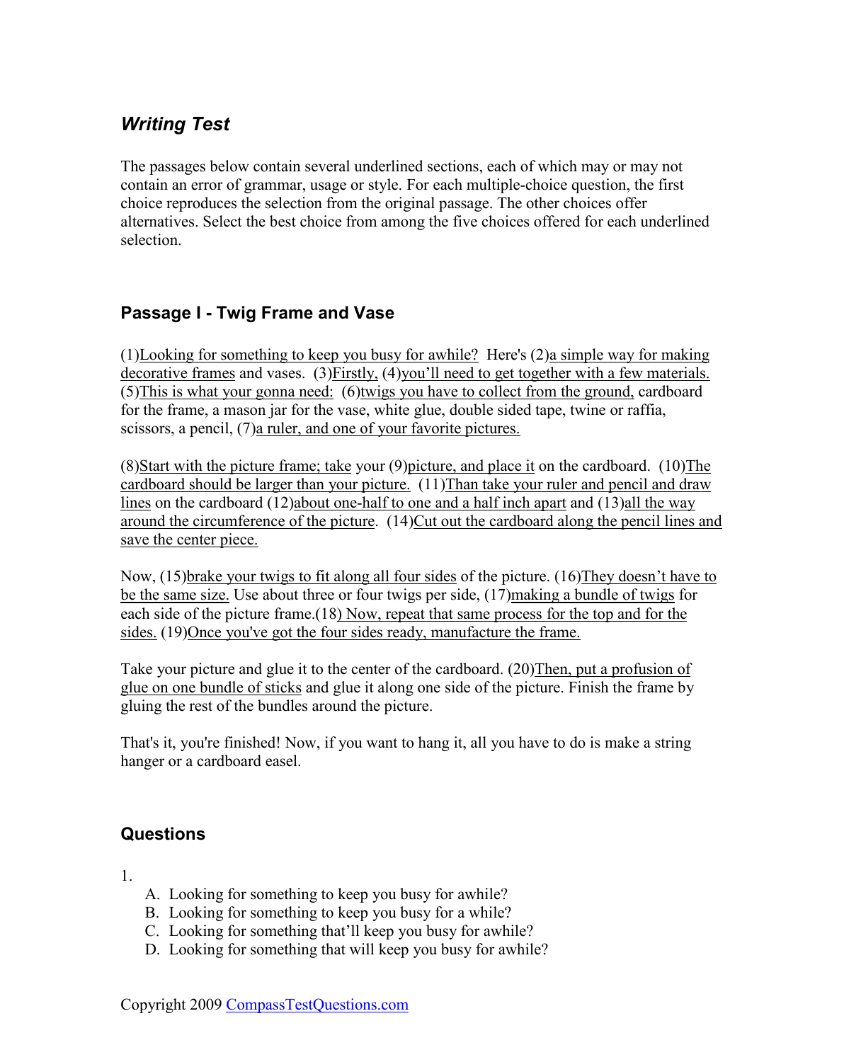## *Writing Test*

The passages below contain several underlined sections, each of which may or may not contain an error of grammar, usage or style. For each multiple-choice question, the first choice reproduces the selection from the original passage. The other choices offer alternatives. Select the best choice from among the five choices offered for each underlined selection.

### Passage I - Twig Frame and Vase

(1)Looking for something to keep you busy for awhile? Here's (2)a simple way for making decorative frames and vases. (3)Firstly, (4)you'll need to get together with a few materials. (5)This is what your gonna need: (6)twigs you have to collect from the ground, cardboard for the frame, a mason jar for the vase, white glue, double sided tape, twine or raffia, scissors, a pencil, (7)a ruler, and one of your favorite pictures.

(8)Start with the picture frame; take your (9)picture, and place it on the cardboard. (10)The cardboard should be larger than your picture. (11)Than take your ruler and pencil and draw lines on the cardboard (12)about one-half to one and a half inch apart and (13)all the way around the circumference of the picture. (14)Cut out the cardboard along the pencil lines and save the center piece.

Now, (15)brake your twigs to fit along all four sides of the picture. (16)They doesn't have to be the same size. Use about three or four twigs per side, (17)making a bundle of twigs for each side of the picture frame.(18) Now, repeat that same process for the top and for the sides. (19)Once you've got the four sides ready, manufacture the frame.

Take your picture and glue it to the center of the cardboard. (20)Then, put a profusion of glue on one bundle of sticks and glue it along one side of the picture. Finish the frame by gluing the rest of the bundles around the picture.

That's it, you're finished! Now, if you want to hang it, all you have to do is make a string hanger or a cardboard easel.

### Questions

1.

A. Looking for something to keep you busy for awhile?
B. Looking for something to keep you busy for a while?
C. Looking for something that'll keep you busy for awhile?
D. Looking for something that will keep you busy for awhile?

Copyright 2009 CompassTestQuestions.com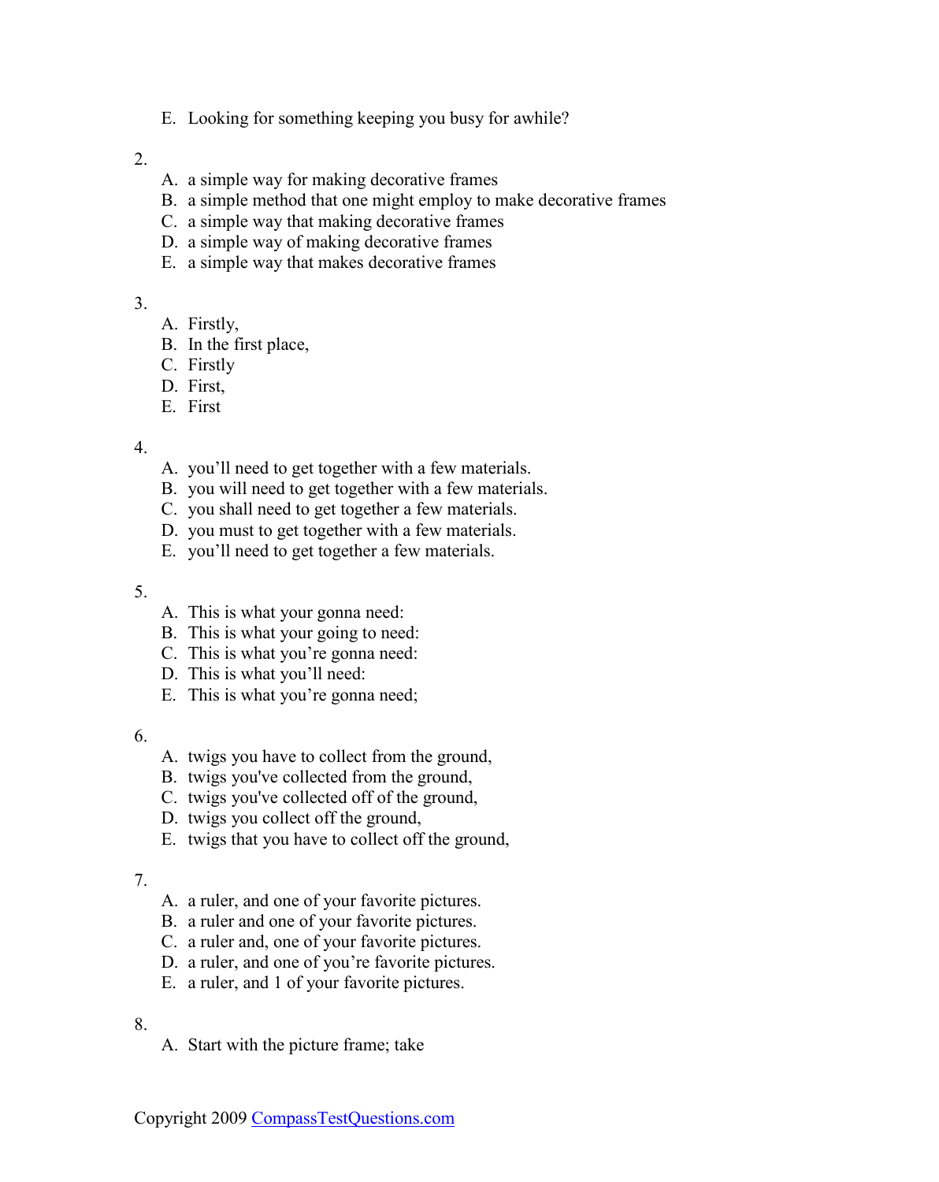E. Looking for something keeping you busy for awhile?

2.

A. a simple way for making decorative frames
B. a simple method that one might employ to make decorative frames
C. a simple way that making decorative frames
D. a simple way of making decorative frames
E. a simple way that makes decorative frames

3.

A. Firstly,
B. In the first place,
C. Firstly
D. First,
E. First

4.

A. you'll need to get together with a few materials.
B. you will need to get together with a few materials.
C. you shall need to get together a few materials.
D. you must to get together with a few materials.
E. you'll need to get together a few materials.

5.

A. This is what your gonna need:
B. This is what your going to need:
C. This is what you're gonna need:
D. This is what you'll need:
E. This is what you're gonna need;

6.

A. twigs you have to collect from the ground,
B. twigs you've collected from the ground,
C. twigs you've collected off of the ground,
D. twigs you collect off the ground,
E. twigs that you have to collect off the ground,

7.

A. a ruler, and one of your favorite pictures.
B. a ruler and one of your favorite pictures.
C. a ruler and, one of your favorite pictures.
D. a ruler, and one of you're favorite pictures.
E. a ruler, and 1 of your favorite pictures.

8.

A. Start with the picture frame; take

Copyright 2009 CompassTestQuestions.com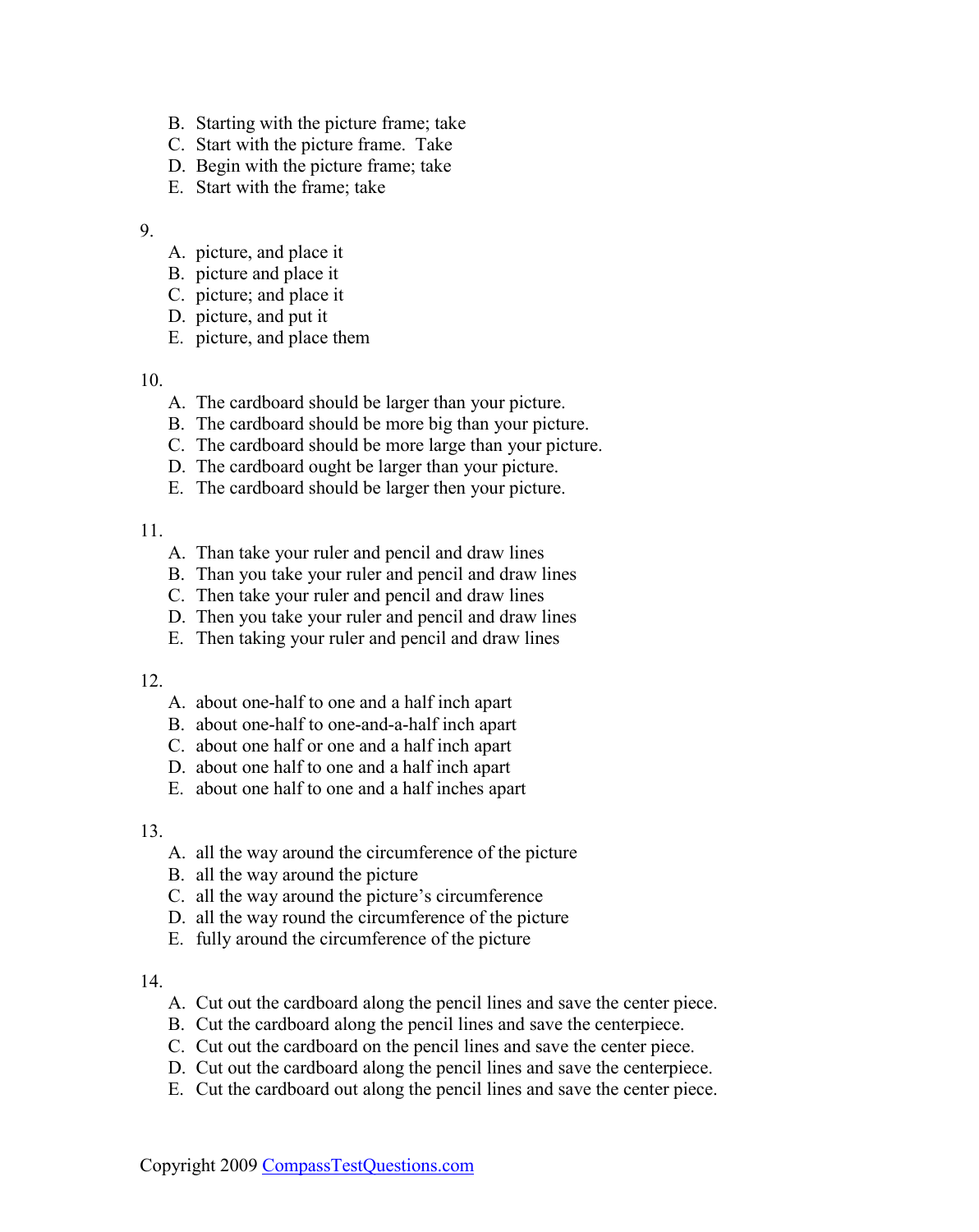B. Starting with the picture frame; take
C. Start with the picture frame. Take
D. Begin with the picture frame; take
E. Start with the frame; take

9.

A. picture, and place it
B. picture and place it
C. picture; and place it
D. picture, and put it
E. picture, and place them

10.

A. The cardboard should be larger than your picture.
B. The cardboard should be more big than your picture.
C. The cardboard should be more large than your picture.
D. The cardboard ought be larger than your picture.
E. The cardboard should be larger then your picture.

11.

A. Than take your ruler and pencil and draw lines
B. Than you take your ruler and pencil and draw lines
C. Then take your ruler and pencil and draw lines
D. Then you take your ruler and pencil and draw lines
E. Then taking your ruler and pencil and draw lines

12.

A. about one-half to one and a half inch apart
B. about one-half to one-and-a-half inch apart
C. about one half or one and a half inch apart
D. about one half to one and a half inch apart
E. about one half to one and a half inches apart

13.

A. all the way around the circumference of the picture
B. all the way around the picture
C. all the way around the picture's circumference
D. all the way round the circumference of the picture
E. fully around the circumference of the picture

14.

A. Cut out the cardboard along the pencil lines and save the center piece.
B. Cut the cardboard along the pencil lines and save the centerpiece.
C. Cut out the cardboard on the pencil lines and save the center piece.
D. Cut out the cardboard along the pencil lines and save the centerpiece.
E. Cut the cardboard out along the pencil lines and save the center piece.

Copyright 2009 CompassTestQuestions.com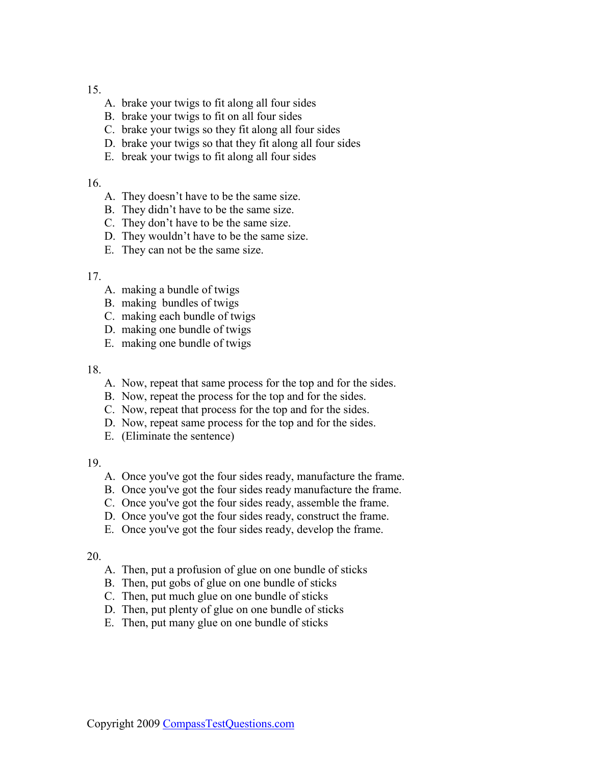15.

A. brake your twigs to fit along all four sides
B. brake your twigs to fit on all four sides
C. brake your twigs so they fit along all four sides
D. brake your twigs so that they fit along all four sides
E. break your twigs to fit along all four sides

16.

A. They doesn't have to be the same size.
B. They didn't have to be the same size.
C. They don't have to be the same size.
D. They wouldn't have to be the same size.
E. They can not be the same size.

17.

A. making a bundle of twigs
B. making  bundles of twigs
C. making each bundle of twigs
D. making one bundle of twigs
E. making one bundle of twigs

18.

A. Now, repeat that same process for the top and for the sides.
B. Now, repeat the process for the top and for the sides.
C. Now, repeat that process for the top and for the sides.
D. Now, repeat same process for the top and for the sides.
E. (Eliminate the sentence)

19.

A. Once you've got the four sides ready, manufacture the frame.
B. Once you've got the four sides ready manufacture the frame.
C. Once you've got the four sides ready, assemble the frame.
D. Once you've got the four sides ready, construct the frame.
E. Once you've got the four sides ready, develop the frame.

20.

A. Then, put a profusion of glue on one bundle of sticks
B. Then, put gobs of glue on one bundle of sticks
C. Then, put much glue on one bundle of sticks
D. Then, put plenty of glue on one bundle of sticks
E. Then, put many glue on one bundle of sticks

Copyright 2009 CompassTestQuestions.com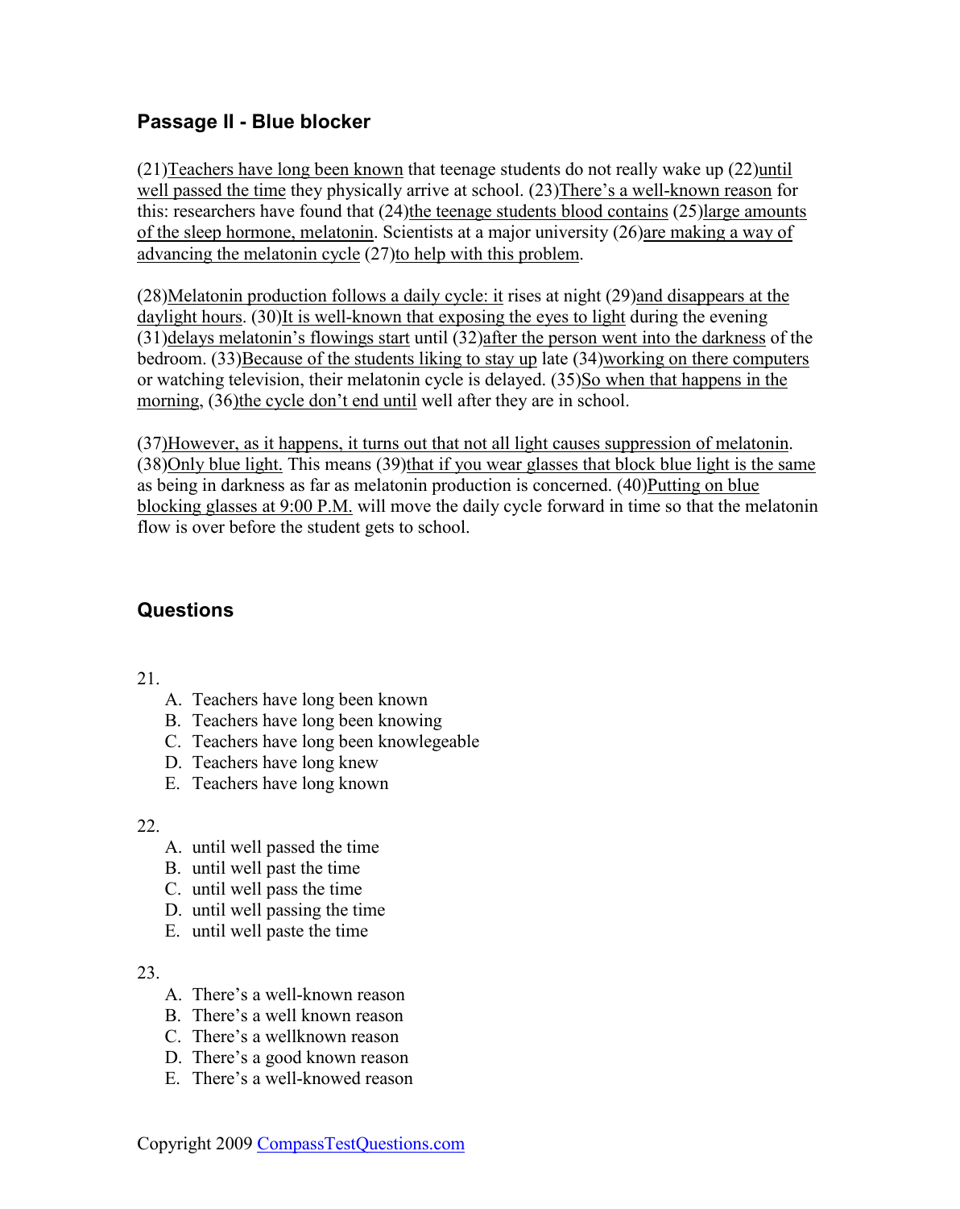## Passage II - Blue blocker

(21)Teachers have long been known that teenage students do not really wake up (22)until well passed the time they physically arrive at school. (23)There's a well-known reason for this: researchers have found that (24)the teenage students blood contains (25)large amounts of the sleep hormone, melatonin. Scientists at a major university (26)are making a way of advancing the melatonin cycle (27)to help with this problem.

(28)Melatonin production follows a daily cycle: it rises at night (29)and disappears at the daylight hours. (30)It is well-known that exposing the eyes to light during the evening (31)delays melatonin's flowings start until (32)after the person went into the darkness of the bedroom. (33)Because of the students liking to stay up late (34)working on there computers or watching television, their melatonin cycle is delayed. (35)So when that happens in the morning, (36)the cycle don't end until well after they are in school.

(37)However, as it happens, it turns out that not all light causes suppression of melatonin. (38)Only blue light. This means (39)that if you wear glasses that block blue light is the same as being in darkness as far as melatonin production is concerned. (40)Putting on blue blocking glasses at 9:00 P.M. will move the daily cycle forward in time so that the melatonin flow is over before the student gets to school.

## Questions

21.

A. Teachers have long been known
B. Teachers have long been knowing
C. Teachers have long been knowlegeable
D. Teachers have long knew
E. Teachers have long known

22.

A. until well passed the time
B. until well past the time
C. until well pass the time
D. until well passing the time
E. until well paste the time

23.

A. There's a well-known reason
B. There's a well known reason
C. There's a wellknown reason
D. There's a good known reason
E. There's a well-knowed reason

Copyright 2009 CompassTestQuestions.com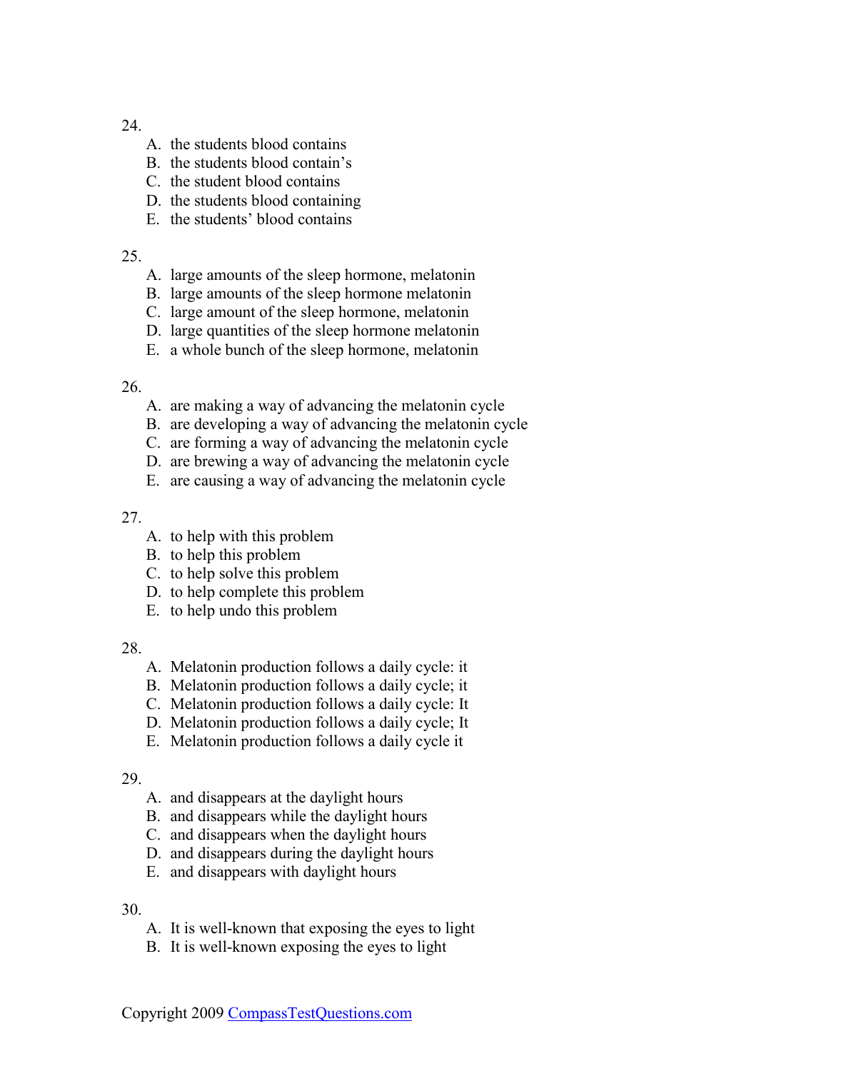24.

A. the students blood contains
B. the students blood contain's
C. the student blood contains
D. the students blood containing
E. the students' blood contains

25.

A. large amounts of the sleep hormone, melatonin
B. large amounts of the sleep hormone melatonin
C. large amount of the sleep hormone, melatonin
D. large quantities of the sleep hormone melatonin
E. a whole bunch of the sleep hormone, melatonin

26.

A. are making a way of advancing the melatonin cycle
B. are developing a way of advancing the melatonin cycle
C. are forming a way of advancing the melatonin cycle
D. are brewing a way of advancing the melatonin cycle
E. are causing a way of advancing the melatonin cycle

27.

A. to help with this problem
B. to help this problem
C. to help solve this problem
D. to help complete this problem
E. to help undo this problem

28.

A. Melatonin production follows a daily cycle: it
B. Melatonin production follows a daily cycle; it
C. Melatonin production follows a daily cycle: It
D. Melatonin production follows a daily cycle; It
E. Melatonin production follows a daily cycle it

29.

A. and disappears at the daylight hours
B. and disappears while the daylight hours
C. and disappears when the daylight hours
D. and disappears during the daylight hours
E. and disappears with daylight hours

30.

A. It is well-known that exposing the eyes to light
B. It is well-known exposing the eyes to light

Copyright 2009 CompassTestQuestions.com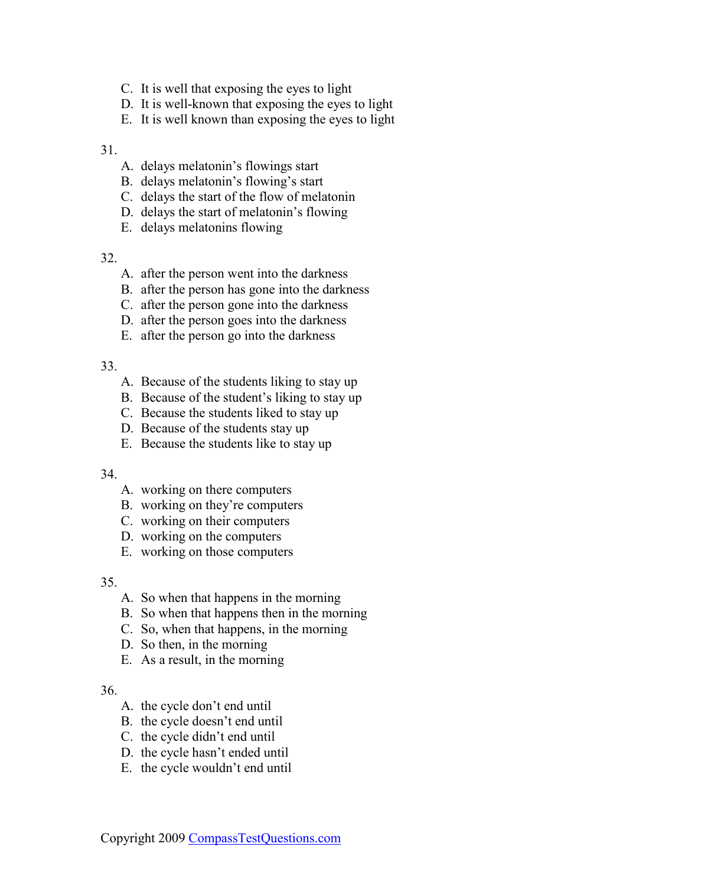C. It is well that exposing the eyes to light
D. It is well-known that exposing the eyes to light
E. It is well known than exposing the eyes to light

31.

A. delays melatonin's flowings start
B. delays melatonin's flowing's start
C. delays the start of the flow of melatonin
D. delays the start of melatonin's flowing
E. delays melatonins flowing

32.

A. after the person went into the darkness
B. after the person has gone into the darkness
C. after the person gone into the darkness
D. after the person goes into the darkness
E. after the person go into the darkness

33.

A. Because of the students liking to stay up
B. Because of the student's liking to stay up
C. Because the students liked to stay up
D. Because of the students stay up
E. Because the students like to stay up

34.

A. working on there computers
B. working on they're computers
C. working on their computers
D. working on the computers
E. working on those computers

35.

A. So when that happens in the morning
B. So when that happens then in the morning
C. So, when that happens, in the morning
D. So then, in the morning
E. As a result, in the morning

36.

A. the cycle don't end until
B. the cycle doesn't end until
C. the cycle didn't end until
D. the cycle hasn't ended until
E. the cycle wouldn't end until

Copyright 2009 CompassTestQuestions.com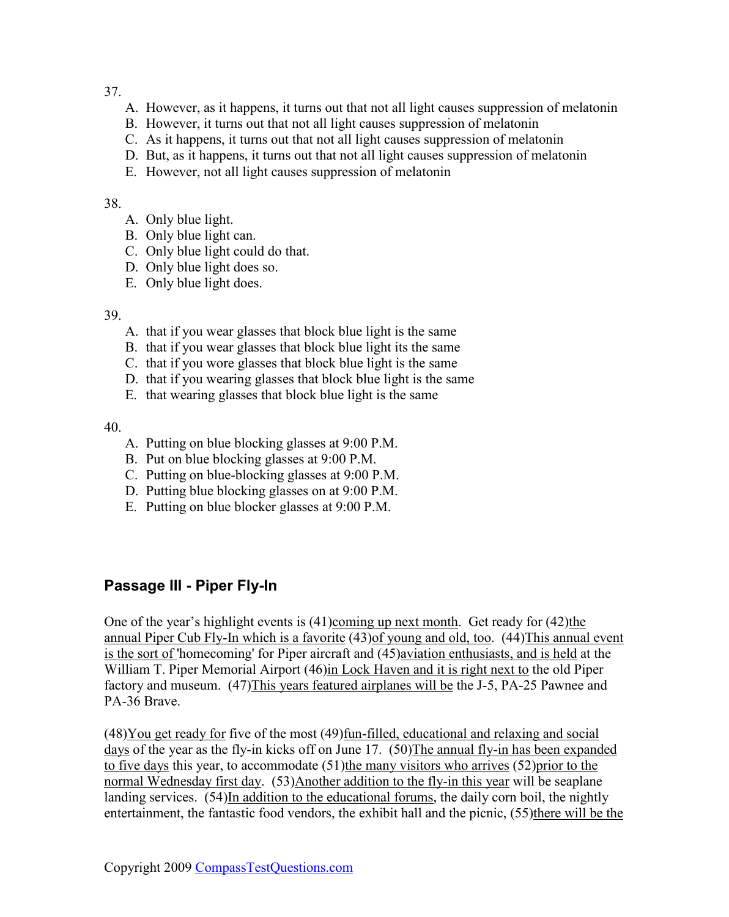37.

A. However, as it happens, it turns out that not all light causes suppression of melatonin
B. However, it turns out that not all light causes suppression of melatonin
C. As it happens, it turns out that not all light causes suppression of melatonin
D. But, as it happens, it turns out that not all light causes suppression of melatonin
E. However, not all light causes suppression of melatonin

38.

A. Only blue light.
B. Only blue light can.
C. Only blue light could do that.
D. Only blue light does so.
E. Only blue light does.

39.

A. that if you wear glasses that block blue light is the same
B. that if you wear glasses that block blue light its the same
C. that if you wore glasses that block blue light is the same
D. that if you wearing glasses that block blue light is the same
E. that wearing glasses that block blue light is the same

40.

A. Putting on blue blocking glasses at 9:00 P.M.
B. Put on blue blocking glasses at 9:00 P.M.
C. Putting on blue-blocking glasses at 9:00 P.M.
D. Putting blue blocking glasses on at 9:00 P.M.
E. Putting on blue blocker glasses at 9:00 P.M.

## Passage III - Piper Fly-In

One of the year's highlight events is (41)<u>coming up next month</u>. Get ready for (42)<u>the annual Piper Cub Fly-In which is a favorite</u> (43)<u>of young and old, too</u>. (44)<u>This annual event is the sort of</u> 'homecoming' for Piper aircraft and (45)<u>aviation enthusiasts, and is held</u> at the William T. Piper Memorial Airport (46)<u>in Lock Haven and it is right next to</u> the old Piper factory and museum. (47)<u>This years featured airplanes will be</u> the J-5, PA-25 Pawnee and PA-36 Brave.

(48)<u>You get ready for</u> five of the most (49)<u>fun-filled, educational and relaxing and social days</u> of the year as the fly-in kicks off on June 17. (50)<u>The annual fly-in has been expanded to five days</u> this year, to accommodate (51)<u>the many visitors who arrives</u> (52)<u>prior to the normal Wednesday first day</u>. (53)<u>Another addition to the fly-in this year</u> will be seaplane landing services. (54)<u>In addition to the educational forums,</u> the daily corn boil, the nightly entertainment, the fantastic food vendors, the exhibit hall and the picnic, (55)<u>there will be the</u>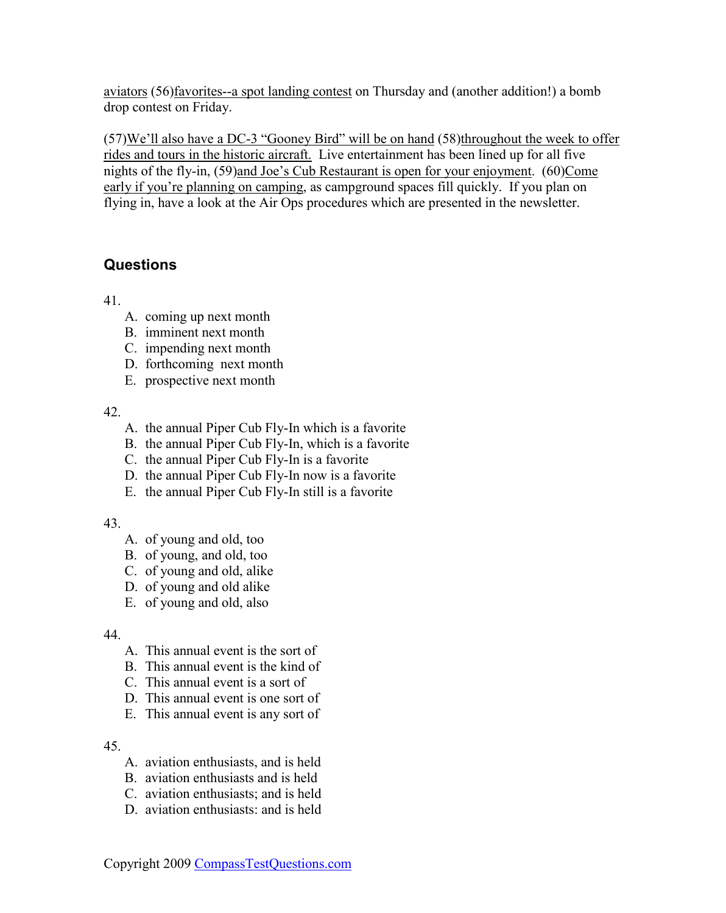<u>aviators</u> (56)<u>favorites--a spot landing contest</u> on Thursday and (another addition!) a bomb drop contest on Friday.

(57)<u>We'll also have a DC-3 "Gooney Bird" will be on hand</u> (58)<u>throughout the week to offer rides and tours in the historic aircraft.</u> Live entertainment has been lined up for all five nights of the fly-in, (59)<u>and Joe's Cub Restaurant is open for your enjoyment</u>. (60)<u>Come early if you're planning on camping</u>, as campground spaces fill quickly. If you plan on flying in, have a look at the Air Ops procedures which are presented in the newsletter.

## Questions

41.

A. coming up next month
B. imminent next month
C. impending next month
D. forthcoming next month
E. prospective next month

42.

A. the annual Piper Cub Fly-In which is a favorite
B. the annual Piper Cub Fly-In, which is a favorite
C. the annual Piper Cub Fly-In is a favorite
D. the annual Piper Cub Fly-In now is a favorite
E. the annual Piper Cub Fly-In still is a favorite

43.

A. of young and old, too
B. of young, and old, too
C. of young and old, alike
D. of young and old alike
E. of young and old, also

44.

A. This annual event is the sort of
B. This annual event is the kind of
C. This annual event is a sort of
D. This annual event is one sort of
E. This annual event is any sort of

45.

A. aviation enthusiasts, and is held
B. aviation enthusiasts and is held
C. aviation enthusiasts; and is held
D. aviation enthusiasts: and is held

Copyright 2009 CompassTestQuestions.com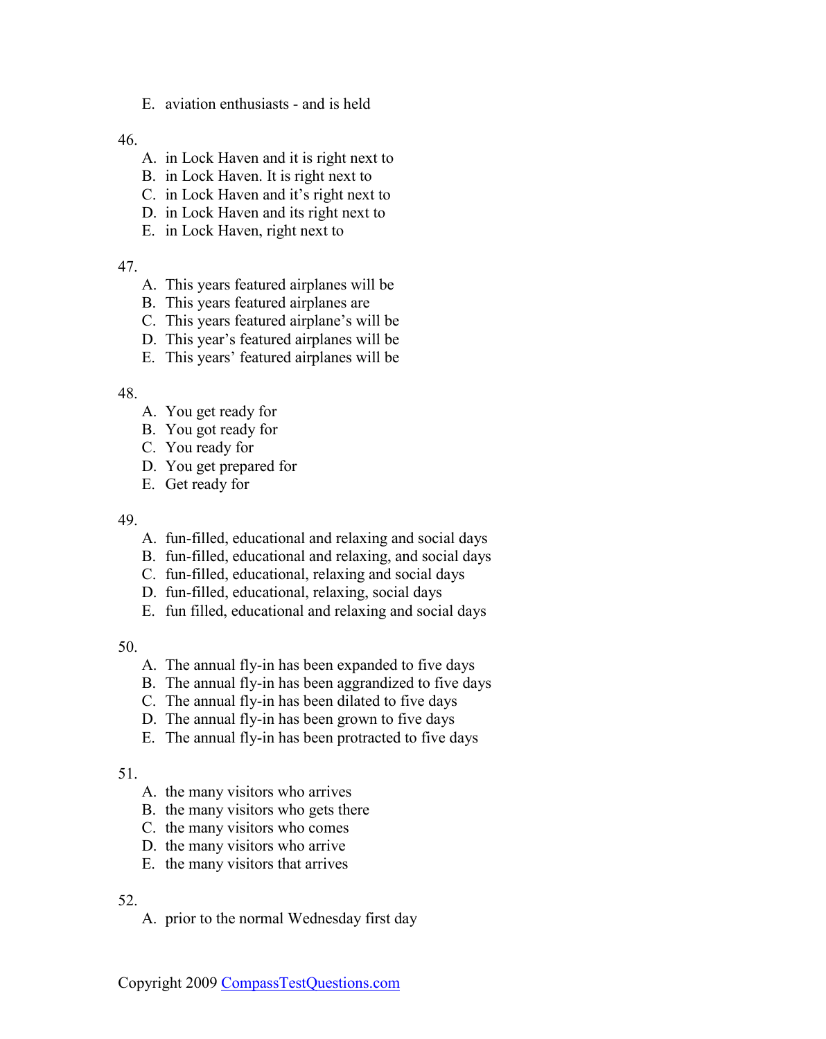E. aviation enthusiasts - and is held

46.

A. in Lock Haven and it is right next to
B. in Lock Haven. It is right next to
C. in Lock Haven and it's right next to
D. in Lock Haven and its right next to
E. in Lock Haven, right next to

47.

A. This years featured airplanes will be
B. This years featured airplanes are
C. This years featured airplane's will be
D. This year's featured airplanes will be
E. This years' featured airplanes will be

48.

A. You get ready for
B. You got ready for
C. You ready for
D. You get prepared for
E. Get ready for

49.

A. fun-filled, educational and relaxing and social days
B. fun-filled, educational and relaxing, and social days
C. fun-filled, educational, relaxing and social days
D. fun-filled, educational, relaxing, social days
E. fun filled, educational and relaxing and social days

50.

A. The annual fly-in has been expanded to five days
B. The annual fly-in has been aggrandized to five days
C. The annual fly-in has been dilated to five days
D. The annual fly-in has been grown to five days
E. The annual fly-in has been protracted to five days

51.

A. the many visitors who arrives
B. the many visitors who gets there
C. the many visitors who comes
D. the many visitors who arrive
E. the many visitors that arrives

52.

A. prior to the normal Wednesday first day

Copyright 2009 CompassTestQuestions.com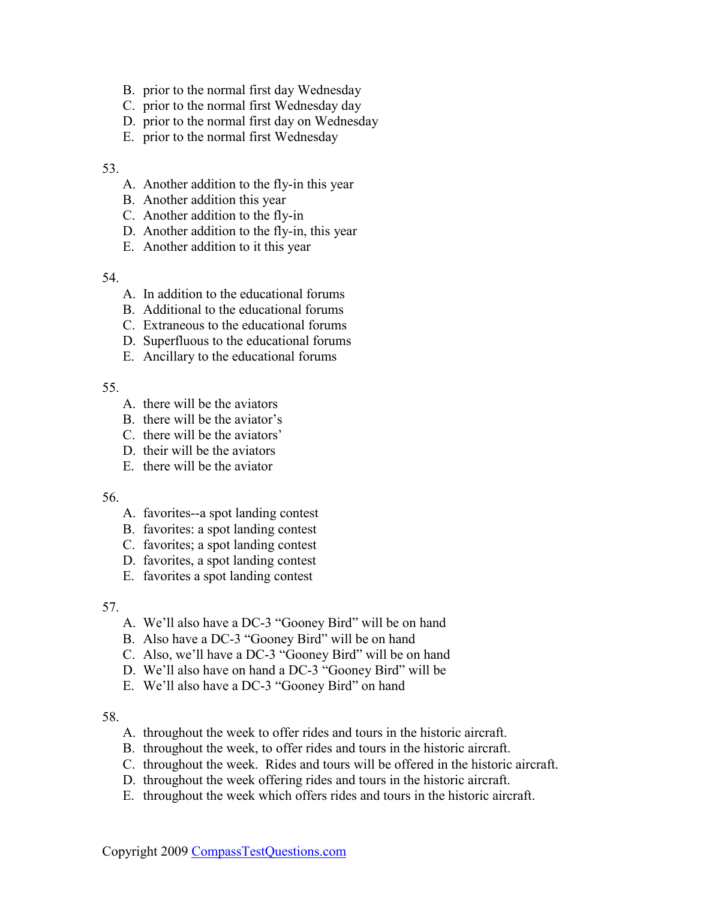B. prior to the normal first day Wednesday
C. prior to the normal first Wednesday day
D. prior to the normal first day on Wednesday
E. prior to the normal first Wednesday

53.

A. Another addition to the fly-in this year
B. Another addition this year
C. Another addition to the fly-in
D. Another addition to the fly-in, this year
E. Another addition to it this year

54.

A. In addition to the educational forums
B. Additional to the educational forums
C. Extraneous to the educational forums
D. Superfluous to the educational forums
E. Ancillary to the educational forums

55.

A. there will be the aviators
B. there will be the aviator's
C. there will be the aviators'
D. their will be the aviators
E. there will be the aviator

56.

A. favorites--a spot landing contest
B. favorites: a spot landing contest
C. favorites; a spot landing contest
D. favorites, a spot landing contest
E. favorites a spot landing contest

57.

A. We'll also have a DC-3 "Gooney Bird" will be on hand
B. Also have a DC-3 "Gooney Bird" will be on hand
C. Also, we'll have a DC-3 "Gooney Bird" will be on hand
D. We'll also have on hand a DC-3 "Gooney Bird" will be
E. We'll also have a DC-3 "Gooney Bird" on hand

58.

A. throughout the week to offer rides and tours in the historic aircraft.
B. throughout the week, to offer rides and tours in the historic aircraft.
C. throughout the week. Rides and tours will be offered in the historic aircraft.
D. throughout the week offering rides and tours in the historic aircraft.
E. throughout the week which offers rides and tours in the historic aircraft.

Copyright 2009 CompassTestQuestions.com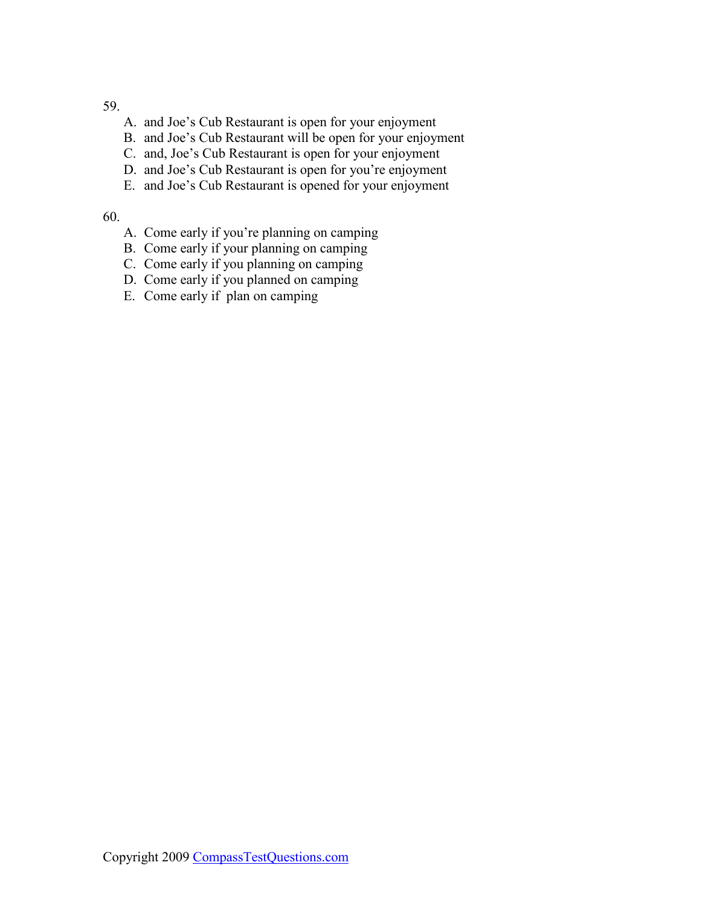59.

A. and Joe’s Cub Restaurant is open for your enjoyment
B. and Joe’s Cub Restaurant will be open for your enjoyment
C. and, Joe’s Cub Restaurant is open for your enjoyment
D. and Joe’s Cub Restaurant is open for you’re enjoyment
E. and Joe’s Cub Restaurant is opened for your enjoyment

60.

A. Come early if you’re planning on camping
B. Come early if your planning on camping
C. Come early if you planning on camping
D. Come early if you planned on camping
E. Come early if  plan on camping

Copyright 2009 CompassTestQuestions.com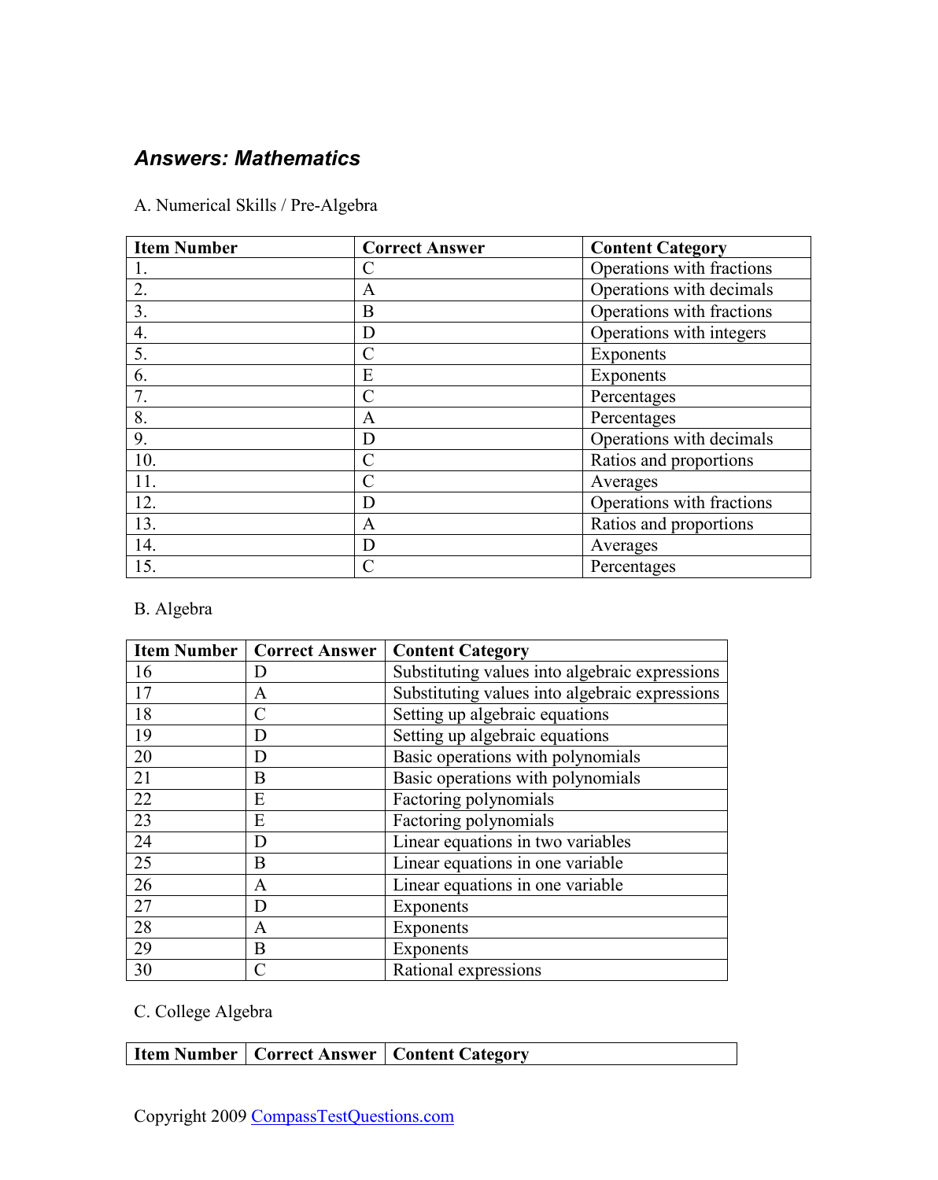## *Answers: Mathematics*

A. Numerical Skills / Pre-Algebra

| Item Number | Correct Answer | Content Category |
|---|---|---|
| 1. | C | Operations with fractions |
| 2. | A | Operations with decimals |
| 3. | B | Operations with fractions |
| 4. | D | Operations with integers |
| 5. | C | Exponents |
| 6. | E | Exponents |
| 7. | C | Percentages |
| 8. | A | Percentages |
| 9. | D | Operations with decimals |
| 10. | C | Ratios and proportions |
| 11. | C | Averages |
| 12. | D | Operations with fractions |
| 13. | A | Ratios and proportions |
| 14. | D | Averages |
| 15. | C | Percentages |

B. Algebra

| Item Number | Correct Answer | Content Category |
|---|---|---|
| 16 | D | Substituting values into algebraic expressions |
| 17 | A | Substituting values into algebraic expressions |
| 18 | C | Setting up algebraic equations |
| 19 | D | Setting up algebraic equations |
| 20 | D | Basic operations with polynomials |
| 21 | B | Basic operations with polynomials |
| 22 | E | Factoring polynomials |
| 23 | E | Factoring polynomials |
| 24 | D | Linear equations in two variables |
| 25 | B | Linear equations in one variable |
| 26 | A | Linear equations in one variable |
| 27 | D | Exponents |
| 28 | A | Exponents |
| 29 | B | Exponents |
| 30 | C | Rational expressions |

C. College Algebra

| Item Number | Correct Answer | Content Category |
|---|---|---|

Copyright 2009 CompassTestQuestions.com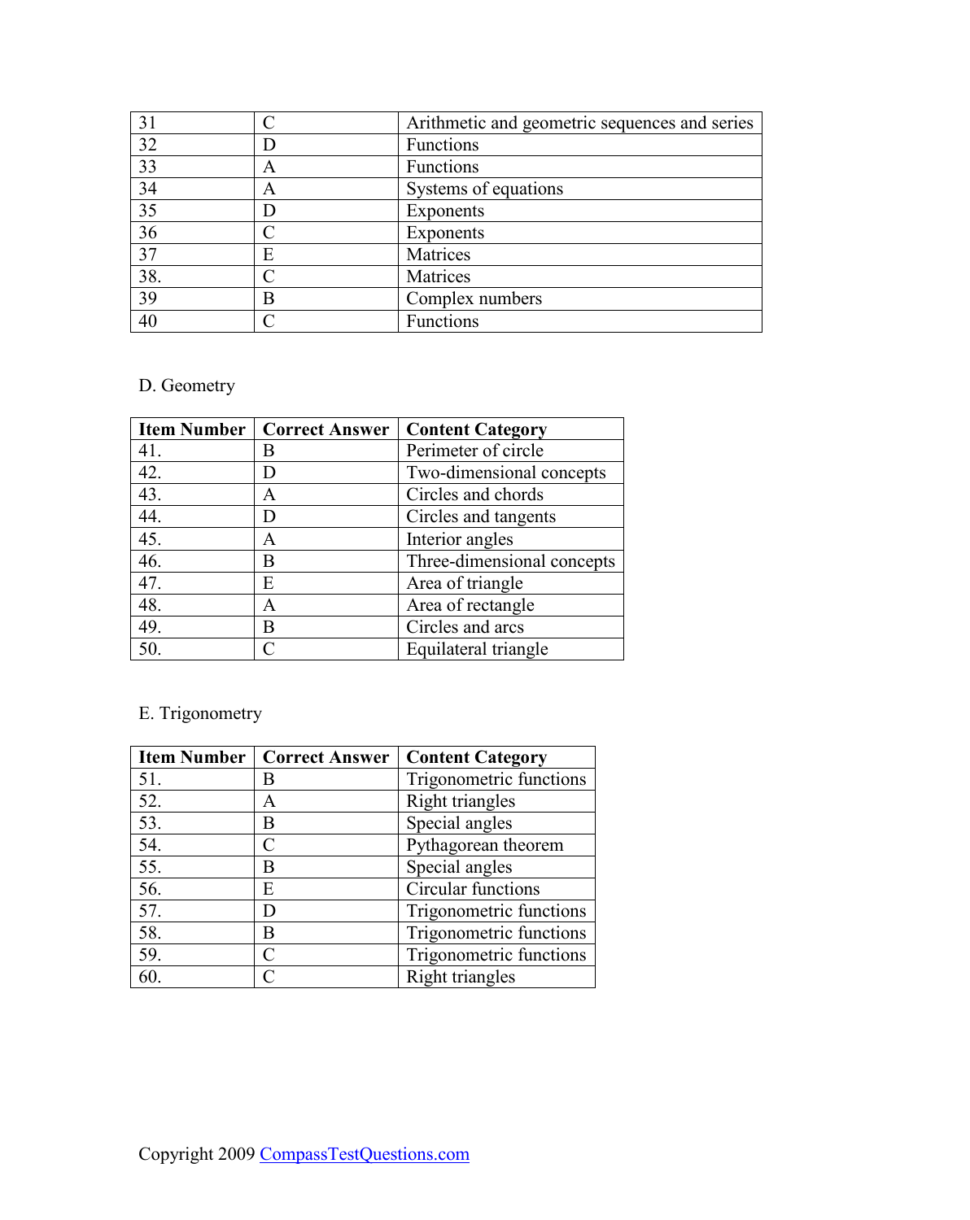| 31 | C | Arithmetic and geometric sequences and series |
| --- | --- | --- |
| 32 | D | Functions |
| 33 | A | Functions |
| 34 | A | Systems of equations |
| 35 | D | Exponents |
| 36 | C | Exponents |
| 37 | E | Matrices |
| 38. | C | Matrices |
| 39 | B | Complex numbers |
| 40 | C | Functions |

D. Geometry

| Item Number | Correct Answer | Content Category |
| --- | --- | --- |
| 41. | B | Perimeter of circle |
| 42. | D | Two-dimensional concepts |
| 43. | A | Circles and chords |
| 44. | D | Circles and tangents |
| 45. | A | Interior angles |
| 46. | B | Three-dimensional concepts |
| 47. | E | Area of triangle |
| 48. | A | Area of rectangle |
| 49. | B | Circles and arcs |
| 50. | C | Equilateral triangle |

E. Trigonometry

| Item Number | Correct Answer | Content Category |
| --- | --- | --- |
| 51. | B | Trigonometric functions |
| 52. | A | Right triangles |
| 53. | B | Special angles |
| 54. | C | Pythagorean theorem |
| 55. | B | Special angles |
| 56. | E | Circular functions |
| 57. | D | Trigonometric functions |
| 58. | B | Trigonometric functions |
| 59. | C | Trigonometric functions |
| 60. | C | Right triangles |

Copyright 2009 CompassTestQuestions.com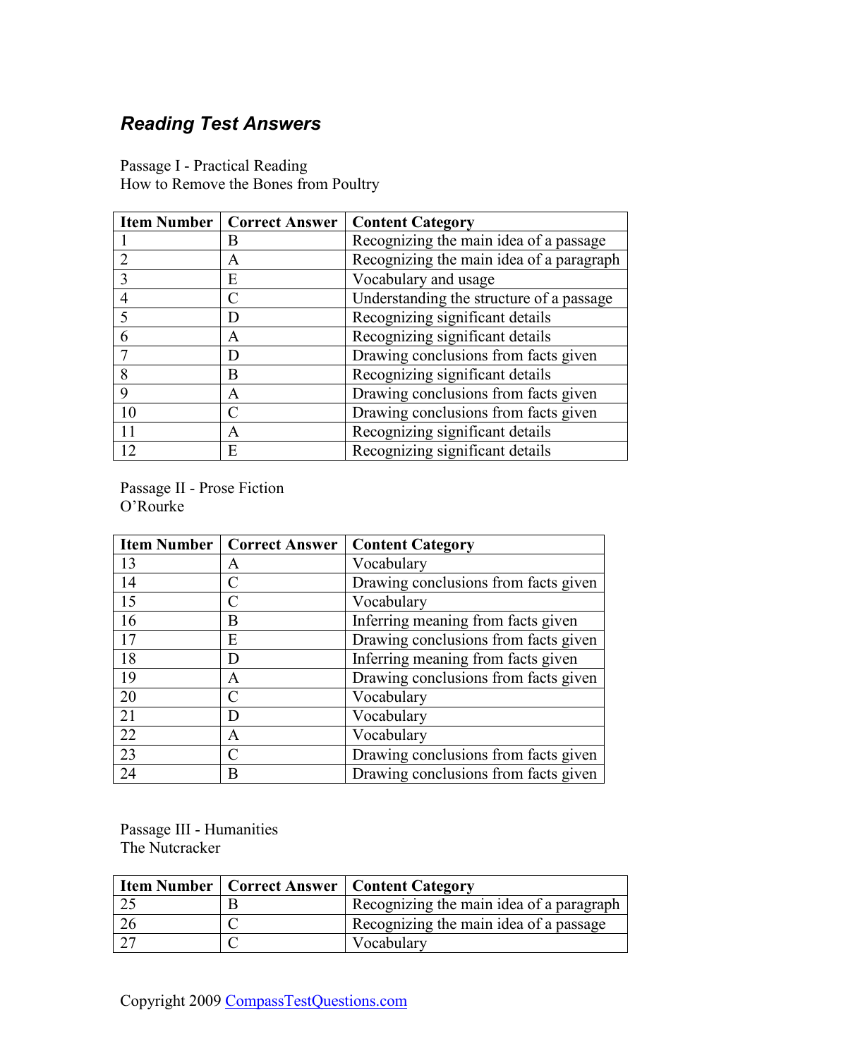## *Reading Test Answers*

Passage I - Practical Reading
How to Remove the Bones from Poultry

| Item Number | Correct Answer | Content Category |
|---|---|---|
| 1 | B | Recognizing the main idea of a passage |
| 2 | A | Recognizing the main idea of a paragraph |
| 3 | E | Vocabulary and usage |
| 4 | C | Understanding the structure of a passage |
| 5 | D | Recognizing significant details |
| 6 | A | Recognizing significant details |
| 7 | D | Drawing conclusions from facts given |
| 8 | B | Recognizing significant details |
| 9 | A | Drawing conclusions from facts given |
| 10 | C | Drawing conclusions from facts given |
| 11 | A | Recognizing significant details |
| 12 | E | Recognizing significant details |

Passage II - Prose Fiction
O'Rourke

| Item Number | Correct Answer | Content Category |
|---|---|---|
| 13 | A | Vocabulary |
| 14 | C | Drawing conclusions from facts given |
| 15 | C | Vocabulary |
| 16 | B | Inferring meaning from facts given |
| 17 | E | Drawing conclusions from facts given |
| 18 | D | Inferring meaning from facts given |
| 19 | A | Drawing conclusions from facts given |
| 20 | C | Vocabulary |
| 21 | D | Vocabulary |
| 22 | A | Vocabulary |
| 23 | C | Drawing conclusions from facts given |
| 24 | B | Drawing conclusions from facts given |

Passage III - Humanities
The Nutcracker

| Item Number | Correct Answer | Content Category |
|---|---|---|
| 25 | B | Recognizing the main idea of a paragraph |
| 26 | C | Recognizing the main idea of a passage |
| 27 | C | Vocabulary |

Copyright 2009 CompassTestQuestions.com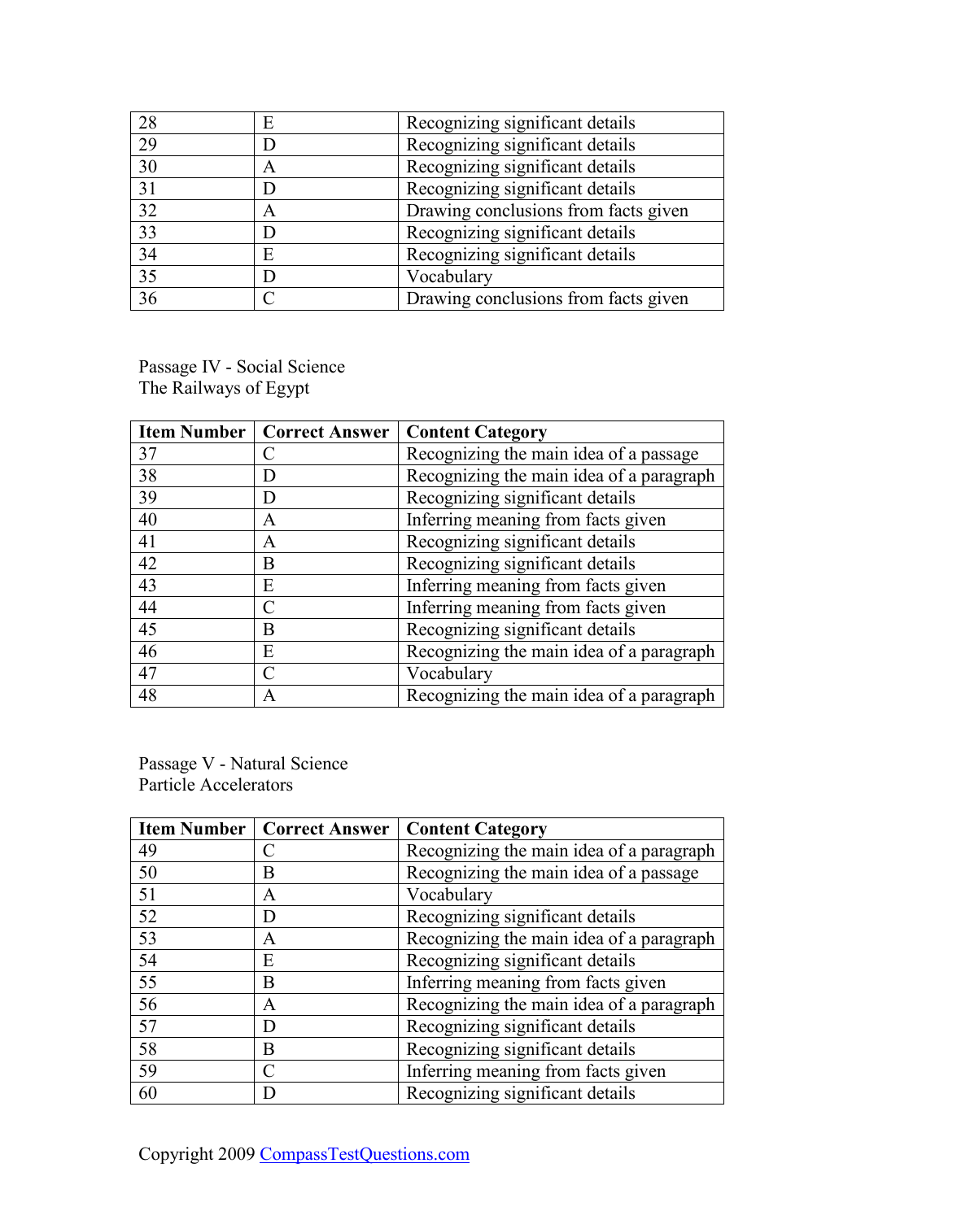| | | |
|---|---|---|
| 28 | E | Recognizing significant details |
| 29 | D | Recognizing significant details |
| 30 | A | Recognizing significant details |
| 31 | D | Recognizing significant details |
| 32 | A | Drawing conclusions from facts given |
| 33 | D | Recognizing significant details |
| 34 | E | Recognizing significant details |
| 35 | D | Vocabulary |
| 36 | C | Drawing conclusions from facts given |

Passage IV - Social Science
The Railways of Egypt

| Item Number | Correct Answer | Content Category |
|---|---|---|
| 37 | C | Recognizing the main idea of a passage |
| 38 | D | Recognizing the main idea of a paragraph |
| 39 | D | Recognizing significant details |
| 40 | A | Inferring meaning from facts given |
| 41 | A | Recognizing significant details |
| 42 | B | Recognizing significant details |
| 43 | E | Inferring meaning from facts given |
| 44 | C | Inferring meaning from facts given |
| 45 | B | Recognizing significant details |
| 46 | E | Recognizing the main idea of a paragraph |
| 47 | C | Vocabulary |
| 48 | A | Recognizing the main idea of a paragraph |

Passage V - Natural Science
Particle Accelerators

| Item Number | Correct Answer | Content Category |
|---|---|---|
| 49 | C | Recognizing the main idea of a paragraph |
| 50 | B | Recognizing the main idea of a passage |
| 51 | A | Vocabulary |
| 52 | D | Recognizing significant details |
| 53 | A | Recognizing the main idea of a paragraph |
| 54 | E | Recognizing significant details |
| 55 | B | Inferring meaning from facts given |
| 56 | A | Recognizing the main idea of a paragraph |
| 57 | D | Recognizing significant details |
| 58 | B | Recognizing significant details |
| 59 | C | Inferring meaning from facts given |
| 60 | D | Recognizing significant details |

Copyright 2009 CompassTestQuestions.com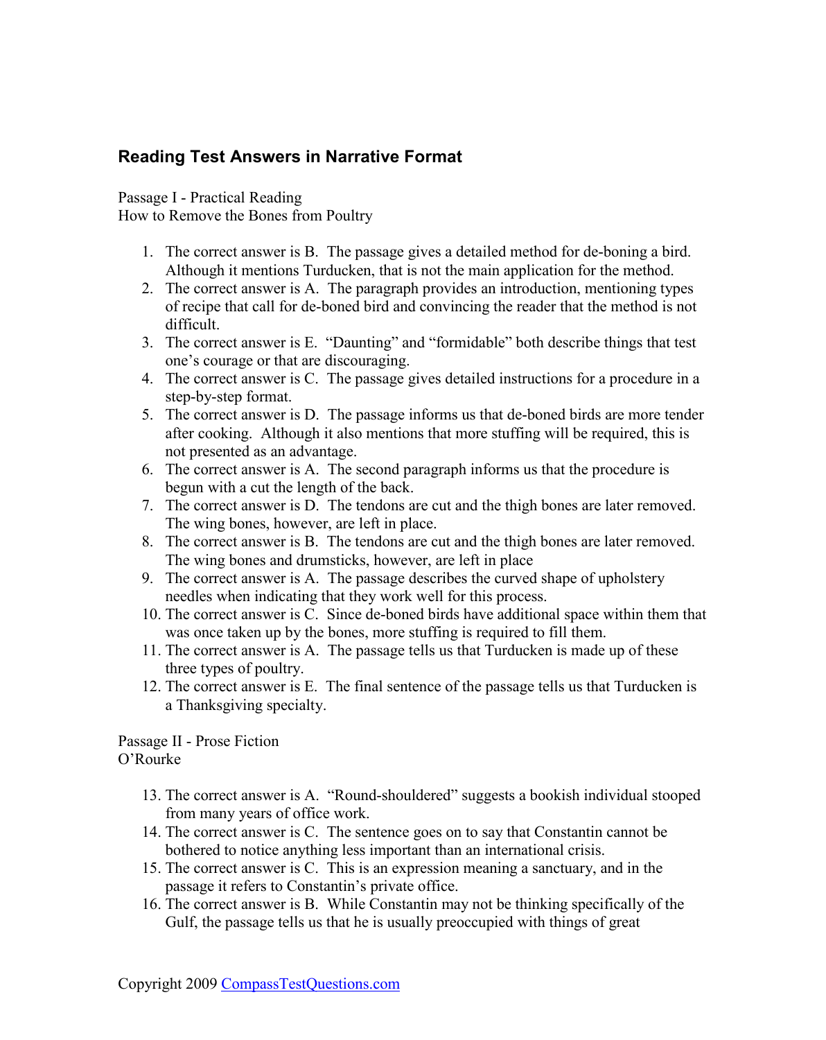## Reading Test Answers in Narrative Format

Passage I - Practical Reading
How to Remove the Bones from Poultry

1. The correct answer is B. The passage gives a detailed method for de-boning a bird. Although it mentions Turducken, that is not the main application for the method.
2. The correct answer is A. The paragraph provides an introduction, mentioning types of recipe that call for de-boned bird and convincing the reader that the method is not difficult.
3. The correct answer is E. "Daunting" and "formidable" both describe things that test one's courage or that are discouraging.
4. The correct answer is C. The passage gives detailed instructions for a procedure in a step-by-step format.
5. The correct answer is D. The passage informs us that de-boned birds are more tender after cooking. Although it also mentions that more stuffing will be required, this is not presented as an advantage.
6. The correct answer is A. The second paragraph informs us that the procedure is begun with a cut the length of the back.
7. The correct answer is D. The tendons are cut and the thigh bones are later removed. The wing bones, however, are left in place.
8. The correct answer is B. The tendons are cut and the thigh bones are later removed. The wing bones and drumsticks, however, are left in place
9. The correct answer is A. The passage describes the curved shape of upholstery needles when indicating that they work well for this process.
10. The correct answer is C. Since de-boned birds have additional space within them that was once taken up by the bones, more stuffing is required to fill them.
11. The correct answer is A. The passage tells us that Turducken is made up of these three types of poultry.
12. The correct answer is E. The final sentence of the passage tells us that Turducken is a Thanksgiving specialty.

Passage II - Prose Fiction
O'Rourke

13. The correct answer is A. "Round-shouldered" suggests a bookish individual stooped from many years of office work.
14. The correct answer is C. The sentence goes on to say that Constantin cannot be bothered to notice anything less important than an international crisis.
15. The correct answer is C. This is an expression meaning a sanctuary, and in the passage it refers to Constantin's private office.
16. The correct answer is B. While Constantin may not be thinking specifically of the Gulf, the passage tells us that he is usually preoccupied with things of great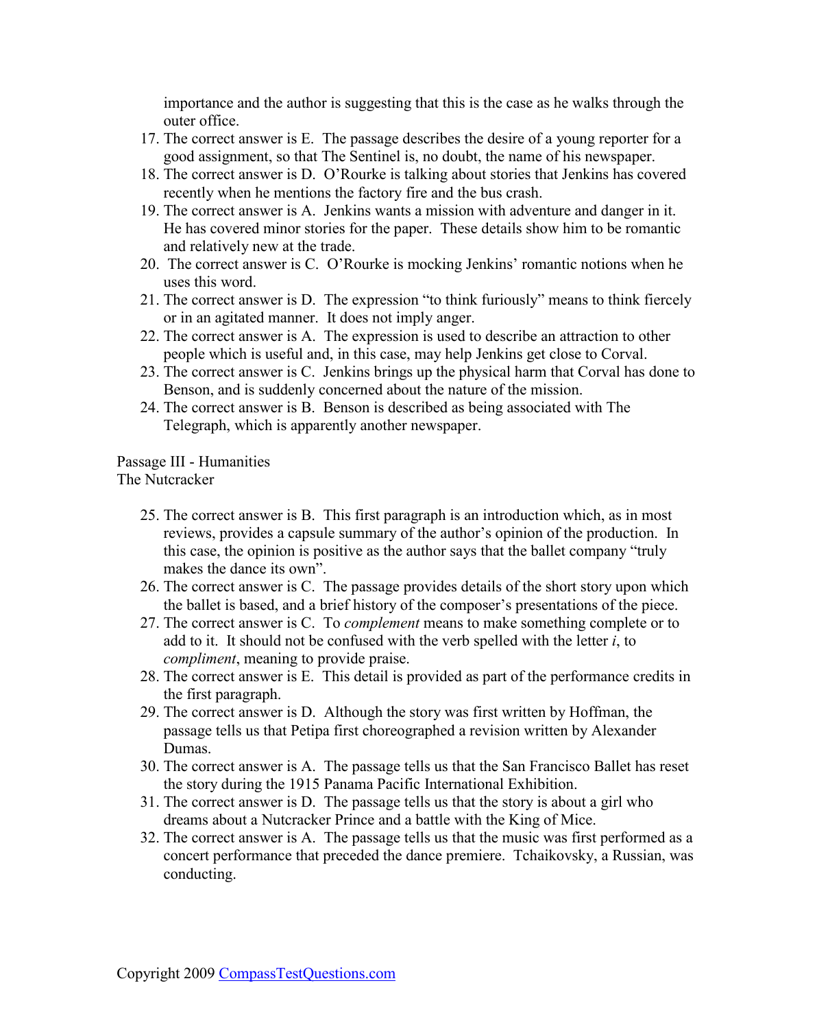importance and the author is suggesting that this is the case as he walks through the outer office.

17. The correct answer is E. The passage describes the desire of a young reporter for a good assignment, so that The Sentinel is, no doubt, the name of his newspaper.
18. The correct answer is D. O'Rourke is talking about stories that Jenkins has covered recently when he mentions the factory fire and the bus crash.
19. The correct answer is A. Jenkins wants a mission with adventure and danger in it. He has covered minor stories for the paper. These details show him to be romantic and relatively new at the trade.
20. The correct answer is C. O'Rourke is mocking Jenkins' romantic notions when he uses this word.
21. The correct answer is D. The expression "to think furiously" means to think fiercely or in an agitated manner. It does not imply anger.
22. The correct answer is A. The expression is used to describe an attraction to other people which is useful and, in this case, may help Jenkins get close to Corval.
23. The correct answer is C. Jenkins brings up the physical harm that Corval has done to Benson, and is suddenly concerned about the nature of the mission.
24. The correct answer is B. Benson is described as being associated with The Telegraph, which is apparently another newspaper.

Passage III - Humanities
The Nutcracker

25. The correct answer is B. This first paragraph is an introduction which, as in most reviews, provides a capsule summary of the author's opinion of the production. In this case, the opinion is positive as the author says that the ballet company "truly makes the dance its own".
26. The correct answer is C. The passage provides details of the short story upon which the ballet is based, and a brief history of the composer's presentations of the piece.
27. The correct answer is C. To *complement* means to make something complete or to add to it. It should not be confused with the verb spelled with the letter *i*, to *compliment*, meaning to provide praise.
28. The correct answer is E. This detail is provided as part of the performance credits in the first paragraph.
29. The correct answer is D. Although the story was first written by Hoffman, the passage tells us that Petipa first choreographed a revision written by Alexander Dumas.
30. The correct answer is A. The passage tells us that the San Francisco Ballet has reset the story during the 1915 Panama Pacific International Exhibition.
31. The correct answer is D. The passage tells us that the story is about a girl who dreams about a Nutcracker Prince and a battle with the King of Mice.
32. The correct answer is A. The passage tells us that the music was first performed as a concert performance that preceded the dance premiere. Tchaikovsky, a Russian, was conducting.

Copyright 2009 CompassTestQuestions.com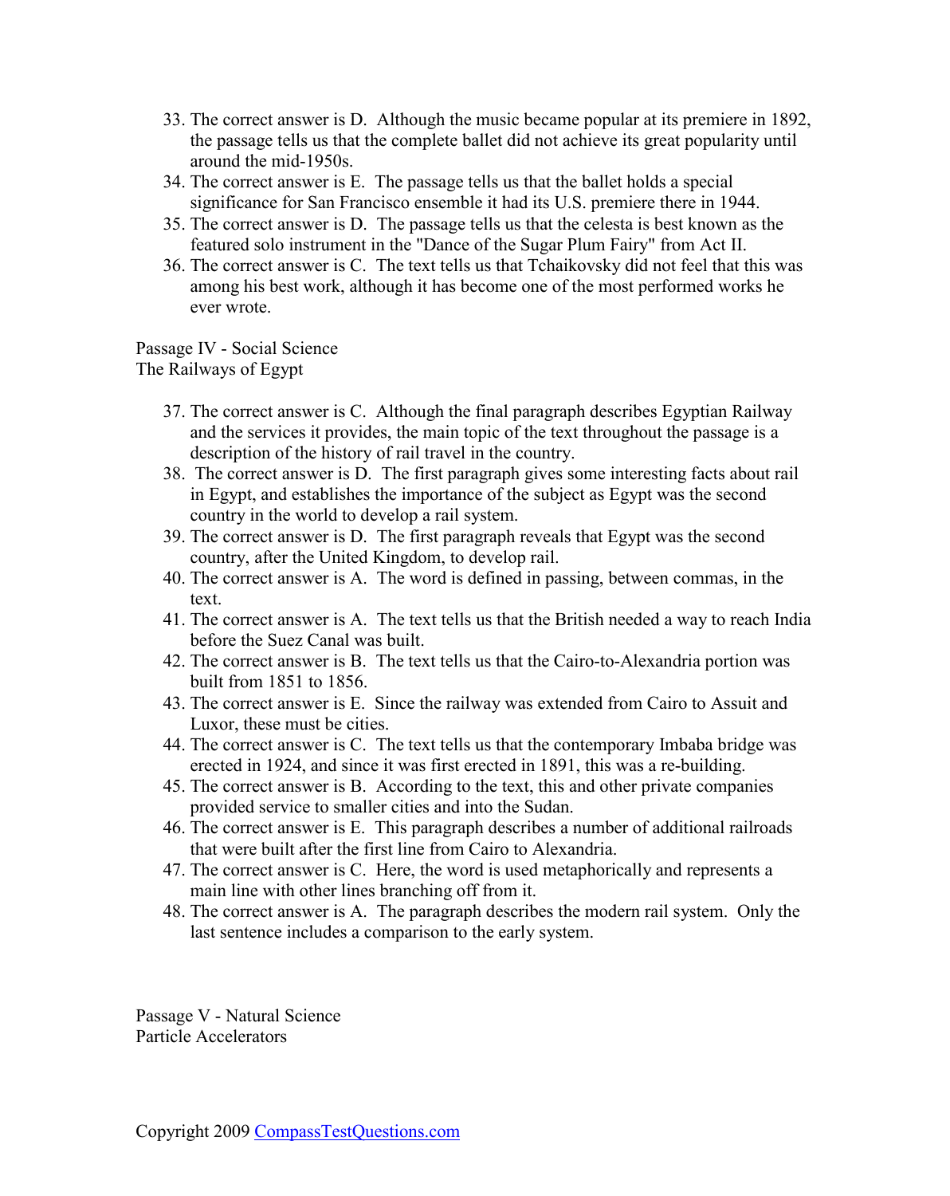33. The correct answer is D. Although the music became popular at its premiere in 1892, the passage tells us that the complete ballet did not achieve its great popularity until around the mid-1950s.
34. The correct answer is E. The passage tells us that the ballet holds a special significance for San Francisco ensemble it had its U.S. premiere there in 1944.
35. The correct answer is D. The passage tells us that the celesta is best known as the featured solo instrument in the "Dance of the Sugar Plum Fairy" from Act II.
36. The correct answer is C. The text tells us that Tchaikovsky did not feel that this was among his best work, although it has become one of the most performed works he ever wrote.

Passage IV - Social Science
The Railways of Egypt

37. The correct answer is C. Although the final paragraph describes Egyptian Railway and the services it provides, the main topic of the text throughout the passage is a description of the history of rail travel in the country.
38. The correct answer is D. The first paragraph gives some interesting facts about rail in Egypt, and establishes the importance of the subject as Egypt was the second country in the world to develop a rail system.
39. The correct answer is D. The first paragraph reveals that Egypt was the second country, after the United Kingdom, to develop rail.
40. The correct answer is A. The word is defined in passing, between commas, in the text.
41. The correct answer is A. The text tells us that the British needed a way to reach India before the Suez Canal was built.
42. The correct answer is B. The text tells us that the Cairo-to-Alexandria portion was built from 1851 to 1856.
43. The correct answer is E. Since the railway was extended from Cairo to Assuit and Luxor, these must be cities.
44. The correct answer is C. The text tells us that the contemporary Imbaba bridge was erected in 1924, and since it was first erected in 1891, this was a re-building.
45. The correct answer is B. According to the text, this and other private companies provided service to smaller cities and into the Sudan.
46. The correct answer is E. This paragraph describes a number of additional railroads that were built after the first line from Cairo to Alexandria.
47. The correct answer is C. Here, the word is used metaphorically and represents a main line with other lines branching off from it.
48. The correct answer is A. The paragraph describes the modern rail system. Only the last sentence includes a comparison to the early system.

Passage V - Natural Science
Particle Accelerators

Copyright 2009 [CompassTestQuestions.com](CompassTestQuestions.com)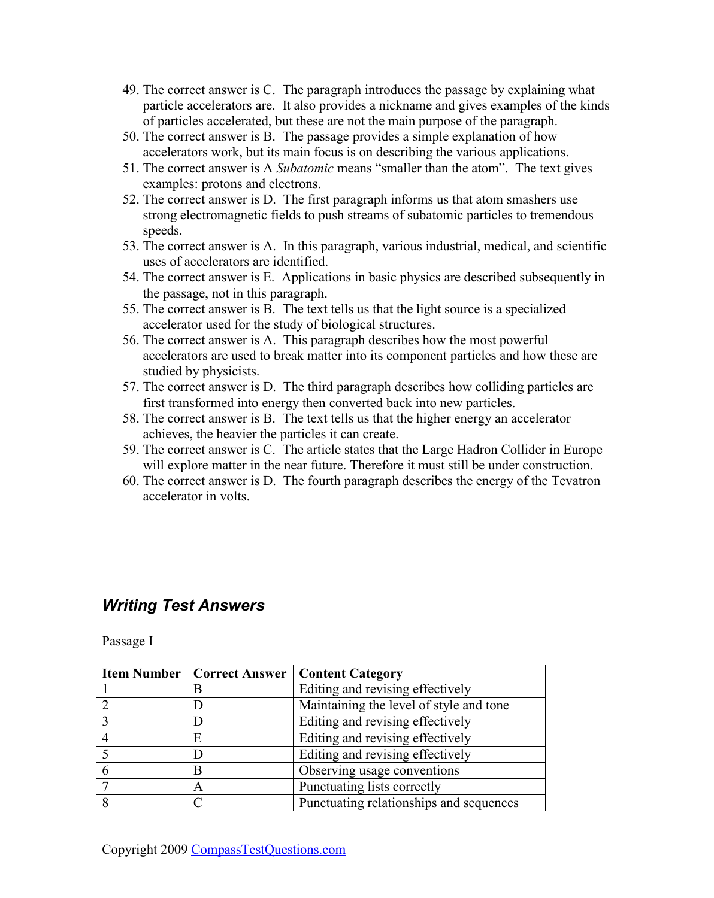49. The correct answer is C. The paragraph introduces the passage by explaining what particle accelerators are. It also provides a nickname and gives examples of the kinds of particles accelerated, but these are not the main purpose of the paragraph.
50. The correct answer is B. The passage provides a simple explanation of how accelerators work, but its main focus is on describing the various applications.
51. The correct answer is A *Subatomic* means "smaller than the atom". The text gives examples: protons and electrons.
52. The correct answer is D. The first paragraph informs us that atom smashers use strong electromagnetic fields to push streams of subatomic particles to tremendous speeds.
53. The correct answer is A. In this paragraph, various industrial, medical, and scientific uses of accelerators are identified.
54. The correct answer is E. Applications in basic physics are described subsequently in the passage, not in this paragraph.
55. The correct answer is B. The text tells us that the light source is a specialized accelerator used for the study of biological structures.
56. The correct answer is A. This paragraph describes how the most powerful accelerators are used to break matter into its component particles and how these are studied by physicists.
57. The correct answer is D. The third paragraph describes how colliding particles are first transformed into energy then converted back into new particles.
58. The correct answer is B. The text tells us that the higher energy an accelerator achieves, the heavier the particles it can create.
59. The correct answer is C. The article states that the Large Hadron Collider in Europe will explore matter in the near future. Therefore it must still be under construction.
60. The correct answer is D. The fourth paragraph describes the energy of the Tevatron accelerator in volts.

## *Writing Test Answers*

Passage I

| Item Number | Correct Answer | Content Category |
|---|---|---|
| 1 | B | Editing and revising effectively |
| 2 | D | Maintaining the level of style and tone |
| 3 | D | Editing and revising effectively |
| 4 | E | Editing and revising effectively |
| 5 | D | Editing and revising effectively |
| 6 | B | Observing usage conventions |
| 7 | A | Punctuating lists correctly |
| 8 | C | Punctuating relationships and sequences |

Copyright 2009 CompassTestQuestions.com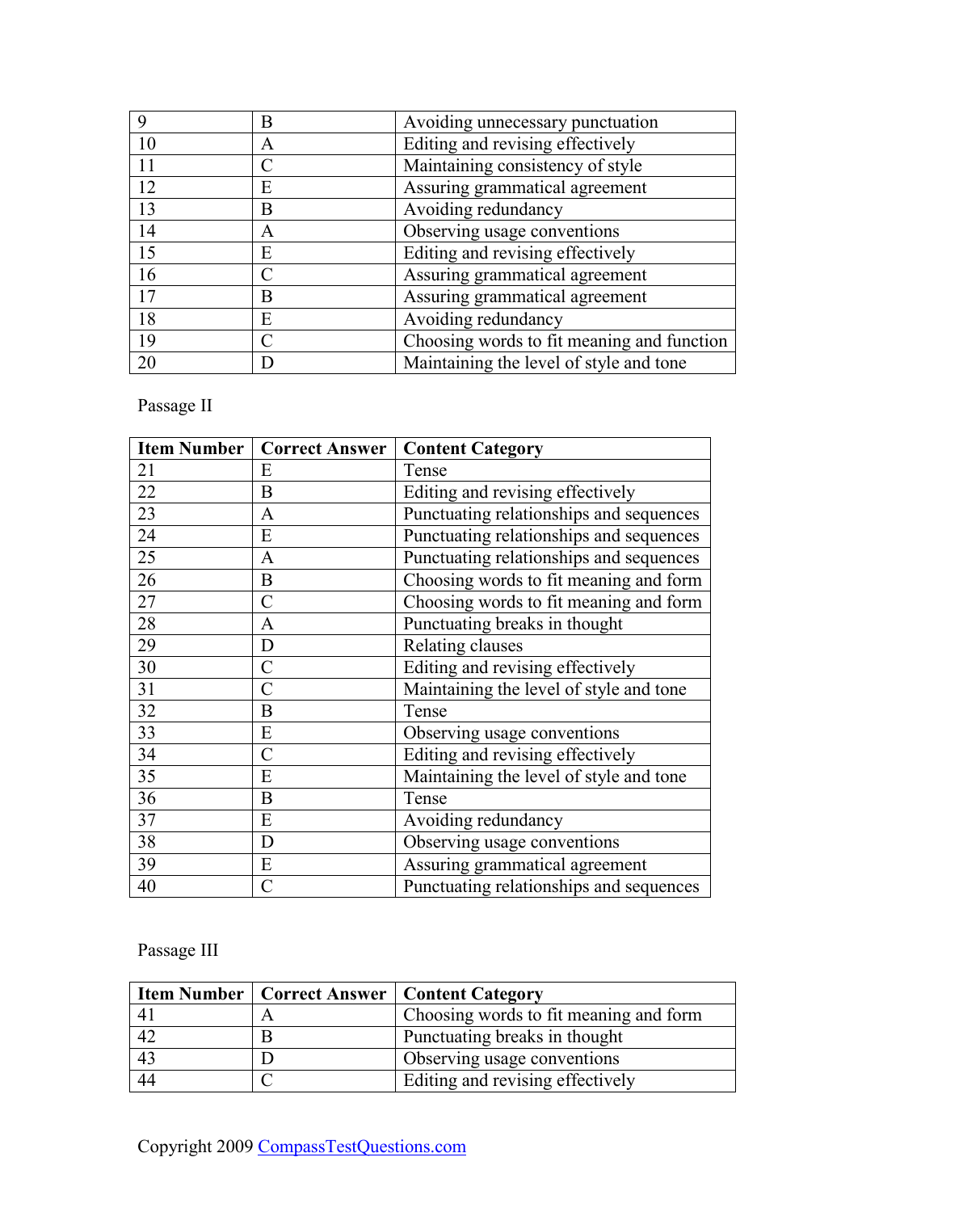| | | |
|---|---|---|
| 9 | B | Avoiding unnecessary punctuation |
| 10 | A | Editing and revising effectively |
| 11 | C | Maintaining consistency of style |
| 12 | E | Assuring grammatical agreement |
| 13 | B | Avoiding redundancy |
| 14 | A | Observing usage conventions |
| 15 | E | Editing and revising effectively |
| 16 | C | Assuring grammatical agreement |
| 17 | B | Assuring grammatical agreement |
| 18 | E | Avoiding redundancy |
| 19 | C | Choosing words to fit meaning and function |
| 20 | D | Maintaining the level of style and tone |

Passage II

| Item Number | Correct Answer | Content Category |
|---|---|---|
| 21 | E | Tense |
| 22 | B | Editing and revising effectively |
| 23 | A | Punctuating relationships and sequences |
| 24 | E | Punctuating relationships and sequences |
| 25 | A | Punctuating relationships and sequences |
| 26 | B | Choosing words to fit meaning and form |
| 27 | C | Choosing words to fit meaning and form |
| 28 | A | Punctuating breaks in thought |
| 29 | D | Relating clauses |
| 30 | C | Editing and revising effectively |
| 31 | C | Maintaining the level of style and tone |
| 32 | B | Tense |
| 33 | E | Observing usage conventions |
| 34 | C | Editing and revising effectively |
| 35 | E | Maintaining the level of style and tone |
| 36 | B | Tense |
| 37 | E | Avoiding redundancy |
| 38 | D | Observing usage conventions |
| 39 | E | Assuring grammatical agreement |
| 40 | C | Punctuating relationships and sequences |

Passage III

| Item Number | Correct Answer | Content Category |
|---|---|---|
| 41 | A | Choosing words to fit meaning and form |
| 42 | B | Punctuating breaks in thought |
| 43 | D | Observing usage conventions |
| 44 | C | Editing and revising effectively |

Copyright 2009 CompassTestQuestions.com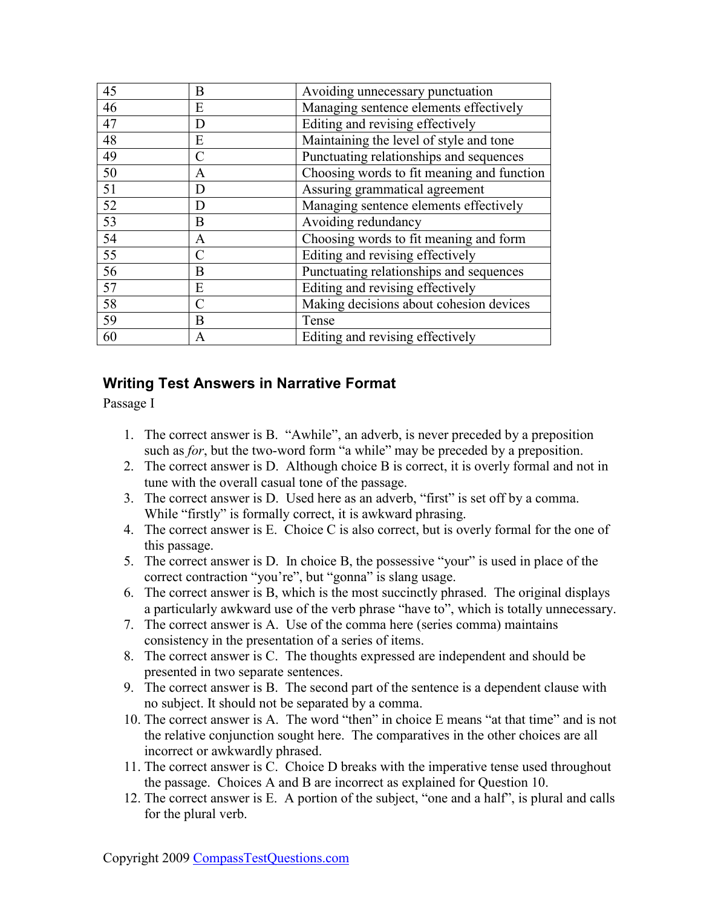| 45 | B | Avoiding unnecessary punctuation |
|---|---|---|
| 46 | E | Managing sentence elements effectively |
| 47 | D | Editing and revising effectively |
| 48 | E | Maintaining the level of style and tone |
| 49 | C | Punctuating relationships and sequences |
| 50 | A | Choosing words to fit meaning and function |
| 51 | D | Assuring grammatical agreement |
| 52 | D | Managing sentence elements effectively |
| 53 | B | Avoiding redundancy |
| 54 | A | Choosing words to fit meaning and form |
| 55 | C | Editing and revising effectively |
| 56 | B | Punctuating relationships and sequences |
| 57 | E | Editing and revising effectively |
| 58 | C | Making decisions about cohesion devices |
| 59 | B | Tense |
| 60 | A | Editing and revising effectively |

## Writing Test Answers in Narrative Format

Passage I

1. The correct answer is B. "Awhile", an adverb, is never preceded by a preposition such as *for*, but the two-word form "a while" may be preceded by a preposition.
2. The correct answer is D. Although choice B is correct, it is overly formal and not in tune with the overall casual tone of the passage.
3. The correct answer is D. Used here as an adverb, "first" is set off by a comma. While "firstly" is formally correct, it is awkward phrasing.
4. The correct answer is E. Choice C is also correct, but is overly formal for the one of this passage.
5. The correct answer is D. In choice B, the possessive "your" is used in place of the correct contraction "you're", but "gonna" is slang usage.
6. The correct answer is B, which is the most succinctly phrased. The original displays a particularly awkward use of the verb phrase "have to", which is totally unnecessary.
7. The correct answer is A. Use of the comma here (series comma) maintains consistency in the presentation of a series of items.
8. The correct answer is C. The thoughts expressed are independent and should be presented in two separate sentences.
9. The correct answer is B. The second part of the sentence is a dependent clause with no subject. It should not be separated by a comma.
10. The correct answer is A. The word "then" in choice E means "at that time" and is not the relative conjunction sought here. The comparatives in the other choices are all incorrect or awkwardly phrased.
11. The correct answer is C. Choice D breaks with the imperative tense used throughout the passage. Choices A and B are incorrect as explained for Question 10.
12. The correct answer is E. A portion of the subject, "one and a half", is plural and calls for the plural verb.

Copyright 2009 CompassTestQuestions.com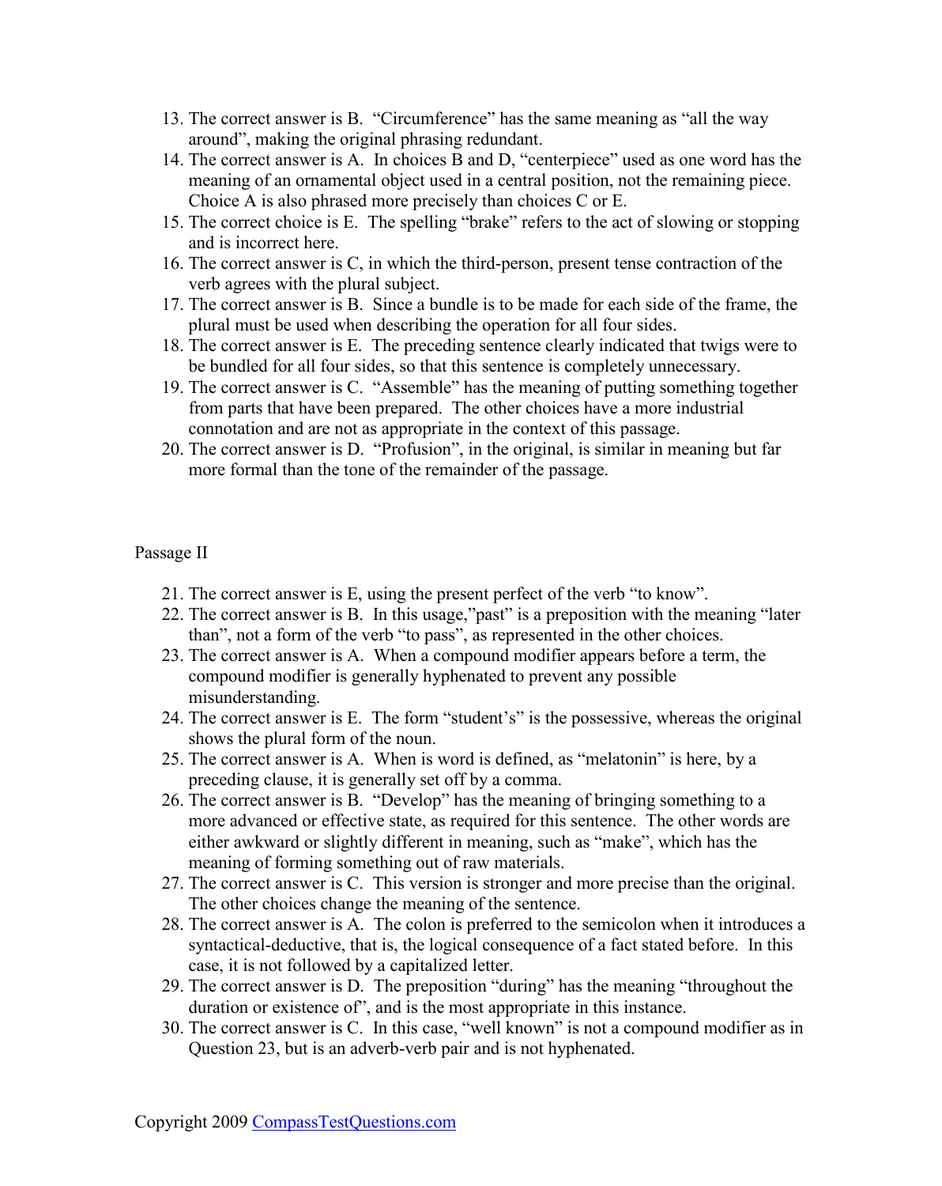13. The correct answer is B. “Circumference” has the same meaning as “all the way around”, making the original phrasing redundant.
14. The correct answer is A. In choices B and D, “centerpiece” used as one word has the meaning of an ornamental object used in a central position, not the remaining piece. Choice A is also phrased more precisely than choices C or E.
15. The correct choice is E. The spelling “brake” refers to the act of slowing or stopping and is incorrect here.
16. The correct answer is C, in which the third-person, present tense contraction of the verb agrees with the plural subject.
17. The correct answer is B. Since a bundle is to be made for each side of the frame, the plural must be used when describing the operation for all four sides.
18. The correct answer is E. The preceding sentence clearly indicated that twigs were to be bundled for all four sides, so that this sentence is completely unnecessary.
19. The correct answer is C. “Assemble” has the meaning of putting something together from parts that have been prepared. The other choices have a more industrial connotation and are not as appropriate in the context of this passage.
20. The correct answer is D. “Profusion”, in the original, is similar in meaning but far more formal than the tone of the remainder of the passage.

Passage II

21. The correct answer is E, using the present perfect of the verb “to know”.
22. The correct answer is B. In this usage,”past” is a preposition with the meaning “later than”, not a form of the verb “to pass”, as represented in the other choices.
23. The correct answer is A. When a compound modifier appears before a term, the compound modifier is generally hyphenated to prevent any possible misunderstanding.
24. The correct answer is E. The form “student’s” is the possessive, whereas the original shows the plural form of the noun.
25. The correct answer is A. When is word is defined, as “melatonin” is here, by a preceding clause, it is generally set off by a comma.
26. The correct answer is B. “Develop” has the meaning of bringing something to a more advanced or effective state, as required for this sentence. The other words are either awkward or slightly different in meaning, such as “make”, which has the meaning of forming something out of raw materials.
27. The correct answer is C. This version is stronger and more precise than the original. The other choices change the meaning of the sentence.
28. The correct answer is A. The colon is preferred to the semicolon when it introduces a syntactical-deductive, that is, the logical consequence of a fact stated before. In this case, it is not followed by a capitalized letter.
29. The correct answer is D. The preposition “during” has the meaning “throughout the duration or existence of”, and is the most appropriate in this instance.
30. The correct answer is C. In this case, “well known” is not a compound modifier as in Question 23, but is an adverb-verb pair and is not hyphenated.

Copyright 2009 CompassTestQuestions.com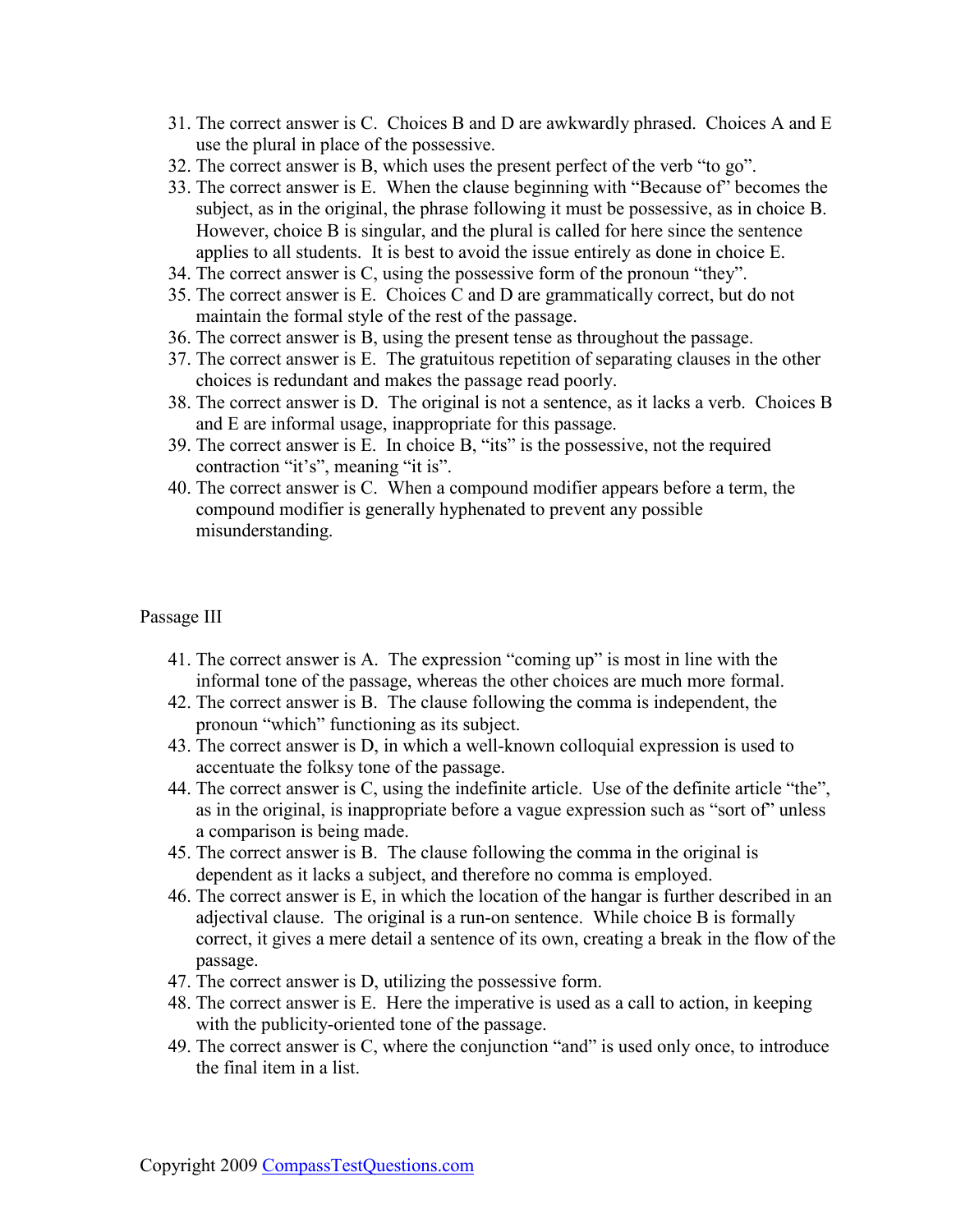31. The correct answer is C. Choices B and D are awkwardly phrased. Choices A and E use the plural in place of the possessive.
32. The correct answer is B, which uses the present perfect of the verb “to go”.
33. The correct answer is E. When the clause beginning with “Because of” becomes the subject, as in the original, the phrase following it must be possessive, as in choice B. However, choice B is singular, and the plural is called for here since the sentence applies to all students. It is best to avoid the issue entirely as done in choice E.
34. The correct answer is C, using the possessive form of the pronoun “they”.
35. The correct answer is E. Choices C and D are grammatically correct, but do not maintain the formal style of the rest of the passage.
36. The correct answer is B, using the present tense as throughout the passage.
37. The correct answer is E. The gratuitous repetition of separating clauses in the other choices is redundant and makes the passage read poorly.
38. The correct answer is D. The original is not a sentence, as it lacks a verb. Choices B and E are informal usage, inappropriate for this passage.
39. The correct answer is E. In choice B, “its” is the possessive, not the required contraction “it’s”, meaning “it is”.
40. The correct answer is C. When a compound modifier appears before a term, the compound modifier is generally hyphenated to prevent any possible misunderstanding.

Passage III

41. The correct answer is A. The expression “coming up” is most in line with the informal tone of the passage, whereas the other choices are much more formal.
42. The correct answer is B. The clause following the comma is independent, the pronoun “which” functioning as its subject.
43. The correct answer is D, in which a well-known colloquial expression is used to accentuate the folksy tone of the passage.
44. The correct answer is C, using the indefinite article. Use of the definite article “the”, as in the original, is inappropriate before a vague expression such as “sort of” unless a comparison is being made.
45. The correct answer is B. The clause following the comma in the original is dependent as it lacks a subject, and therefore no comma is employed.
46. The correct answer is E, in which the location of the hangar is further described in an adjectival clause. The original is a run-on sentence. While choice B is formally correct, it gives a mere detail a sentence of its own, creating a break in the flow of the passage.
47. The correct answer is D, utilizing the possessive form.
48. The correct answer is E. Here the imperative is used as a call to action, in keeping with the publicity-oriented tone of the passage.
49. The correct answer is C, where the conjunction “and” is used only once, to introduce the final item in a list.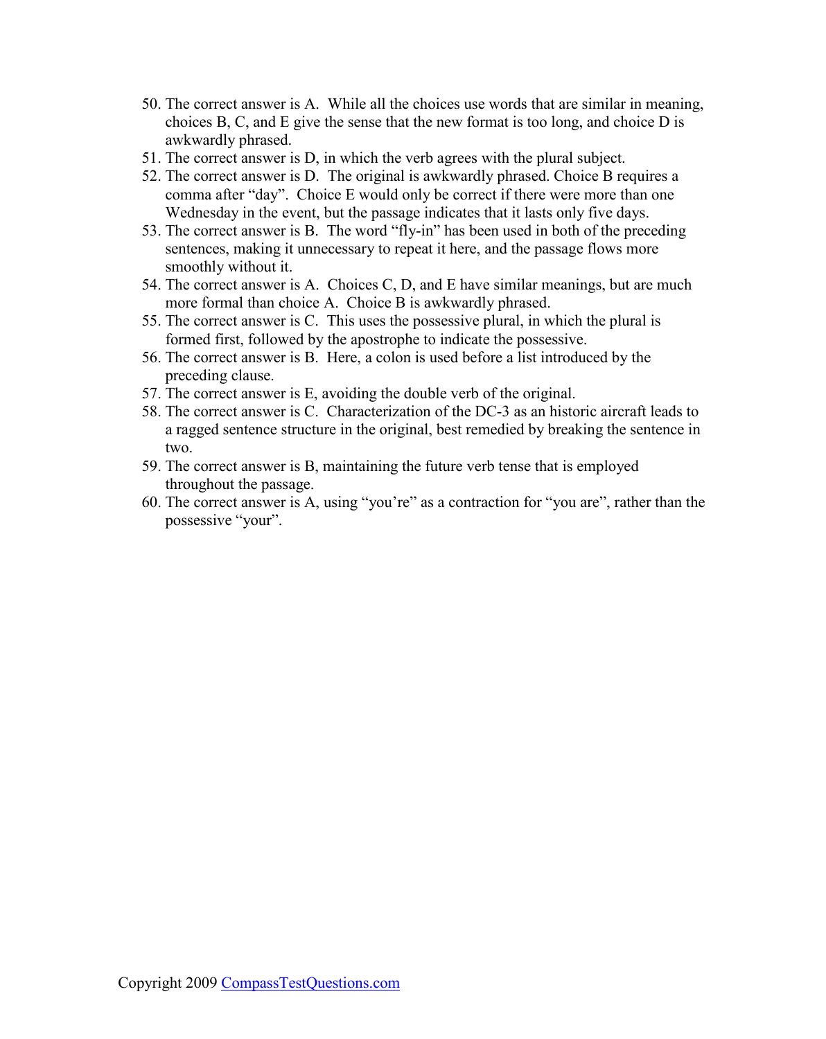50. The correct answer is A. While all the choices use words that are similar in meaning, choices B, C, and E give the sense that the new format is too long, and choice D is awkwardly phrased.
51. The correct answer is D, in which the verb agrees with the plural subject.
52. The correct answer is D. The original is awkwardly phrased. Choice B requires a comma after "day". Choice E would only be correct if there were more than one Wednesday in the event, but the passage indicates that it lasts only five days.
53. The correct answer is B. The word "fly-in" has been used in both of the preceding sentences, making it unnecessary to repeat it here, and the passage flows more smoothly without it.
54. The correct answer is A. Choices C, D, and E have similar meanings, but are much more formal than choice A. Choice B is awkwardly phrased.
55. The correct answer is C. This uses the possessive plural, in which the plural is formed first, followed by the apostrophe to indicate the possessive.
56. The correct answer is B. Here, a colon is used before a list introduced by the preceding clause.
57. The correct answer is E, avoiding the double verb of the original.
58. The correct answer is C. Characterization of the DC-3 as an historic aircraft leads to a ragged sentence structure in the original, best remedied by breaking the sentence in two.
59. The correct answer is B, maintaining the future verb tense that is employed throughout the passage.
60. The correct answer is A, using "you're" as a contraction for "you are", rather than the possessive "your".

Copyright 2009 CompassTestQuestions.com